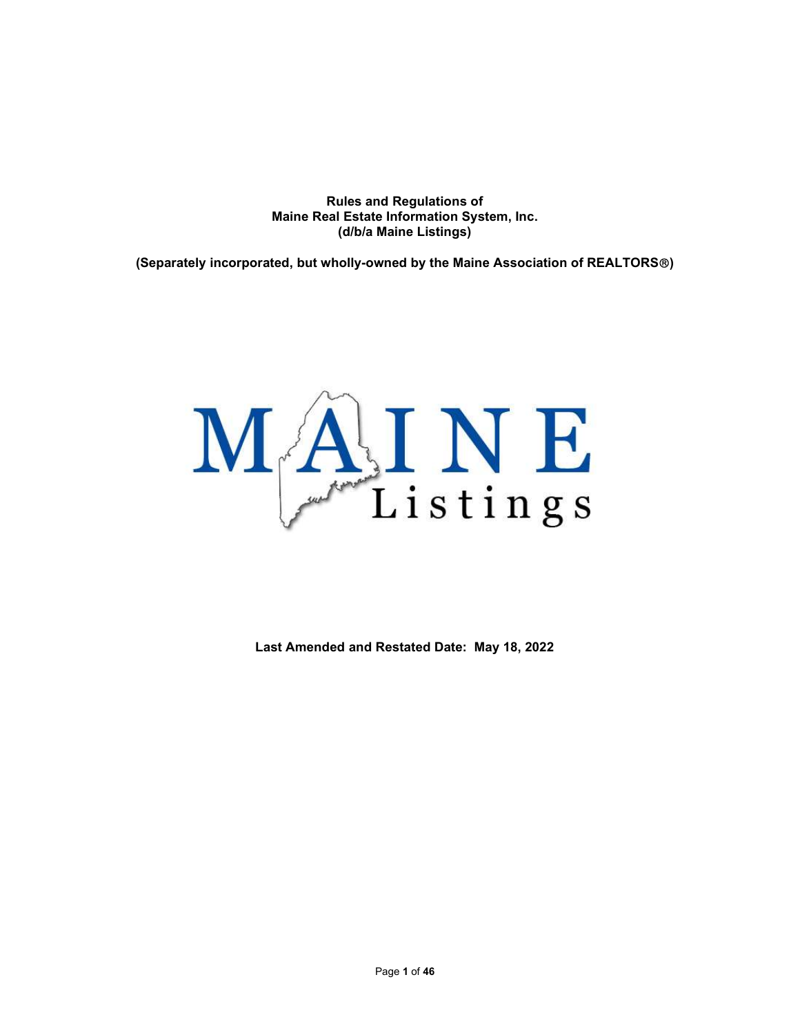**Rules and Regulations of**
**Maine Real Estate Information System, Inc.**
**(d/b/a Maine Listings)**

**(Separately incorporated, but wholly-owned by the Maine Association of REALTORS®)**

MAINE Listings

**Last Amended and Restated Date: May 18, 2022**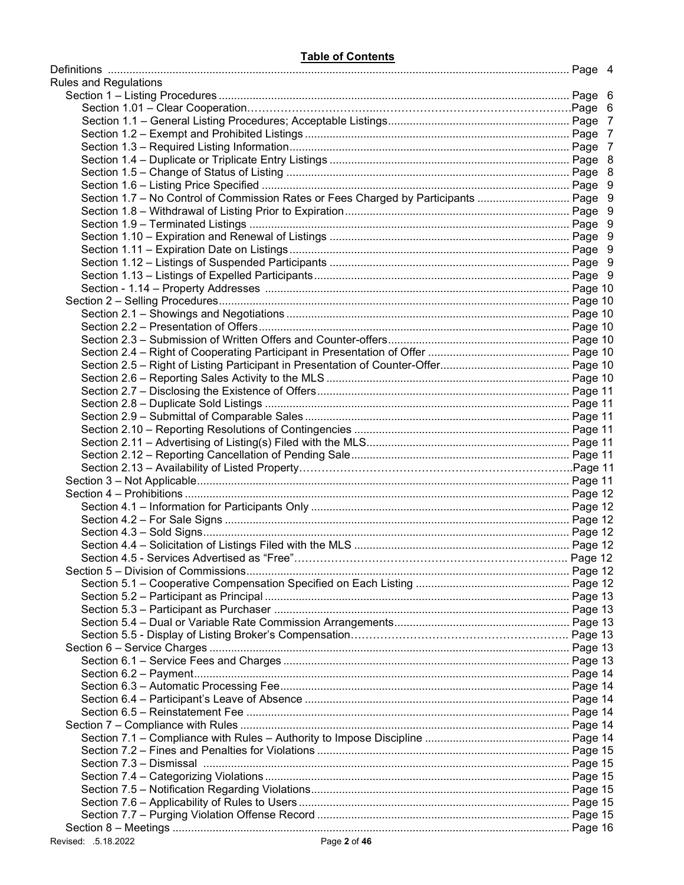**Table of Contents**

| | |
|---|---|
| Definitions | Page 4 |
| Rules and Regulations | |
| Section 1 – Listing Procedures | Page 6 |
| Section 1.01 – Clear Cooperation | Page 6 |
| Section 1.1 – General Listing Procedures; Acceptable Listings | Page 7 |
| Section 1.2 – Exempt and Prohibited Listings | Page 7 |
| Section 1.3 – Required Listing Information | Page 7 |
| Section 1.4 – Duplicate or Triplicate Entry Listings | Page 8 |
| Section 1.5 – Change of Status of Listing | Page 8 |
| Section 1.6 – Listing Price Specified | Page 9 |
| Section 1.7 – No Control of Commission Rates or Fees Charged by Participants | Page 9 |
| Section 1.8 – Withdrawal of Listing Prior to Expiration | Page 9 |
| Section 1.9 – Terminated Listings | Page 9 |
| Section 1.10 – Expiration and Renewal of Listings | Page 9 |
| Section 1.11 – Expiration Date on Listings | Page 9 |
| Section 1.12 – Listings of Suspended Participants | Page 9 |
| Section 1.13 – Listings of Expelled Participants | Page 9 |
| Section - 1.14 – Property Addresses | Page 10 |
| Section 2 – Selling Procedures | Page 10 |
| Section 2.1 – Showings and Negotiations | Page 10 |
| Section 2.2 – Presentation of Offers | Page 10 |
| Section 2.3 – Submission of Written Offers and Counter-offers | Page 10 |
| Section 2.4 – Right of Cooperating Participant in Presentation of Offer | Page 10 |
| Section 2.5 – Right of Listing Participant in Presentation of Counter-Offer | Page 10 |
| Section 2.6 – Reporting Sales Activity to the MLS | Page 10 |
| Section 2.7 – Disclosing the Existence of Offers | Page 11 |
| Section 2.8 – Duplicate Sold Listings | Page 11 |
| Section 2.9 – Submittal of Comparable Sales | Page 11 |
| Section 2.10 – Reporting Resolutions of Contingencies | Page 11 |
| Section 2.11 – Advertising of Listing(s) Filed with the MLS | Page 11 |
| Section 2.12 – Reporting Cancellation of Pending Sale | Page 11 |
| Section 2.13 – Availability of Listed Property | Page 11 |
| Section 3 – Not Applicable | Page 11 |
| Section 4 – Prohibitions | Page 12 |
| Section 4.1 – Information for Participants Only | Page 12 |
| Section 4.2 – For Sale Signs | Page 12 |
| Section 4.3 – Sold Signs | Page 12 |
| Section 4.4 – Solicitation of Listings Filed with the MLS | Page 12 |
| Section 4.5 - Services Advertised as "Free" | Page 12 |
| Section 5 – Division of Commissions | Page 12 |
| Section 5.1 – Cooperative Compensation Specified on Each Listing | Page 12 |
| Section 5.2 – Participant as Principal | Page 13 |
| Section 5.3 – Participant as Purchaser | Page 13 |
| Section 5.4 – Dual or Variable Rate Commission Arrangements | Page 13 |
| Section 5.5 - Display of Listing Broker's Compensation | Page 13 |
| Section 6 – Service Charges | Page 13 |
| Section 6.1 – Service Fees and Charges | Page 13 |
| Section 6.2 – Payment | Page 14 |
| Section 6.3 – Automatic Processing Fee | Page 14 |
| Section 6.4 – Participant's Leave of Absence | Page 14 |
| Section 6.5 – Reinstatement Fee | Page 14 |
| Section 7 – Compliance with Rules | Page 14 |
| Section 7.1 – Compliance with Rules – Authority to Impose Discipline | Page 14 |
| Section 7.2 – Fines and Penalties for Violations | Page 15 |
| Section 7.3 – Dismissal | Page 15 |
| Section 7.4 – Categorizing Violations | Page 15 |
| Section 7.5 – Notification Regarding Violations | Page 15 |
| Section 7.6 – Applicability of Rules to Users | Page 15 |
| Section 7.7 – Purging Violation Offense Record | Page 15 |
| Section 8 – Meetings | Page 16 |

Revised: .5.18.2022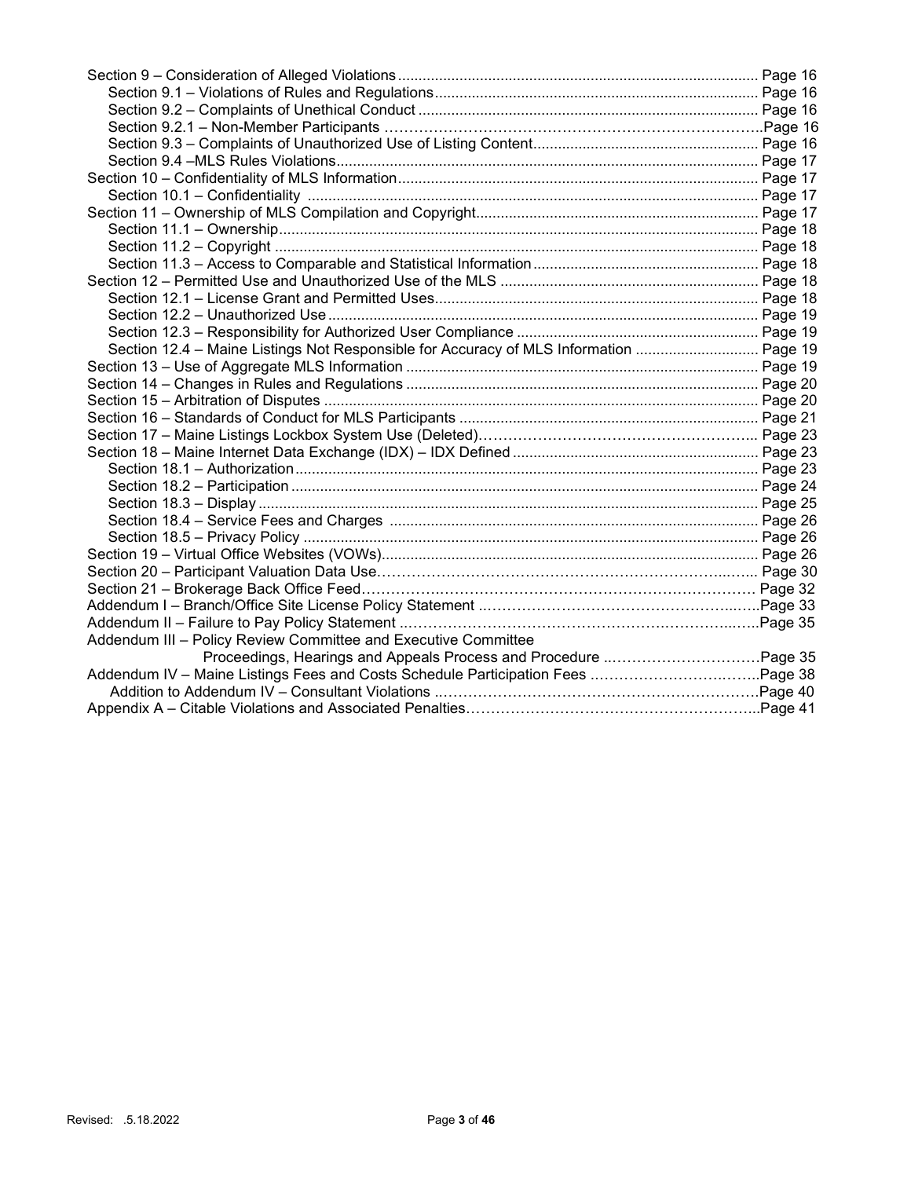Section 9 – Consideration of Alleged Violations .......... Page 16
  Section 9.1 – Violations of Rules and Regulations .......... Page 16
  Section 9.2 – Complaints of Unethical Conduct .......... Page 16
  Section 9.2.1 – Non-Member Participants .......... Page 16
  Section 9.3 – Complaints of Unauthorized Use of Listing Content .......... Page 16
  Section 9.4 – MLS Rules Violations .......... Page 17
Section 10 – Confidentiality of MLS Information .......... Page 17
  Section 10.1 – Confidentiality .......... Page 17
Section 11 – Ownership of MLS Compilation and Copyright .......... Page 17
  Section 11.1 – Ownership .......... Page 18
  Section 11.2 – Copyright .......... Page 18
  Section 11.3 – Access to Comparable and Statistical Information .......... Page 18
Section 12 – Permitted Use and Unauthorized Use of the MLS .......... Page 18
  Section 12.1 – License Grant and Permitted Uses .......... Page 18
  Section 12.2 – Unauthorized Use .......... Page 19
  Section 12.3 – Responsibility for Authorized User Compliance .......... Page 19
  Section 12.4 – Maine Listings Not Responsible for Accuracy of MLS Information .......... Page 19
Section 13 – Use of Aggregate MLS Information .......... Page 19
Section 14 – Changes in Rules and Regulations .......... Page 20
Section 15 – Arbitration of Disputes .......... Page 20
Section 16 – Standards of Conduct for MLS Participants .......... Page 21
Section 17 – Maine Listings Lockbox System Use (Deleted) .......... Page 23
Section 18 – Maine Internet Data Exchange (IDX) – IDX Defined .......... Page 23
  Section 18.1 – Authorization .......... Page 23
  Section 18.2 – Participation .......... Page 24
  Section 18.3 – Display .......... Page 25
  Section 18.4 – Service Fees and Charges .......... Page 26
  Section 18.5 – Privacy Policy .......... Page 26
Section 19 – Virtual Office Websites (VOWs) .......... Page 26
Section 20 – Participant Valuation Data Use .......... Page 30
Section 21 – Brokerage Back Office Feed .......... Page 32
Addendum I – Branch/Office Site License Policy Statement .......... Page 33
Addendum II – Failure to Pay Policy Statement .......... Page 35
Addendum III – Policy Review Committee and Executive Committee Proceedings, Hearings and Appeals Process and Procedure .......... Page 35
Addendum IV – Maine Listings Fees and Costs Schedule Participation Fees .......... Page 38
  Addition to Addendum IV – Consultant Violations .......... Page 40
Appendix A – Citable Violations and Associated Penalties .......... Page 41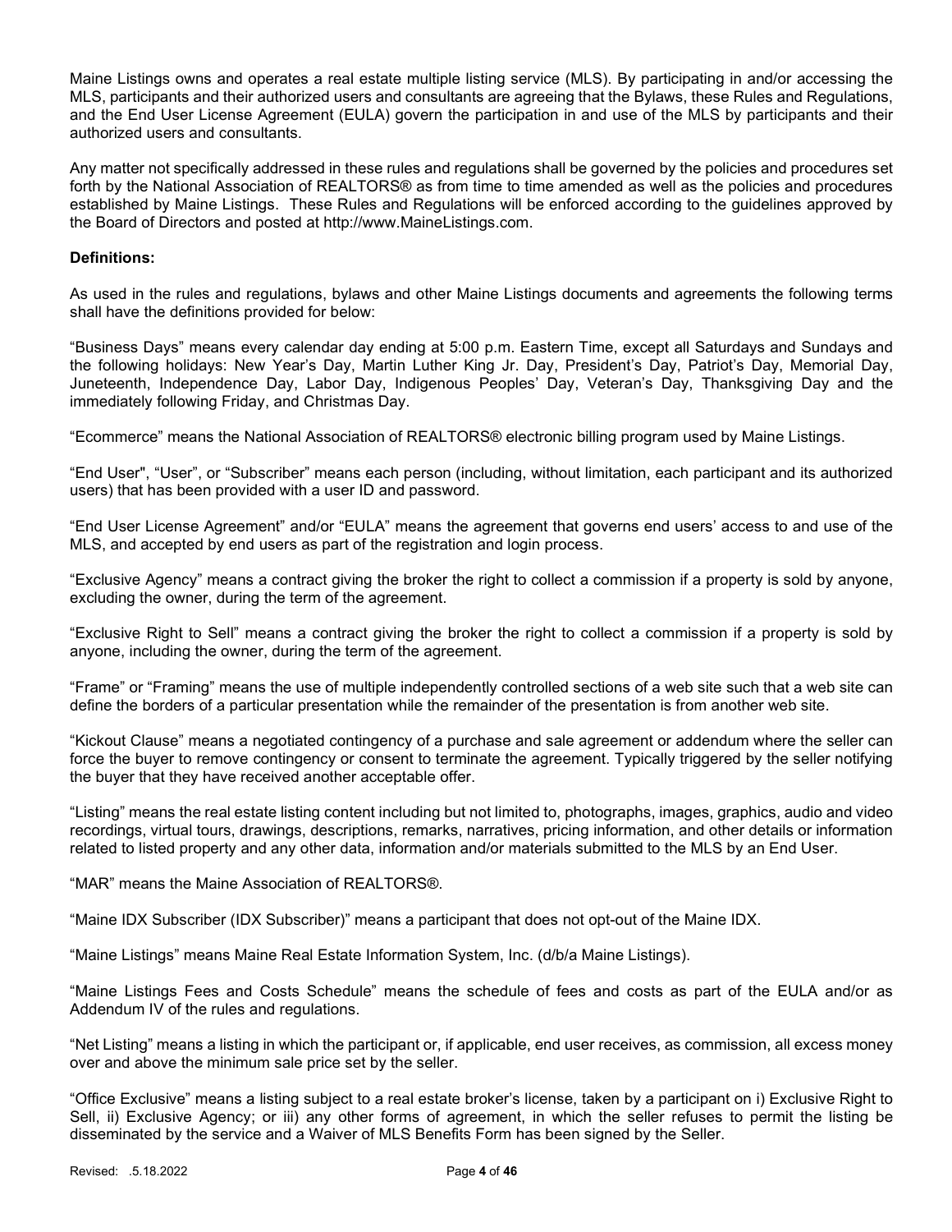Maine Listings owns and operates a real estate multiple listing service (MLS). By participating in and/or accessing the MLS, participants and their authorized users and consultants are agreeing that the Bylaws, these Rules and Regulations, and the End User License Agreement (EULA) govern the participation in and use of the MLS by participants and their authorized users and consultants.

Any matter not specifically addressed in these rules and regulations shall be governed by the policies and procedures set forth by the National Association of REALTORS® as from time to time amended as well as the policies and procedures established by Maine Listings. These Rules and Regulations will be enforced according to the guidelines approved by the Board of Directors and posted at http://www.MaineListings.com.

**Definitions:**

As used in the rules and regulations, bylaws and other Maine Listings documents and agreements the following terms shall have the definitions provided for below:

"Business Days" means every calendar day ending at 5:00 p.m. Eastern Time, except all Saturdays and Sundays and the following holidays: New Year's Day, Martin Luther King Jr. Day, President's Day, Patriot's Day, Memorial Day, Juneteenth, Independence Day, Labor Day, Indigenous Peoples' Day, Veteran's Day, Thanksgiving Day and the immediately following Friday, and Christmas Day.

"Ecommerce" means the National Association of REALTORS® electronic billing program used by Maine Listings.

"End User", "User", or "Subscriber" means each person (including, without limitation, each participant and its authorized users) that has been provided with a user ID and password.

"End User License Agreement" and/or "EULA" means the agreement that governs end users' access to and use of the MLS, and accepted by end users as part of the registration and login process.

"Exclusive Agency" means a contract giving the broker the right to collect a commission if a property is sold by anyone, excluding the owner, during the term of the agreement.

"Exclusive Right to Sell" means a contract giving the broker the right to collect a commission if a property is sold by anyone, including the owner, during the term of the agreement.

"Frame" or "Framing" means the use of multiple independently controlled sections of a web site such that a web site can define the borders of a particular presentation while the remainder of the presentation is from another web site.

"Kickout Clause" means a negotiated contingency of a purchase and sale agreement or addendum where the seller can force the buyer to remove contingency or consent to terminate the agreement. Typically triggered by the seller notifying the buyer that they have received another acceptable offer.

"Listing" means the real estate listing content including but not limited to, photographs, images, graphics, audio and video recordings, virtual tours, drawings, descriptions, remarks, narratives, pricing information, and other details or information related to listed property and any other data, information and/or materials submitted to the MLS by an End User.

"MAR" means the Maine Association of REALTORS®.

"Maine IDX Subscriber (IDX Subscriber)" means a participant that does not opt-out of the Maine IDX.

"Maine Listings" means Maine Real Estate Information System, Inc. (d/b/a Maine Listings).

"Maine Listings Fees and Costs Schedule" means the schedule of fees and costs as part of the EULA and/or as Addendum IV of the rules and regulations.

"Net Listing" means a listing in which the participant or, if applicable, end user receives, as commission, all excess money over and above the minimum sale price set by the seller.

"Office Exclusive" means a listing subject to a real estate broker's license, taken by a participant on i) Exclusive Right to Sell, ii) Exclusive Agency; or iii) any other forms of agreement, in which the seller refuses to permit the listing be disseminated by the service and a Waiver of MLS Benefits Form has been signed by the Seller.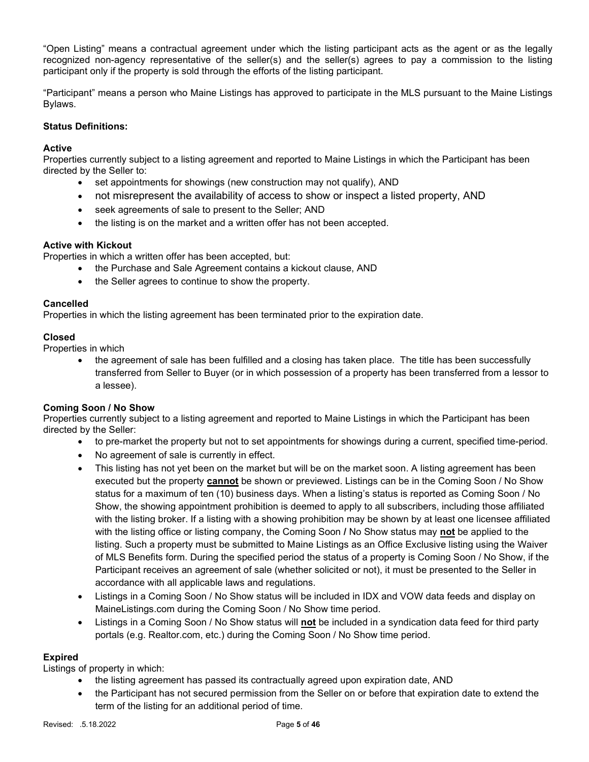"Open Listing" means a contractual agreement under which the listing participant acts as the agent or as the legally recognized non-agency representative of the seller(s) and the seller(s) agrees to pay a commission to the listing participant only if the property is sold through the efforts of the listing participant.

"Participant" means a person who Maine Listings has approved to participate in the MLS pursuant to the Maine Listings Bylaws.

**Status Definitions:**

**Active**
Properties currently subject to a listing agreement and reported to Maine Listings in which the Participant has been directed by the Seller to:

- set appointments for showings (new construction may not qualify), AND
- not misrepresent the availability of access to show or inspect a listed property, AND
- seek agreements of sale to present to the Seller; AND
- the listing is on the market and a written offer has not been accepted.

**Active with Kickout**
Properties in which a written offer has been accepted, but:

- the Purchase and Sale Agreement contains a kickout clause, AND
- the Seller agrees to continue to show the property.

**Cancelled**
Properties in which the listing agreement has been terminated prior to the expiration date.

**Closed**
Properties in which

- the agreement of sale has been fulfilled and a closing has taken place. The title has been successfully transferred from Seller to Buyer (or in which possession of a property has been transferred from a lessor to a lessee).

**Coming Soon / No Show**
Properties currently subject to a listing agreement and reported to Maine Listings in which the Participant has been directed by the Seller:

- to pre-market the property but not to set appointments for showings during a current, specified time-period.
- No agreement of sale is currently in effect.
- This listing has not yet been on the market but will be on the market soon. A listing agreement has been executed but the property **cannot** be shown or previewed. Listings can be in the Coming Soon / No Show status for a maximum of ten (10) business days. When a listing's status is reported as Coming Soon / No Show, the showing appointment prohibition is deemed to apply to all subscribers, including those affiliated with the listing broker. If a listing with a showing prohibition may be shown by at least one licensee affiliated with the listing office or listing company, the Coming Soon **/** No Show status may **not** be applied to the listing. Such a property must be submitted to Maine Listings as an Office Exclusive listing using the Waiver of MLS Benefits form. During the specified period the status of a property is Coming Soon / No Show, if the Participant receives an agreement of sale (whether solicited or not), it must be presented to the Seller in accordance with all applicable laws and regulations.
- Listings in a Coming Soon / No Show status will be included in IDX and VOW data feeds and display on MaineListings.com during the Coming Soon / No Show time period.
- Listings in a Coming Soon / No Show status will **not** be included in a syndication data feed for third party portals (e.g. Realtor.com, etc.) during the Coming Soon / No Show time period.

**Expired**
Listings of property in which:

- the listing agreement has passed its contractually agreed upon expiration date, AND
- the Participant has not secured permission from the Seller on or before that expiration date to extend the term of the listing for an additional period of time.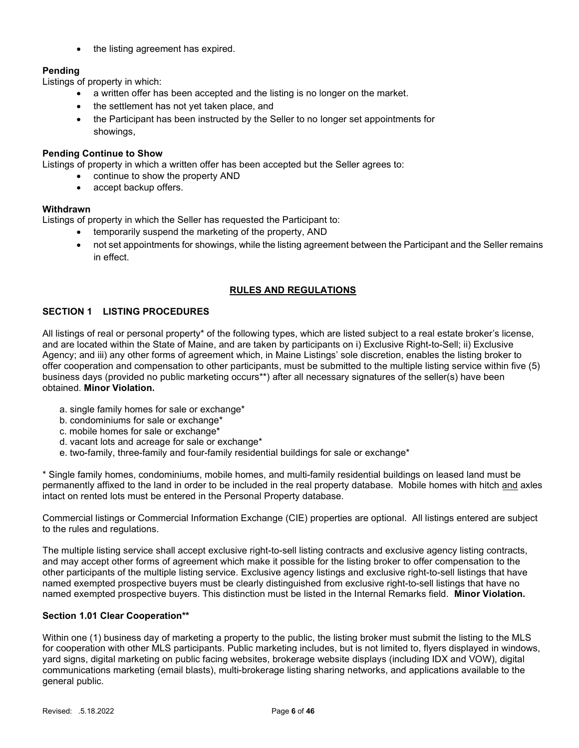- the listing agreement has expired.

**Pending**

Listings of property in which:

- a written offer has been accepted and the listing is no longer on the market.
- the settlement has not yet taken place, and
- the Participant has been instructed by the Seller to no longer set appointments for showings,

**Pending Continue to Show**

Listings of property in which a written offer has been accepted but the Seller agrees to:

- continue to show the property AND
- accept backup offers.

**Withdrawn**

Listings of property in which the Seller has requested the Participant to:

- temporarily suspend the marketing of the property, AND
- not set appointments for showings, while the listing agreement between the Participant and the Seller remains in effect.

## RULES AND REGULATIONS

### SECTION 1 LISTING PROCEDURES

All listings of real or personal property* of the following types, which are listed subject to a real estate broker's license, and are located within the State of Maine, and are taken by participants on i) Exclusive Right-to-Sell; ii) Exclusive Agency; and iii) any other forms of agreement which, in Maine Listings' sole discretion, enables the listing broker to offer cooperation and compensation to other participants, must be submitted to the multiple listing service within five (5) business days (provided no public marketing occurs**) after all necessary signatures of the seller(s) have been obtained. **Minor Violation.**

a. single family homes for sale or exchange*
b. condominiums for sale or exchange*
c. mobile homes for sale or exchange*
d. vacant lots and acreage for sale or exchange*
e. two-family, three-family and four-family residential buildings for sale or exchange*

* Single family homes, condominiums, mobile homes, and multi-family residential buildings on leased land must be permanently affixed to the land in order to be included in the real property database. Mobile homes with hitch <u>and</u> axles intact on rented lots must be entered in the Personal Property database.

Commercial listings or Commercial Information Exchange (CIE) properties are optional. All listings entered are subject to the rules and regulations.

The multiple listing service shall accept exclusive right-to-sell listing contracts and exclusive agency listing contracts, and may accept other forms of agreement which make it possible for the listing broker to offer compensation to the other participants of the multiple listing service. Exclusive agency listings and exclusive right-to-sell listings that have named exempted prospective buyers must be clearly distinguished from exclusive right-to-sell listings that have no named exempted prospective buyers. This distinction must be listed in the Internal Remarks field. **Minor Violation.**

#### Section 1.01 Clear Cooperation**

Within one (1) business day of marketing a property to the public, the listing broker must submit the listing to the MLS for cooperation with other MLS participants. Public marketing includes, but is not limited to, flyers displayed in windows, yard signs, digital marketing on public facing websites, brokerage website displays (including IDX and VOW), digital communications marketing (email blasts), multi-brokerage listing sharing networks, and applications available to the general public.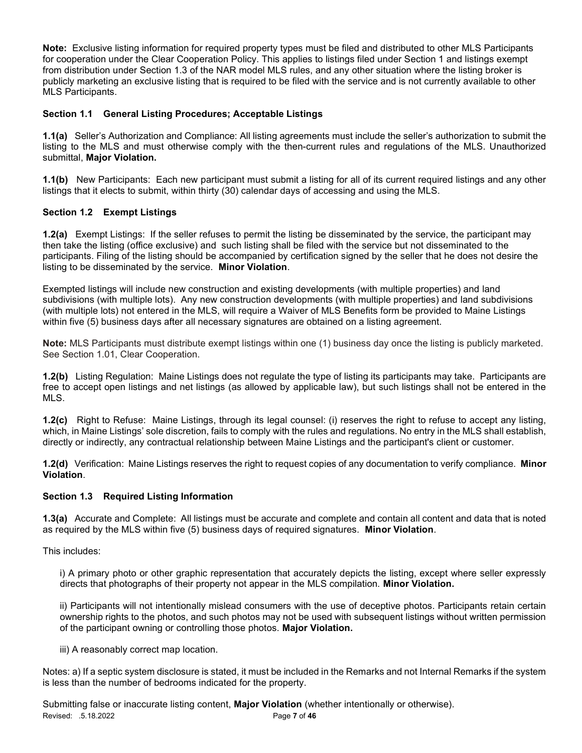**Note:** Exclusive listing information for required property types must be filed and distributed to other MLS Participants for cooperation under the Clear Cooperation Policy. This applies to listings filed under Section 1 and listings exempt from distribution under Section 1.3 of the NAR model MLS rules, and any other situation where the listing broker is publicly marketing an exclusive listing that is required to be filed with the service and is not currently available to other MLS Participants.

### Section 1.1 General Listing Procedures; Acceptable Listings

**1.1(a)** Seller's Authorization and Compliance: All listing agreements must include the seller's authorization to submit the listing to the MLS and must otherwise comply with the then-current rules and regulations of the MLS. Unauthorized submittal, **Major Violation.**

**1.1(b)** New Participants: Each new participant must submit a listing for all of its current required listings and any other listings that it elects to submit, within thirty (30) calendar days of accessing and using the MLS.

### Section 1.2 Exempt Listings

**1.2(a)** Exempt Listings: If the seller refuses to permit the listing be disseminated by the service, the participant may then take the listing (office exclusive) and such listing shall be filed with the service but not disseminated to the participants. Filing of the listing should be accompanied by certification signed by the seller that he does not desire the listing to be disseminated by the service. **Minor Violation**.

Exempted listings will include new construction and existing developments (with multiple properties) and land subdivisions (with multiple lots). Any new construction developments (with multiple properties) and land subdivisions (with multiple lots) not entered in the MLS, will require a Waiver of MLS Benefits form be provided to Maine Listings within five (5) business days after all necessary signatures are obtained on a listing agreement.

**Note:** MLS Participants must distribute exempt listings within one (1) business day once the listing is publicly marketed. See Section 1.01, Clear Cooperation.

**1.2(b)** Listing Regulation: Maine Listings does not regulate the type of listing its participants may take. Participants are free to accept open listings and net listings (as allowed by applicable law), but such listings shall not be entered in the MLS.

**1.2(c)** Right to Refuse: Maine Listings, through its legal counsel: (i) reserves the right to refuse to accept any listing, which, in Maine Listings' sole discretion, fails to comply with the rules and regulations. No entry in the MLS shall establish, directly or indirectly, any contractual relationship between Maine Listings and the participant's client or customer.

**1.2(d)** Verification: Maine Listings reserves the right to request copies of any documentation to verify compliance. **Minor Violation**.

### Section 1.3 Required Listing Information

**1.3(a)** Accurate and Complete: All listings must be accurate and complete and contain all content and data that is noted as required by the MLS within five (5) business days of required signatures. **Minor Violation**.

This includes:

i) A primary photo or other graphic representation that accurately depicts the listing, except where seller expressly directs that photographs of their property not appear in the MLS compilation. **Minor Violation.**

ii) Participants will not intentionally mislead consumers with the use of deceptive photos. Participants retain certain ownership rights to the photos, and such photos may not be used with subsequent listings without written permission of the participant owning or controlling those photos. **Major Violation.**

iii) A reasonably correct map location.

Notes: a) If a septic system disclosure is stated, it must be included in the Remarks and not Internal Remarks if the system is less than the number of bedrooms indicated for the property.

Submitting false or inaccurate listing content, **Major Violation** (whether intentionally or otherwise).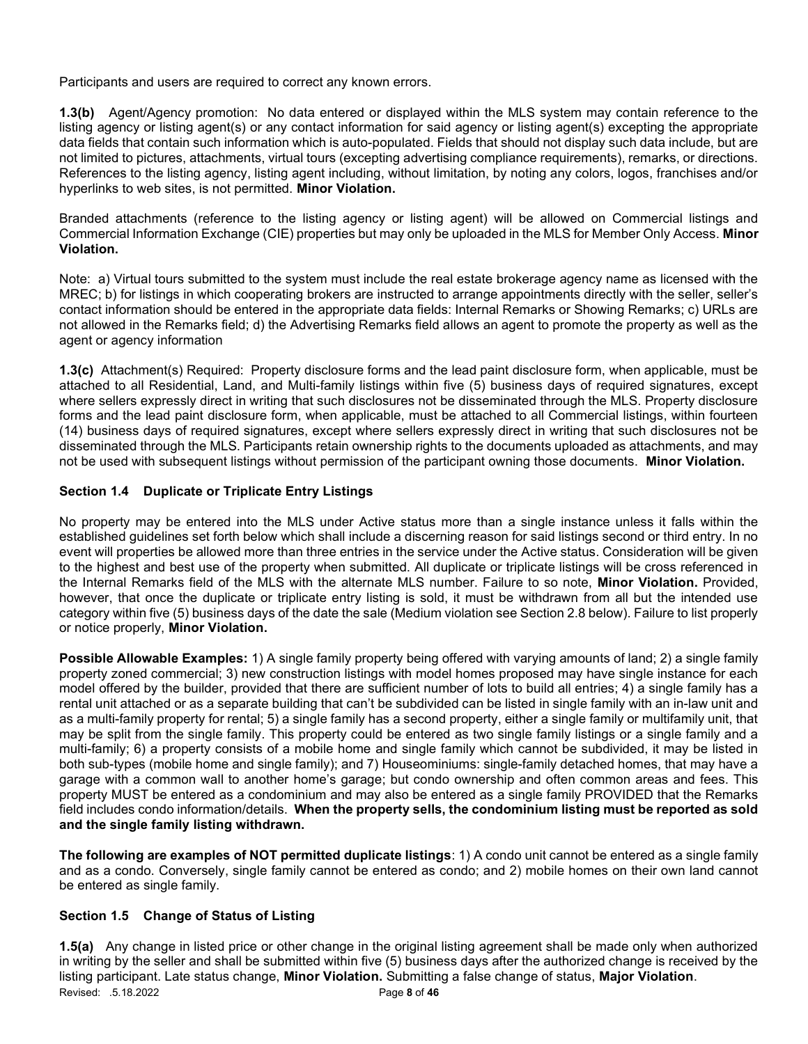Participants and users are required to correct any known errors.

**1.3(b)** Agent/Agency promotion: No data entered or displayed within the MLS system may contain reference to the listing agency or listing agent(s) or any contact information for said agency or listing agent(s) excepting the appropriate data fields that contain such information which is auto-populated. Fields that should not display such data include, but are not limited to pictures, attachments, virtual tours (excepting advertising compliance requirements), remarks, or directions. References to the listing agency, listing agent including, without limitation, by noting any colors, logos, franchises and/or hyperlinks to web sites, is not permitted. **Minor Violation.**

Branded attachments (reference to the listing agency or listing agent) will be allowed on Commercial listings and Commercial Information Exchange (CIE) properties but may only be uploaded in the MLS for Member Only Access. **Minor Violation.**

Note: a) Virtual tours submitted to the system must include the real estate brokerage agency name as licensed with the MREC; b) for listings in which cooperating brokers are instructed to arrange appointments directly with the seller, seller's contact information should be entered in the appropriate data fields: Internal Remarks or Showing Remarks; c) URLs are not allowed in the Remarks field; d) the Advertising Remarks field allows an agent to promote the property as well as the agent or agency information

**1.3(c)** Attachment(s) Required: Property disclosure forms and the lead paint disclosure form, when applicable, must be attached to all Residential, Land, and Multi-family listings within five (5) business days of required signatures, except where sellers expressly direct in writing that such disclosures not be disseminated through the MLS. Property disclosure forms and the lead paint disclosure form, when applicable, must be attached to all Commercial listings, within fourteen (14) business days of required signatures, except where sellers expressly direct in writing that such disclosures not be disseminated through the MLS. Participants retain ownership rights to the documents uploaded as attachments, and may not be used with subsequent listings without permission of the participant owning those documents. **Minor Violation.**

### Section 1.4 Duplicate or Triplicate Entry Listings

No property may be entered into the MLS under Active status more than a single instance unless it falls within the established guidelines set forth below which shall include a discerning reason for said listings second or third entry. In no event will properties be allowed more than three entries in the service under the Active status. Consideration will be given to the highest and best use of the property when submitted. All duplicate or triplicate listings will be cross referenced in the Internal Remarks field of the MLS with the alternate MLS number. Failure to so note, **Minor Violation.** Provided, however, that once the duplicate or triplicate entry listing is sold, it must be withdrawn from all but the intended use category within five (5) business days of the date the sale (Medium violation see Section 2.8 below). Failure to list properly or notice properly, **Minor Violation.**

**Possible Allowable Examples:** 1) A single family property being offered with varying amounts of land; 2) a single family property zoned commercial; 3) new construction listings with model homes proposed may have single instance for each model offered by the builder, provided that there are sufficient number of lots to build all entries; 4) a single family has a rental unit attached or as a separate building that can't be subdivided can be listed in single family with an in-law unit and as a multi-family property for rental; 5) a single family has a second property, either a single family or multifamily unit, that may be split from the single family. This property could be entered as two single family listings or a single family and a multi-family; 6) a property consists of a mobile home and single family which cannot be subdivided, it may be listed in both sub-types (mobile home and single family); and 7) Houseominiums: single-family detached homes, that may have a garage with a common wall to another home's garage; but condo ownership and often common areas and fees. This property MUST be entered as a condominium and may also be entered as a single family PROVIDED that the Remarks field includes condo information/details. **When the property sells, the condominium listing must be reported as sold and the single family listing withdrawn.**

**The following are examples of NOT permitted duplicate listings**: 1) A condo unit cannot be entered as a single family and as a condo. Conversely, single family cannot be entered as condo; and 2) mobile homes on their own land cannot be entered as single family.

### Section 1.5 Change of Status of Listing

**1.5(a)** Any change in listed price or other change in the original listing agreement shall be made only when authorized in writing by the seller and shall be submitted within five (5) business days after the authorized change is received by the listing participant. Late status change, **Minor Violation.** Submitting a false change of status, **Major Violation**.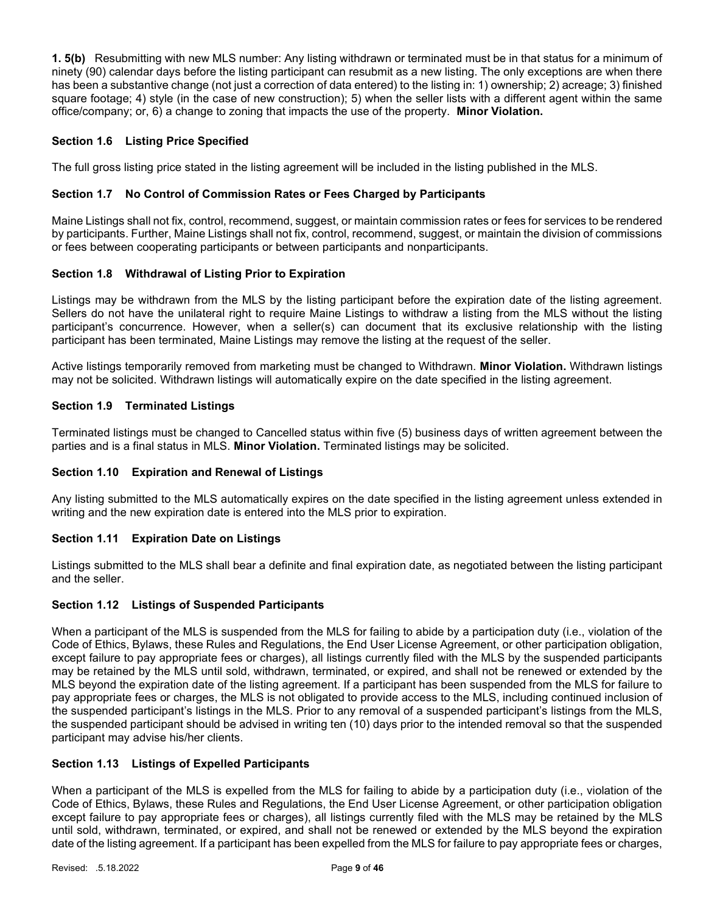**1. 5(b)** Resubmitting with new MLS number: Any listing withdrawn or terminated must be in that status for a minimum of ninety (90) calendar days before the listing participant can resubmit as a new listing. The only exceptions are when there has been a substantive change (not just a correction of data entered) to the listing in: 1) ownership; 2) acreage; 3) finished square footage; 4) style (in the case of new construction); 5) when the seller lists with a different agent within the same office/company; or, 6) a change to zoning that impacts the use of the property. **Minor Violation.**

### Section 1.6 Listing Price Specified

The full gross listing price stated in the listing agreement will be included in the listing published in the MLS.

### Section 1.7 No Control of Commission Rates or Fees Charged by Participants

Maine Listings shall not fix, control, recommend, suggest, or maintain commission rates or fees for services to be rendered by participants. Further, Maine Listings shall not fix, control, recommend, suggest, or maintain the division of commissions or fees between cooperating participants or between participants and nonparticipants.

### Section 1.8 Withdrawal of Listing Prior to Expiration

Listings may be withdrawn from the MLS by the listing participant before the expiration date of the listing agreement. Sellers do not have the unilateral right to require Maine Listings to withdraw a listing from the MLS without the listing participant's concurrence. However, when a seller(s) can document that its exclusive relationship with the listing participant has been terminated, Maine Listings may remove the listing at the request of the seller.

Active listings temporarily removed from marketing must be changed to Withdrawn. **Minor Violation.** Withdrawn listings may not be solicited. Withdrawn listings will automatically expire on the date specified in the listing agreement.

### Section 1.9 Terminated Listings

Terminated listings must be changed to Cancelled status within five (5) business days of written agreement between the parties and is a final status in MLS. **Minor Violation.** Terminated listings may be solicited.

### Section 1.10 Expiration and Renewal of Listings

Any listing submitted to the MLS automatically expires on the date specified in the listing agreement unless extended in writing and the new expiration date is entered into the MLS prior to expiration.

### Section 1.11 Expiration Date on Listings

Listings submitted to the MLS shall bear a definite and final expiration date, as negotiated between the listing participant and the seller.

### Section 1.12 Listings of Suspended Participants

When a participant of the MLS is suspended from the MLS for failing to abide by a participation duty (i.e., violation of the Code of Ethics, Bylaws, these Rules and Regulations, the End User License Agreement, or other participation obligation, except failure to pay appropriate fees or charges), all listings currently filed with the MLS by the suspended participants may be retained by the MLS until sold, withdrawn, terminated, or expired, and shall not be renewed or extended by the MLS beyond the expiration date of the listing agreement. If a participant has been suspended from the MLS for failure to pay appropriate fees or charges, the MLS is not obligated to provide access to the MLS, including continued inclusion of the suspended participant's listings in the MLS. Prior to any removal of a suspended participant's listings from the MLS, the suspended participant should be advised in writing ten (10) days prior to the intended removal so that the suspended participant may advise his/her clients.

### Section 1.13 Listings of Expelled Participants

When a participant of the MLS is expelled from the MLS for failing to abide by a participation duty (i.e., violation of the Code of Ethics, Bylaws, these Rules and Regulations, the End User License Agreement, or other participation obligation except failure to pay appropriate fees or charges), all listings currently filed with the MLS may be retained by the MLS until sold, withdrawn, terminated, or expired, and shall not be renewed or extended by the MLS beyond the expiration date of the listing agreement. If a participant has been expelled from the MLS for failure to pay appropriate fees or charges,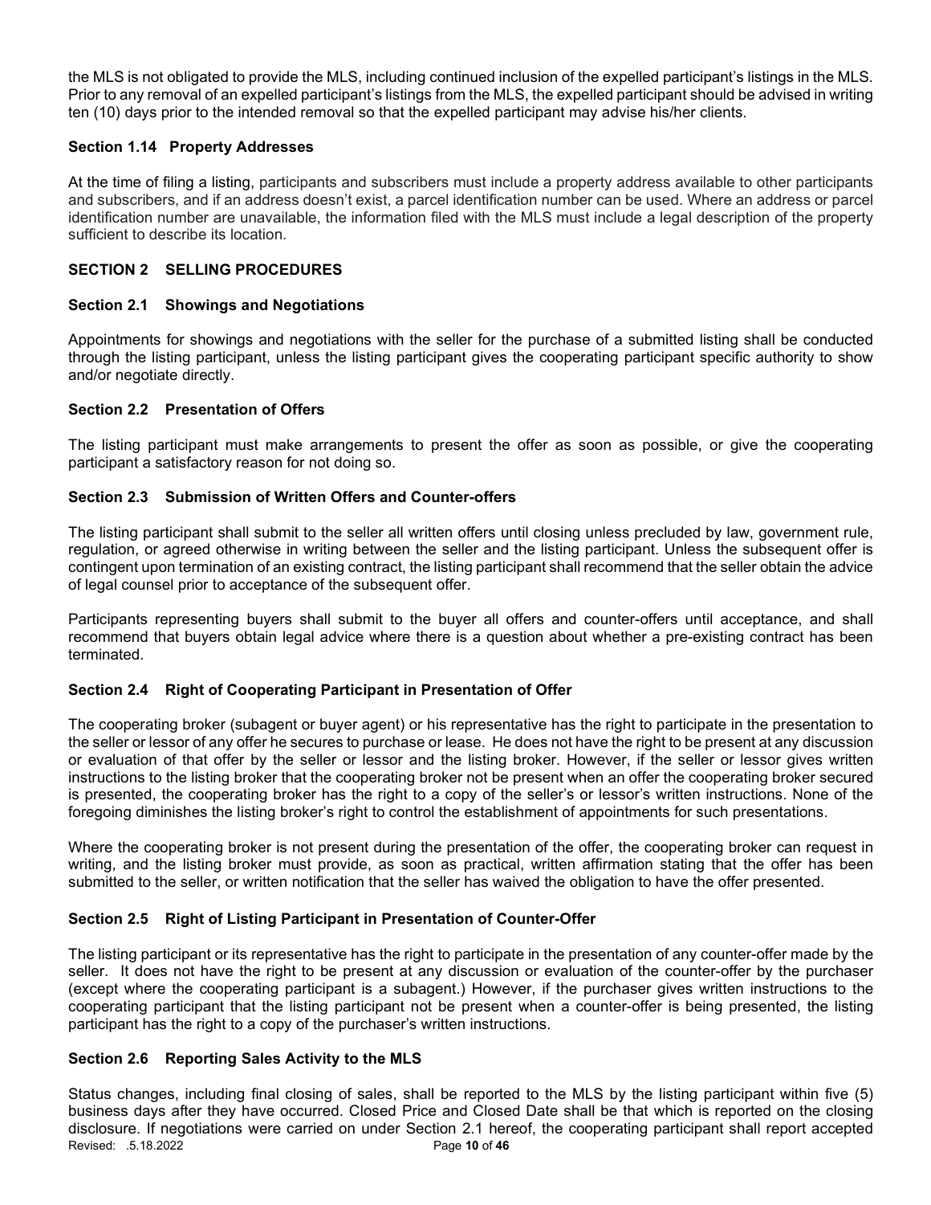the MLS is not obligated to provide the MLS, including continued inclusion of the expelled participant's listings in the MLS. Prior to any removal of an expelled participant's listings from the MLS, the expelled participant should be advised in writing ten (10) days prior to the intended removal so that the expelled participant may advise his/her clients.

### Section 1.14 Property Addresses

At the time of filing a listing, participants and subscribers must include a property address available to other participants and subscribers, and if an address doesn't exist, a parcel identification number can be used. Where an address or parcel identification number are unavailable, the information filed with the MLS must include a legal description of the property sufficient to describe its location.

## SECTION 2 SELLING PROCEDURES

### Section 2.1 Showings and Negotiations

Appointments for showings and negotiations with the seller for the purchase of a submitted listing shall be conducted through the listing participant, unless the listing participant gives the cooperating participant specific authority to show and/or negotiate directly.

### Section 2.2 Presentation of Offers

The listing participant must make arrangements to present the offer as soon as possible, or give the cooperating participant a satisfactory reason for not doing so.

### Section 2.3 Submission of Written Offers and Counter-offers

The listing participant shall submit to the seller all written offers until closing unless precluded by law, government rule, regulation, or agreed otherwise in writing between the seller and the listing participant. Unless the subsequent offer is contingent upon termination of an existing contract, the listing participant shall recommend that the seller obtain the advice of legal counsel prior to acceptance of the subsequent offer.

Participants representing buyers shall submit to the buyer all offers and counter-offers until acceptance, and shall recommend that buyers obtain legal advice where there is a question about whether a pre-existing contract has been terminated.

### Section 2.4 Right of Cooperating Participant in Presentation of Offer

The cooperating broker (subagent or buyer agent) or his representative has the right to participate in the presentation to the seller or lessor of any offer he secures to purchase or lease. He does not have the right to be present at any discussion or evaluation of that offer by the seller or lessor and the listing broker. However, if the seller or lessor gives written instructions to the listing broker that the cooperating broker not be present when an offer the cooperating broker secured is presented, the cooperating broker has the right to a copy of the seller's or lessor's written instructions. None of the foregoing diminishes the listing broker's right to control the establishment of appointments for such presentations.

Where the cooperating broker is not present during the presentation of the offer, the cooperating broker can request in writing, and the listing broker must provide, as soon as practical, written affirmation stating that the offer has been submitted to the seller, or written notification that the seller has waived the obligation to have the offer presented.

### Section 2.5 Right of Listing Participant in Presentation of Counter-Offer

The listing participant or its representative has the right to participate in the presentation of any counter-offer made by the seller. It does not have the right to be present at any discussion or evaluation of the counter-offer by the purchaser (except where the cooperating participant is a subagent.) However, if the purchaser gives written instructions to the cooperating participant that the listing participant not be present when a counter-offer is being presented, the listing participant has the right to a copy of the purchaser's written instructions.

### Section 2.6 Reporting Sales Activity to the MLS

Status changes, including final closing of sales, shall be reported to the MLS by the listing participant within five (5) business days after they have occurred. Closed Price and Closed Date shall be that which is reported on the closing disclosure. If negotiations were carried on under Section 2.1 hereof, the cooperating participant shall report accepted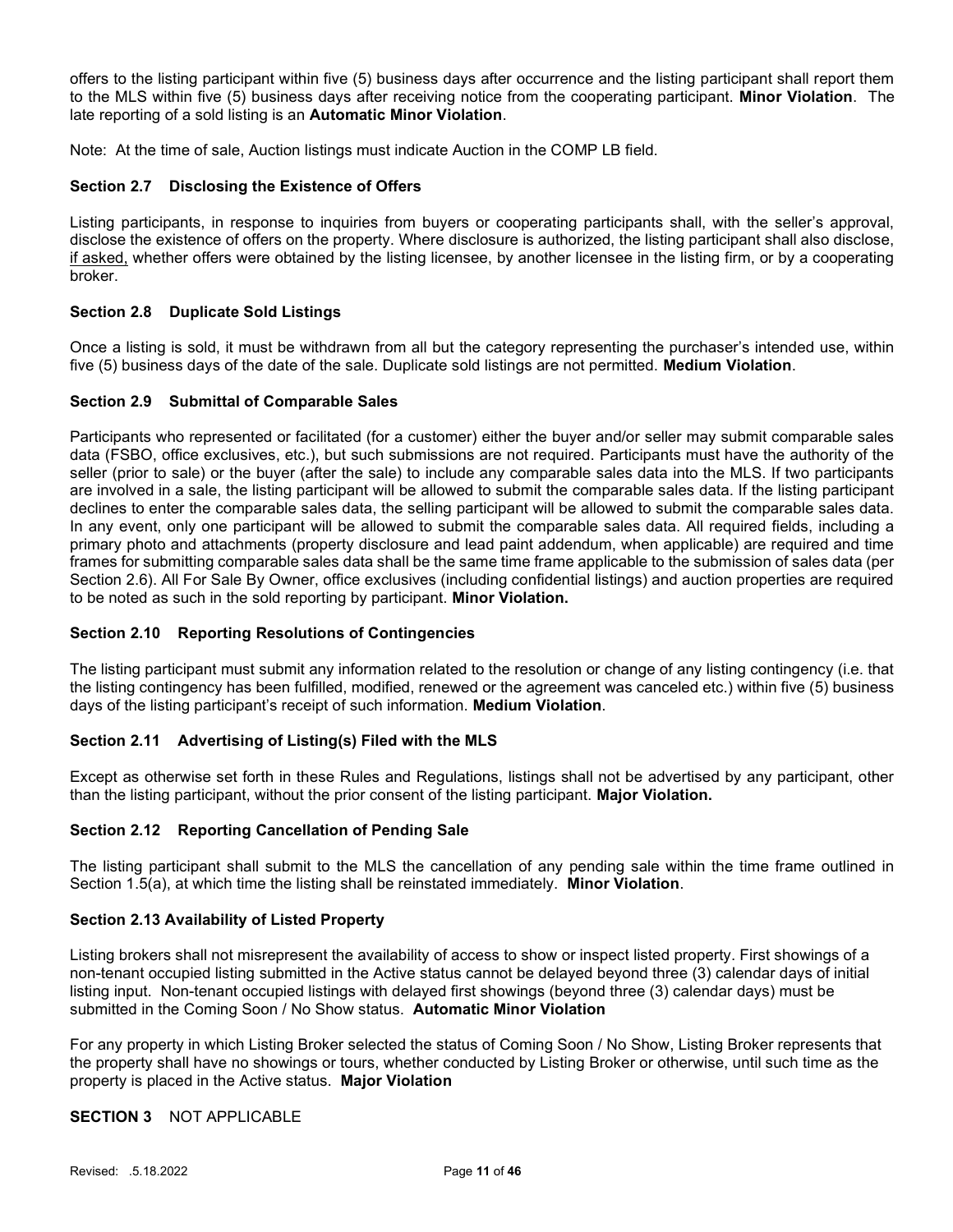offers to the listing participant within five (5) business days after occurrence and the listing participant shall report them to the MLS within five (5) business days after receiving notice from the cooperating participant. **Minor Violation**. The late reporting of a sold listing is an **Automatic Minor Violation**.

Note: At the time of sale, Auction listings must indicate Auction in the COMP LB field.

### Section 2.7 Disclosing the Existence of Offers

Listing participants, in response to inquiries from buyers or cooperating participants shall, with the seller's approval, disclose the existence of offers on the property. Where disclosure is authorized, the listing participant shall also disclose, if asked, whether offers were obtained by the listing licensee, by another licensee in the listing firm, or by a cooperating broker.

### Section 2.8 Duplicate Sold Listings

Once a listing is sold, it must be withdrawn from all but the category representing the purchaser's intended use, within five (5) business days of the date of the sale. Duplicate sold listings are not permitted. **Medium Violation**.

### Section 2.9 Submittal of Comparable Sales

Participants who represented or facilitated (for a customer) either the buyer and/or seller may submit comparable sales data (FSBO, office exclusives, etc.), but such submissions are not required. Participants must have the authority of the seller (prior to sale) or the buyer (after the sale) to include any comparable sales data into the MLS. If two participants are involved in a sale, the listing participant will be allowed to submit the comparable sales data. If the listing participant declines to enter the comparable sales data, the selling participant will be allowed to submit the comparable sales data. In any event, only one participant will be allowed to submit the comparable sales data. All required fields, including a primary photo and attachments (property disclosure and lead paint addendum, when applicable) are required and time frames for submitting comparable sales data shall be the same time frame applicable to the submission of sales data (per Section 2.6). All For Sale By Owner, office exclusives (including confidential listings) and auction properties are required to be noted as such in the sold reporting by participant. **Minor Violation.**

### Section 2.10 Reporting Resolutions of Contingencies

The listing participant must submit any information related to the resolution or change of any listing contingency (i.e. that the listing contingency has been fulfilled, modified, renewed or the agreement was canceled etc.) within five (5) business days of the listing participant's receipt of such information. **Medium Violation**.

### Section 2.11 Advertising of Listing(s) Filed with the MLS

Except as otherwise set forth in these Rules and Regulations, listings shall not be advertised by any participant, other than the listing participant, without the prior consent of the listing participant. **Major Violation.**

### Section 2.12 Reporting Cancellation of Pending Sale

The listing participant shall submit to the MLS the cancellation of any pending sale within the time frame outlined in Section 1.5(a), at which time the listing shall be reinstated immediately. **Minor Violation**.

### Section 2.13 Availability of Listed Property

Listing brokers shall not misrepresent the availability of access to show or inspect listed property. First showings of a non-tenant occupied listing submitted in the Active status cannot be delayed beyond three (3) calendar days of initial listing input. Non-tenant occupied listings with delayed first showings (beyond three (3) calendar days) must be submitted in the Coming Soon / No Show status. **Automatic Minor Violation**

For any property in which Listing Broker selected the status of Coming Soon / No Show, Listing Broker represents that the property shall have no showings or tours, whether conducted by Listing Broker or otherwise, until such time as the property is placed in the Active status. **Major Violation**

## SECTION 3 NOT APPLICABLE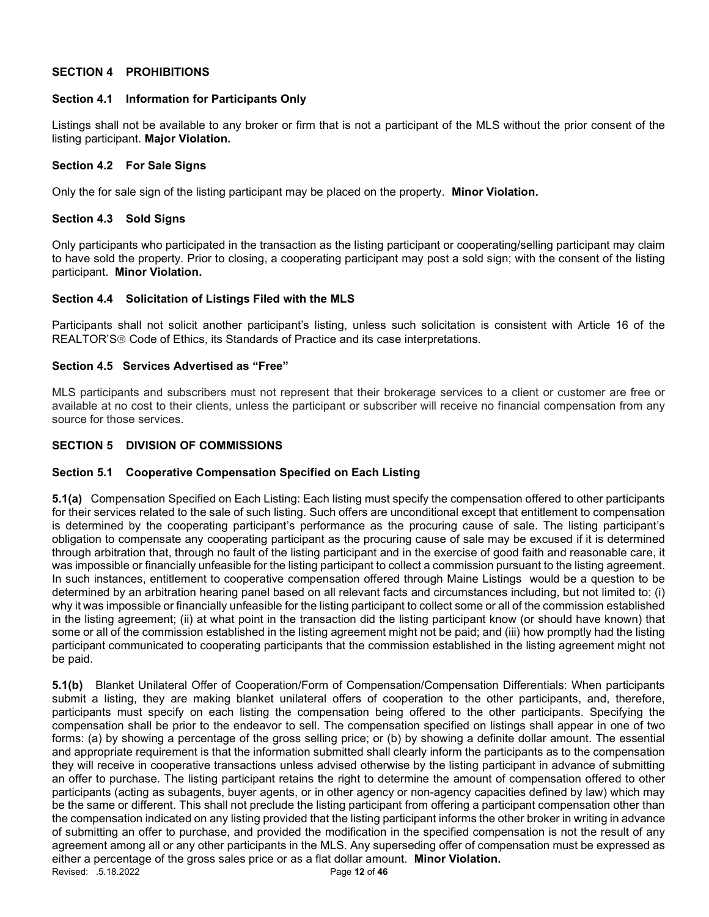## SECTION 4 PROHIBITIONS

### Section 4.1 Information for Participants Only

Listings shall not be available to any broker or firm that is not a participant of the MLS without the prior consent of the listing participant. **Major Violation.**

### Section 4.2 For Sale Signs

Only the for sale sign of the listing participant may be placed on the property. **Minor Violation.**

### Section 4.3 Sold Signs

Only participants who participated in the transaction as the listing participant or cooperating/selling participant may claim to have sold the property. Prior to closing, a cooperating participant may post a sold sign; with the consent of the listing participant. **Minor Violation.**

### Section 4.4 Solicitation of Listings Filed with the MLS

Participants shall not solicit another participant's listing, unless such solicitation is consistent with Article 16 of the REALTOR'S® Code of Ethics, its Standards of Practice and its case interpretations.

### Section 4.5 Services Advertised as "Free"

MLS participants and subscribers must not represent that their brokerage services to a client or customer are free or available at no cost to their clients, unless the participant or subscriber will receive no financial compensation from any source for those services.

## SECTION 5 DIVISION OF COMMISSIONS

### Section 5.1 Cooperative Compensation Specified on Each Listing

**5.1(a)** Compensation Specified on Each Listing: Each listing must specify the compensation offered to other participants for their services related to the sale of such listing. Such offers are unconditional except that entitlement to compensation is determined by the cooperating participant's performance as the procuring cause of sale. The listing participant's obligation to compensate any cooperating participant as the procuring cause of sale may be excused if it is determined through arbitration that, through no fault of the listing participant and in the exercise of good faith and reasonable care, it was impossible or financially unfeasible for the listing participant to collect a commission pursuant to the listing agreement. In such instances, entitlement to cooperative compensation offered through Maine Listings would be a question to be determined by an arbitration hearing panel based on all relevant facts and circumstances including, but not limited to: (i) why it was impossible or financially unfeasible for the listing participant to collect some or all of the commission established in the listing agreement; (ii) at what point in the transaction did the listing participant know (or should have known) that some or all of the commission established in the listing agreement might not be paid; and (iii) how promptly had the listing participant communicated to cooperating participants that the commission established in the listing agreement might not be paid.

**5.1(b)** Blanket Unilateral Offer of Cooperation/Form of Compensation/Compensation Differentials: When participants submit a listing, they are making blanket unilateral offers of cooperation to the other participants, and, therefore, participants must specify on each listing the compensation being offered to the other participants. Specifying the compensation shall be prior to the endeavor to sell. The compensation specified on listings shall appear in one of two forms: (a) by showing a percentage of the gross selling price; or (b) by showing a definite dollar amount. The essential and appropriate requirement is that the information submitted shall clearly inform the participants as to the compensation they will receive in cooperative transactions unless advised otherwise by the listing participant in advance of submitting an offer to purchase. The listing participant retains the right to determine the amount of compensation offered to other participants (acting as subagents, buyer agents, or in other agency or non-agency capacities defined by law) which may be the same or different. This shall not preclude the listing participant from offering a participant compensation other than the compensation indicated on any listing provided that the listing participant informs the other broker in writing in advance of submitting an offer to purchase, and provided the modification in the specified compensation is not the result of any agreement among all or any other participants in the MLS. Any superseding offer of compensation must be expressed as either a percentage of the gross sales price or as a flat dollar amount. **Minor Violation.**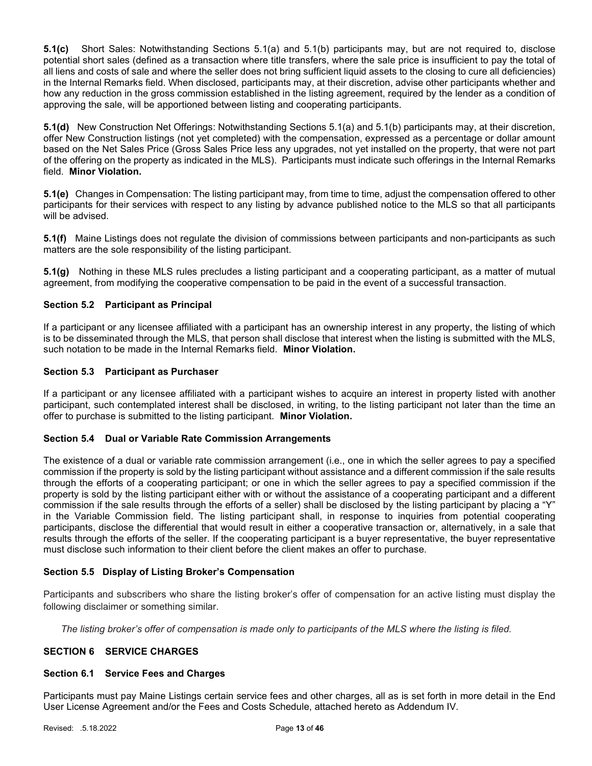**5.1(c)** Short Sales: Notwithstanding Sections 5.1(a) and 5.1(b) participants may, but are not required to, disclose potential short sales (defined as a transaction where title transfers, where the sale price is insufficient to pay the total of all liens and costs of sale and where the seller does not bring sufficient liquid assets to the closing to cure all deficiencies) in the Internal Remarks field. When disclosed, participants may, at their discretion, advise other participants whether and how any reduction in the gross commission established in the listing agreement, required by the lender as a condition of approving the sale, will be apportioned between listing and cooperating participants.

**5.1(d)** New Construction Net Offerings: Notwithstanding Sections 5.1(a) and 5.1(b) participants may, at their discretion, offer New Construction listings (not yet completed) with the compensation, expressed as a percentage or dollar amount based on the Net Sales Price (Gross Sales Price less any upgrades, not yet installed on the property, that were not part of the offering on the property as indicated in the MLS). Participants must indicate such offerings in the Internal Remarks field. **Minor Violation.**

**5.1(e)** Changes in Compensation: The listing participant may, from time to time, adjust the compensation offered to other participants for their services with respect to any listing by advance published notice to the MLS so that all participants will be advised.

**5.1(f)** Maine Listings does not regulate the division of commissions between participants and non-participants as such matters are the sole responsibility of the listing participant.

**5.1(g)** Nothing in these MLS rules precludes a listing participant and a cooperating participant, as a matter of mutual agreement, from modifying the cooperative compensation to be paid in the event of a successful transaction.

### Section 5.2 Participant as Principal

If a participant or any licensee affiliated with a participant has an ownership interest in any property, the listing of which is to be disseminated through the MLS, that person shall disclose that interest when the listing is submitted with the MLS, such notation to be made in the Internal Remarks field. **Minor Violation.**

### Section 5.3 Participant as Purchaser

If a participant or any licensee affiliated with a participant wishes to acquire an interest in property listed with another participant, such contemplated interest shall be disclosed, in writing, to the listing participant not later than the time an offer to purchase is submitted to the listing participant. **Minor Violation.**

### Section 5.4 Dual or Variable Rate Commission Arrangements

The existence of a dual or variable rate commission arrangement (i.e., one in which the seller agrees to pay a specified commission if the property is sold by the listing participant without assistance and a different commission if the sale results through the efforts of a cooperating participant; or one in which the seller agrees to pay a specified commission if the property is sold by the listing participant either with or without the assistance of a cooperating participant and a different commission if the sale results through the efforts of a seller) shall be disclosed by the listing participant by placing a "Y" in the Variable Commission field. The listing participant shall, in response to inquiries from potential cooperating participants, disclose the differential that would result in either a cooperative transaction or, alternatively, in a sale that results through the efforts of the seller. If the cooperating participant is a buyer representative, the buyer representative must disclose such information to their client before the client makes an offer to purchase.

### Section 5.5 Display of Listing Broker's Compensation

Participants and subscribers who share the listing broker's offer of compensation for an active listing must display the following disclaimer or something similar.

*The listing broker's offer of compensation is made only to participants of the MLS where the listing is filed.*

## SECTION 6 SERVICE CHARGES

### Section 6.1 Service Fees and Charges

Participants must pay Maine Listings certain service fees and other charges, all as is set forth in more detail in the End User License Agreement and/or the Fees and Costs Schedule, attached hereto as Addendum IV.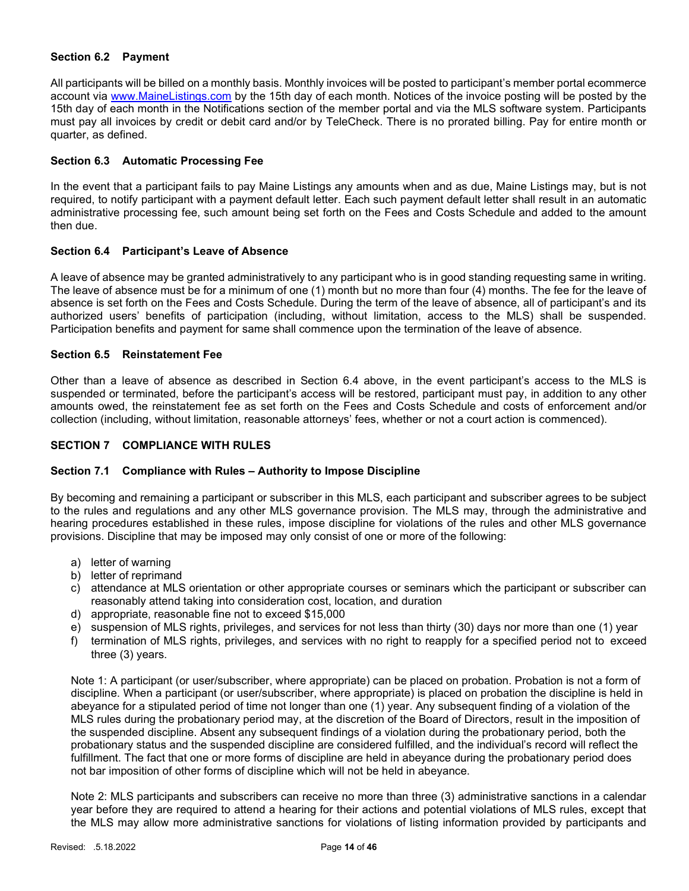### Section 6.2 Payment

All participants will be billed on a monthly basis. Monthly invoices will be posted to participant's member portal ecommerce account via [www.MaineListings.com](http://www.MaineListings.com) by the 15th day of each month. Notices of the invoice posting will be posted by the 15th day of each month in the Notifications section of the member portal and via the MLS software system. Participants must pay all invoices by credit or debit card and/or by TeleCheck. There is no prorated billing. Pay for entire month or quarter, as defined.

### Section 6.3 Automatic Processing Fee

In the event that a participant fails to pay Maine Listings any amounts when and as due, Maine Listings may, but is not required, to notify participant with a payment default letter. Each such payment default letter shall result in an automatic administrative processing fee, such amount being set forth on the Fees and Costs Schedule and added to the amount then due.

### Section 6.4 Participant's Leave of Absence

A leave of absence may be granted administratively to any participant who is in good standing requesting same in writing. The leave of absence must be for a minimum of one (1) month but no more than four (4) months. The fee for the leave of absence is set forth on the Fees and Costs Schedule. During the term of the leave of absence, all of participant's and its authorized users' benefits of participation (including, without limitation, access to the MLS) shall be suspended. Participation benefits and payment for same shall commence upon the termination of the leave of absence.

### Section 6.5 Reinstatement Fee

Other than a leave of absence as described in Section 6.4 above, in the event participant's access to the MLS is suspended or terminated, before the participant's access will be restored, participant must pay, in addition to any other amounts owed, the reinstatement fee as set forth on the Fees and Costs Schedule and costs of enforcement and/or collection (including, without limitation, reasonable attorneys' fees, whether or not a court action is commenced).

## SECTION 7 COMPLIANCE WITH RULES

### Section 7.1 Compliance with Rules – Authority to Impose Discipline

By becoming and remaining a participant or subscriber in this MLS, each participant and subscriber agrees to be subject to the rules and regulations and any other MLS governance provision. The MLS may, through the administrative and hearing procedures established in these rules, impose discipline for violations of the rules and other MLS governance provisions. Discipline that may be imposed may only consist of one or more of the following:

a) letter of warning
b) letter of reprimand
c) attendance at MLS orientation or other appropriate courses or seminars which the participant or subscriber can reasonably attend taking into consideration cost, location, and duration
d) appropriate, reasonable fine not to exceed $15,000
e) suspension of MLS rights, privileges, and services for not less than thirty (30) days nor more than one (1) year
f) termination of MLS rights, privileges, and services with no right to reapply for a specified period not to exceed three (3) years.

Note 1: A participant (or user/subscriber, where appropriate) can be placed on probation. Probation is not a form of discipline. When a participant (or user/subscriber, where appropriate) is placed on probation the discipline is held in abeyance for a stipulated period of time not longer than one (1) year. Any subsequent finding of a violation of the MLS rules during the probationary period may, at the discretion of the Board of Directors, result in the imposition of the suspended discipline. Absent any subsequent findings of a violation during the probationary period, both the probationary status and the suspended discipline are considered fulfilled, and the individual's record will reflect the fulfillment. The fact that one or more forms of discipline are held in abeyance during the probationary period does not bar imposition of other forms of discipline which will not be held in abeyance.

Note 2: MLS participants and subscribers can receive no more than three (3) administrative sanctions in a calendar year before they are required to attend a hearing for their actions and potential violations of MLS rules, except that the MLS may allow more administrative sanctions for violations of listing information provided by participants and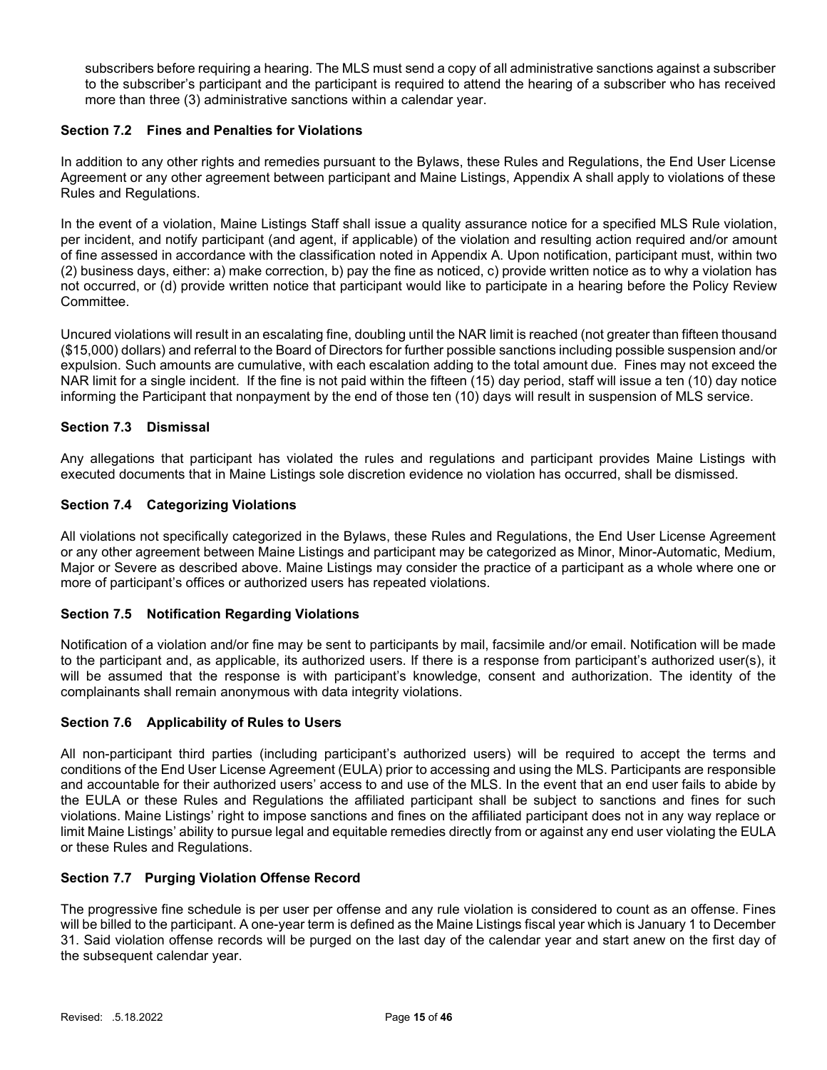subscribers before requiring a hearing. The MLS must send a copy of all administrative sanctions against a subscriber to the subscriber's participant and the participant is required to attend the hearing of a subscriber who has received more than three (3) administrative sanctions within a calendar year.

### Section 7.2 Fines and Penalties for Violations

In addition to any other rights and remedies pursuant to the Bylaws, these Rules and Regulations, the End User License Agreement or any other agreement between participant and Maine Listings, Appendix A shall apply to violations of these Rules and Regulations.

In the event of a violation, Maine Listings Staff shall issue a quality assurance notice for a specified MLS Rule violation, per incident, and notify participant (and agent, if applicable) of the violation and resulting action required and/or amount of fine assessed in accordance with the classification noted in Appendix A. Upon notification, participant must, within two (2) business days, either: a) make correction, b) pay the fine as noticed, c) provide written notice as to why a violation has not occurred, or (d) provide written notice that participant would like to participate in a hearing before the Policy Review Committee.

Uncured violations will result in an escalating fine, doubling until the NAR limit is reached (not greater than fifteen thousand ($15,000) dollars) and referral to the Board of Directors for further possible sanctions including possible suspension and/or expulsion. Such amounts are cumulative, with each escalation adding to the total amount due. Fines may not exceed the NAR limit for a single incident. If the fine is not paid within the fifteen (15) day period, staff will issue a ten (10) day notice informing the Participant that nonpayment by the end of those ten (10) days will result in suspension of MLS service.

### Section 7.3 Dismissal

Any allegations that participant has violated the rules and regulations and participant provides Maine Listings with executed documents that in Maine Listings sole discretion evidence no violation has occurred, shall be dismissed.

### Section 7.4 Categorizing Violations

All violations not specifically categorized in the Bylaws, these Rules and Regulations, the End User License Agreement or any other agreement between Maine Listings and participant may be categorized as Minor, Minor-Automatic, Medium, Major or Severe as described above. Maine Listings may consider the practice of a participant as a whole where one or more of participant's offices or authorized users has repeated violations.

### Section 7.5 Notification Regarding Violations

Notification of a violation and/or fine may be sent to participants by mail, facsimile and/or email. Notification will be made to the participant and, as applicable, its authorized users. If there is a response from participant's authorized user(s), it will be assumed that the response is with participant's knowledge, consent and authorization. The identity of the complainants shall remain anonymous with data integrity violations.

### Section 7.6 Applicability of Rules to Users

All non-participant third parties (including participant's authorized users) will be required to accept the terms and conditions of the End User License Agreement (EULA) prior to accessing and using the MLS. Participants are responsible and accountable for their authorized users' access to and use of the MLS. In the event that an end user fails to abide by the EULA or these Rules and Regulations the affiliated participant shall be subject to sanctions and fines for such violations. Maine Listings' right to impose sanctions and fines on the affiliated participant does not in any way replace or limit Maine Listings' ability to pursue legal and equitable remedies directly from or against any end user violating the EULA or these Rules and Regulations.

### Section 7.7 Purging Violation Offense Record

The progressive fine schedule is per user per offense and any rule violation is considered to count as an offense. Fines will be billed to the participant. A one-year term is defined as the Maine Listings fiscal year which is January 1 to December 31. Said violation offense records will be purged on the last day of the calendar year and start anew on the first day of the subsequent calendar year.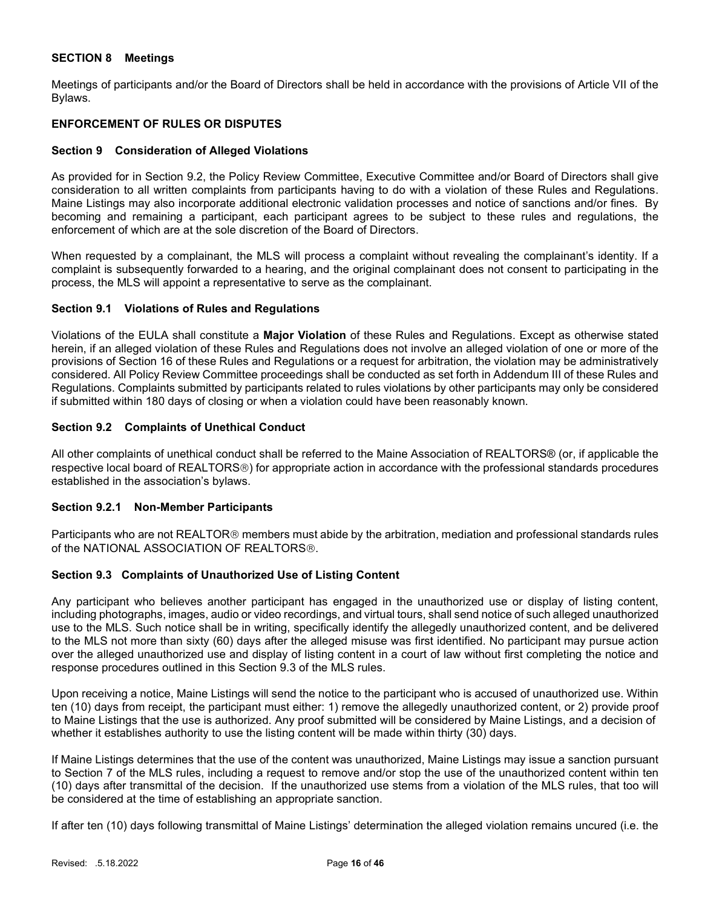### SECTION 8 Meetings

Meetings of participants and/or the Board of Directors shall be held in accordance with the provisions of Article VII of the Bylaws.

## ENFORCEMENT OF RULES OR DISPUTES

### Section 9 Consideration of Alleged Violations

As provided for in Section 9.2, the Policy Review Committee, Executive Committee and/or Board of Directors shall give consideration to all written complaints from participants having to do with a violation of these Rules and Regulations. Maine Listings may also incorporate additional electronic validation processes and notice of sanctions and/or fines. By becoming and remaining a participant, each participant agrees to be subject to these rules and regulations, the enforcement of which are at the sole discretion of the Board of Directors.

When requested by a complainant, the MLS will process a complaint without revealing the complainant's identity. If a complaint is subsequently forwarded to a hearing, and the original complainant does not consent to participating in the process, the MLS will appoint a representative to serve as the complainant.

### Section 9.1 Violations of Rules and Regulations

Violations of the EULA shall constitute a **Major Violation** of these Rules and Regulations. Except as otherwise stated herein, if an alleged violation of these Rules and Regulations does not involve an alleged violation of one or more of the provisions of Section 16 of these Rules and Regulations or a request for arbitration, the violation may be administratively considered. All Policy Review Committee proceedings shall be conducted as set forth in Addendum III of these Rules and Regulations. Complaints submitted by participants related to rules violations by other participants may only be considered if submitted within 180 days of closing or when a violation could have been reasonably known.

### Section 9.2 Complaints of Unethical Conduct

All other complaints of unethical conduct shall be referred to the Maine Association of REALTORS® (or, if applicable the respective local board of REALTORS®) for appropriate action in accordance with the professional standards procedures established in the association's bylaws.

### Section 9.2.1 Non-Member Participants

Participants who are not REALTOR® members must abide by the arbitration, mediation and professional standards rules of the NATIONAL ASSOCIATION OF REALTORS®.

### Section 9.3 Complaints of Unauthorized Use of Listing Content

Any participant who believes another participant has engaged in the unauthorized use or display of listing content, including photographs, images, audio or video recordings, and virtual tours, shall send notice of such alleged unauthorized use to the MLS. Such notice shall be in writing, specifically identify the allegedly unauthorized content, and be delivered to the MLS not more than sixty (60) days after the alleged misuse was first identified. No participant may pursue action over the alleged unauthorized use and display of listing content in a court of law without first completing the notice and response procedures outlined in this Section 9.3 of the MLS rules.

Upon receiving a notice, Maine Listings will send the notice to the participant who is accused of unauthorized use. Within ten (10) days from receipt, the participant must either: 1) remove the allegedly unauthorized content, or 2) provide proof to Maine Listings that the use is authorized. Any proof submitted will be considered by Maine Listings, and a decision of whether it establishes authority to use the listing content will be made within thirty (30) days.

If Maine Listings determines that the use of the content was unauthorized, Maine Listings may issue a sanction pursuant to Section 7 of the MLS rules, including a request to remove and/or stop the use of the unauthorized content within ten (10) days after transmittal of the decision. If the unauthorized use stems from a violation of the MLS rules, that too will be considered at the time of establishing an appropriate sanction.

If after ten (10) days following transmittal of Maine Listings' determination the alleged violation remains uncured (i.e. the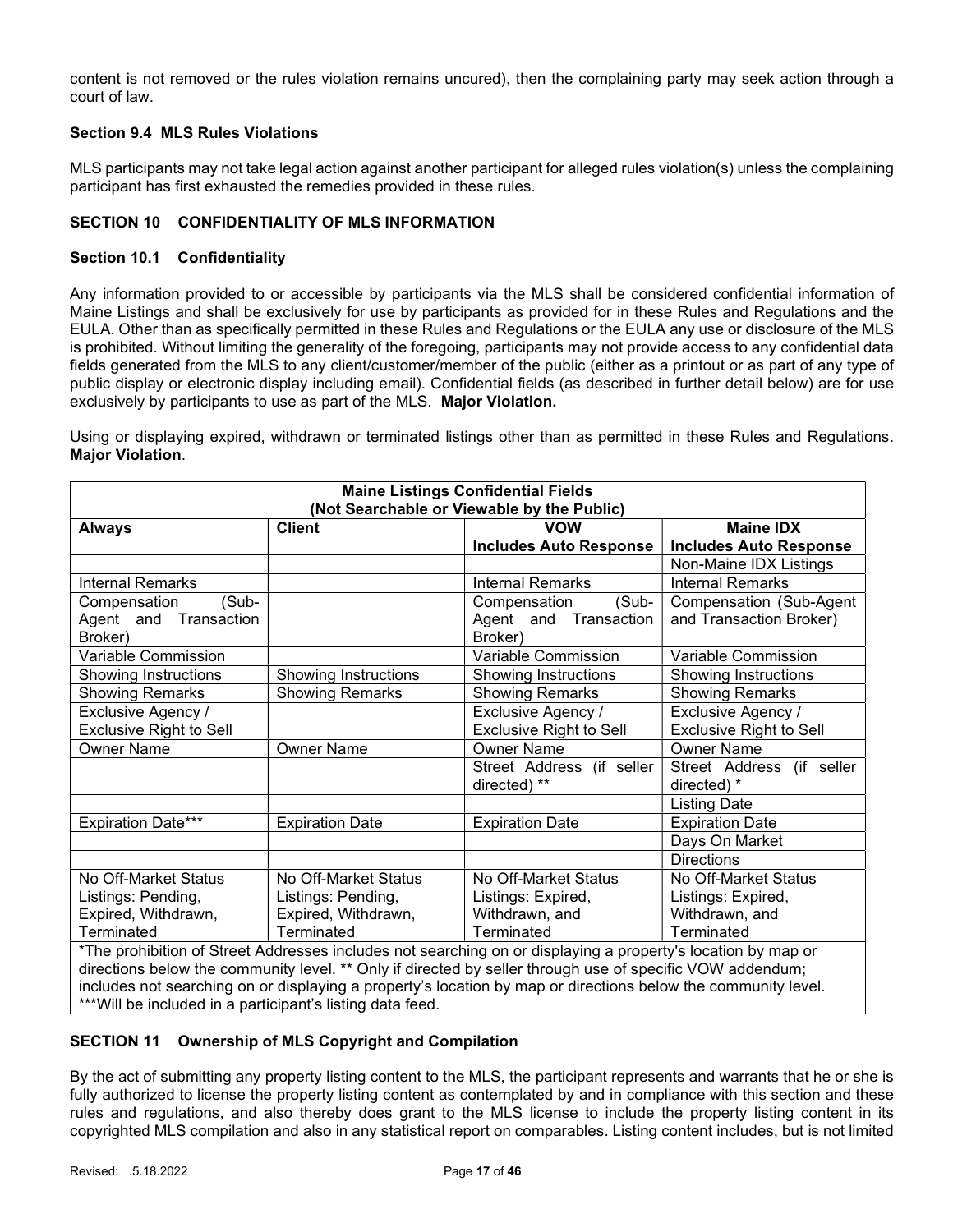content is not removed or the rules violation remains uncured), then the complaining party may seek action through a court of law.

### Section 9.4 MLS Rules Violations

MLS participants may not take legal action against another participant for alleged rules violation(s) unless the complaining participant has first exhausted the remedies provided in these rules.

## SECTION 10 CONFIDENTIALITY OF MLS INFORMATION

### Section 10.1 Confidentiality

Any information provided to or accessible by participants via the MLS shall be considered confidential information of Maine Listings and shall be exclusively for use by participants as provided for in these Rules and Regulations and the EULA. Other than as specifically permitted in these Rules and Regulations or the EULA any use or disclosure of the MLS is prohibited. Without limiting the generality of the foregoing, participants may not provide access to any confidential data fields generated from the MLS to any client/customer/member of the public (either as a printout or as part of any type of public display or electronic display including email). Confidential fields (as described in further detail below) are for use exclusively by participants to use as part of the MLS. **Major Violation.**

Using or displaying expired, withdrawn or terminated listings other than as permitted in these Rules and Regulations. **Major Violation**.

| **Maine Listings Confidential Fields (Not Searchable or Viewable by the Public)** | | | |
|---|---|---|---|
| **Always** | **Client** | **VOW Includes Auto Response** | **Maine IDX Includes Auto Response** |
| | | | Non-Maine IDX Listings |
| Internal Remarks | | Internal Remarks | Internal Remarks |
| Compensation (Sub-Agent and Transaction Broker) | | Compensation (Sub-Agent and Transaction Broker) | Compensation (Sub-Agent and Transaction Broker) |
| Variable Commission | | Variable Commission | Variable Commission |
| Showing Instructions | Showing Instructions | Showing Instructions | Showing Instructions |
| Showing Remarks | Showing Remarks | Showing Remarks | Showing Remarks |
| Exclusive Agency / Exclusive Right to Sell | | Exclusive Agency / Exclusive Right to Sell | Exclusive Agency / Exclusive Right to Sell |
| Owner Name | Owner Name | Owner Name | Owner Name |
| | | Street Address (if seller directed) ** | Street Address (if seller directed) * |
| | | | Listing Date |
| Expiration Date*** | Expiration Date | Expiration Date | Expiration Date |
| | | | Days On Market |
| | | | Directions |
| No Off-Market Status Listings: Pending, Expired, Withdrawn, Terminated | No Off-Market Status Listings: Pending, Expired, Withdrawn, Terminated | No Off-Market Status Listings: Expired, Withdrawn, and Terminated | No Off-Market Status Listings: Expired, Withdrawn, and Terminated |
| *The prohibition of Street Addresses includes not searching on or displaying a property's location by map or directions below the community level. ** Only if directed by seller through use of specific VOW addendum; includes not searching on or displaying a property's location by map or directions below the community level. ***Will be included in a participant's listing data feed. | | | |

## SECTION 11 Ownership of MLS Copyright and Compilation

By the act of submitting any property listing content to the MLS, the participant represents and warrants that he or she is fully authorized to license the property listing content as contemplated by and in compliance with this section and these rules and regulations, and also thereby does grant to the MLS license to include the property listing content in its copyrighted MLS compilation and also in any statistical report on comparables. Listing content includes, but is not limited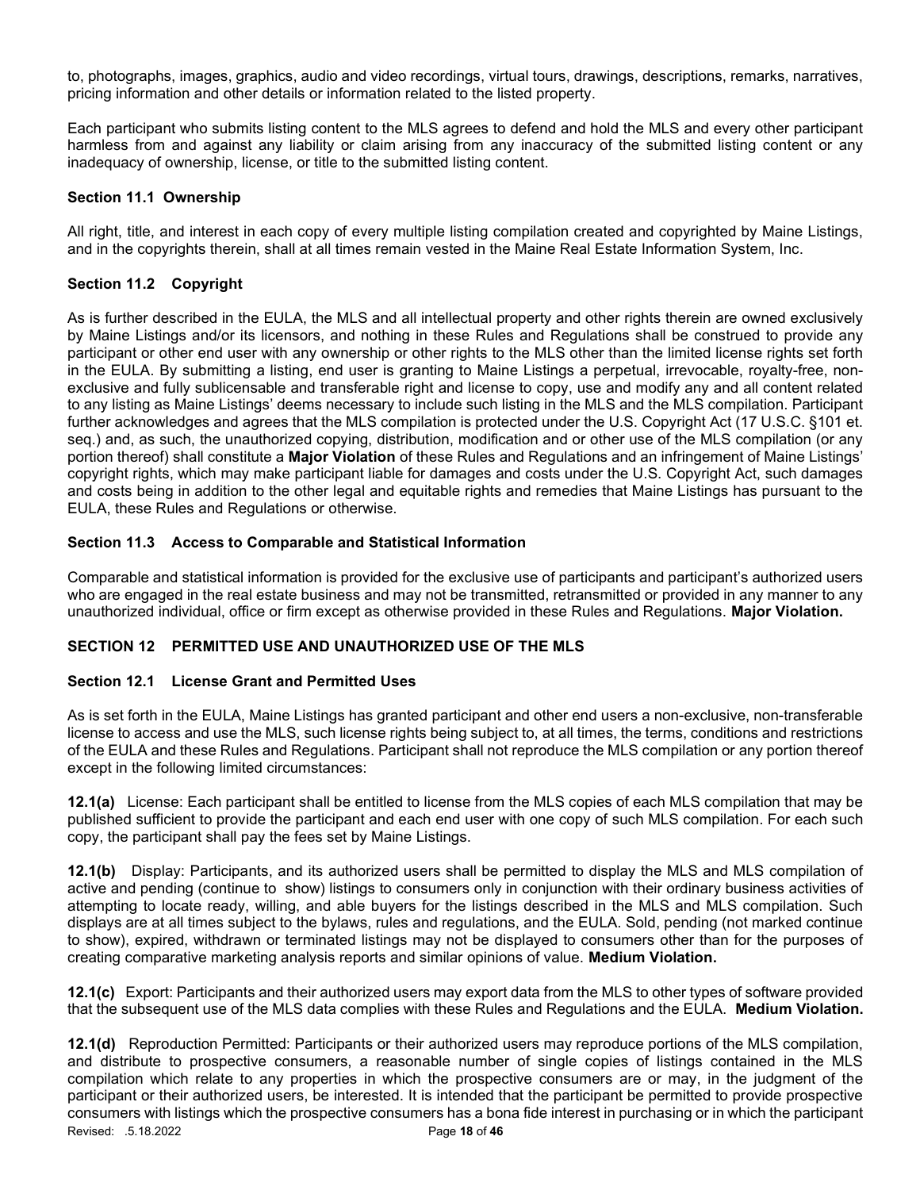to, photographs, images, graphics, audio and video recordings, virtual tours, drawings, descriptions, remarks, narratives, pricing information and other details or information related to the listed property.

Each participant who submits listing content to the MLS agrees to defend and hold the MLS and every other participant harmless from and against any liability or claim arising from any inaccuracy of the submitted listing content or any inadequacy of ownership, license, or title to the submitted listing content.

### Section 11.1 Ownership

All right, title, and interest in each copy of every multiple listing compilation created and copyrighted by Maine Listings, and in the copyrights therein, shall at all times remain vested in the Maine Real Estate Information System, Inc.

### Section 11.2 Copyright

As is further described in the EULA, the MLS and all intellectual property and other rights therein are owned exclusively by Maine Listings and/or its licensors, and nothing in these Rules and Regulations shall be construed to provide any participant or other end user with any ownership or other rights to the MLS other than the limited license rights set forth in the EULA. By submitting a listing, end user is granting to Maine Listings a perpetual, irrevocable, royalty-free, non-exclusive and fully sublicensable and transferable right and license to copy, use and modify any and all content related to any listing as Maine Listings' deems necessary to include such listing in the MLS and the MLS compilation. Participant further acknowledges and agrees that the MLS compilation is protected under the U.S. Copyright Act (17 U.S.C. §101 et. seq.) and, as such, the unauthorized copying, distribution, modification and or other use of the MLS compilation (or any portion thereof) shall constitute a **Major Violation** of these Rules and Regulations and an infringement of Maine Listings' copyright rights, which may make participant liable for damages and costs under the U.S. Copyright Act, such damages and costs being in addition to the other legal and equitable rights and remedies that Maine Listings has pursuant to the EULA, these Rules and Regulations or otherwise.

### Section 11.3 Access to Comparable and Statistical Information

Comparable and statistical information is provided for the exclusive use of participants and participant's authorized users who are engaged in the real estate business and may not be transmitted, retransmitted or provided in any manner to any unauthorized individual, office or firm except as otherwise provided in these Rules and Regulations. **Major Violation.**

## SECTION 12 PERMITTED USE AND UNAUTHORIZED USE OF THE MLS

### Section 12.1 License Grant and Permitted Uses

As is set forth in the EULA, Maine Listings has granted participant and other end users a non-exclusive, non-transferable license to access and use the MLS, such license rights being subject to, at all times, the terms, conditions and restrictions of the EULA and these Rules and Regulations. Participant shall not reproduce the MLS compilation or any portion thereof except in the following limited circumstances:

**12.1(a)** License: Each participant shall be entitled to license from the MLS copies of each MLS compilation that may be published sufficient to provide the participant and each end user with one copy of such MLS compilation. For each such copy, the participant shall pay the fees set by Maine Listings.

**12.1(b)** Display: Participants, and its authorized users shall be permitted to display the MLS and MLS compilation of active and pending (continue to show) listings to consumers only in conjunction with their ordinary business activities of attempting to locate ready, willing, and able buyers for the listings described in the MLS and MLS compilation. Such displays are at all times subject to the bylaws, rules and regulations, and the EULA. Sold, pending (not marked continue to show), expired, withdrawn or terminated listings may not be displayed to consumers other than for the purposes of creating comparative marketing analysis reports and similar opinions of value. **Medium Violation.**

**12.1(c)** Export: Participants and their authorized users may export data from the MLS to other types of software provided that the subsequent use of the MLS data complies with these Rules and Regulations and the EULA. **Medium Violation.**

**12.1(d)** Reproduction Permitted: Participants or their authorized users may reproduce portions of the MLS compilation, and distribute to prospective consumers, a reasonable number of single copies of listings contained in the MLS compilation which relate to any properties in which the prospective consumers are or may, in the judgment of the participant or their authorized users, be interested. It is intended that the participant be permitted to provide prospective consumers with listings which the prospective consumers has a bona fide interest in purchasing or in which the participant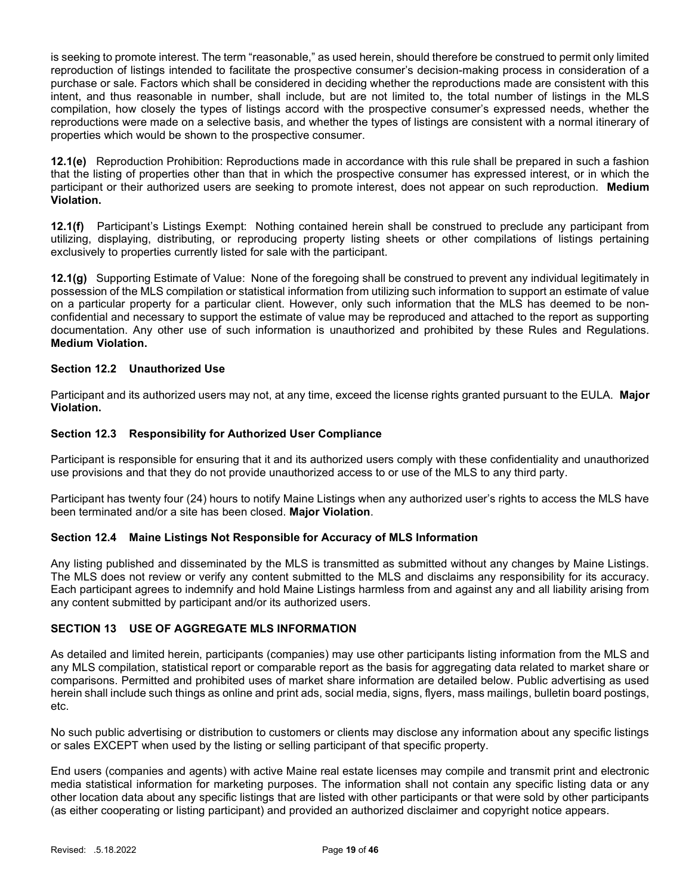is seeking to promote interest. The term "reasonable," as used herein, should therefore be construed to permit only limited reproduction of listings intended to facilitate the prospective consumer's decision-making process in consideration of a purchase or sale. Factors which shall be considered in deciding whether the reproductions made are consistent with this intent, and thus reasonable in number, shall include, but are not limited to, the total number of listings in the MLS compilation, how closely the types of listings accord with the prospective consumer's expressed needs, whether the reproductions were made on a selective basis, and whether the types of listings are consistent with a normal itinerary of properties which would be shown to the prospective consumer.

**12.1(e)** Reproduction Prohibition: Reproductions made in accordance with this rule shall be prepared in such a fashion that the listing of properties other than that in which the prospective consumer has expressed interest, or in which the participant or their authorized users are seeking to promote interest, does not appear on such reproduction. **Medium Violation.**

**12.1(f)** Participant's Listings Exempt: Nothing contained herein shall be construed to preclude any participant from utilizing, displaying, distributing, or reproducing property listing sheets or other compilations of listings pertaining exclusively to properties currently listed for sale with the participant.

**12.1(g)** Supporting Estimate of Value: None of the foregoing shall be construed to prevent any individual legitimately in possession of the MLS compilation or statistical information from utilizing such information to support an estimate of value on a particular property for a particular client. However, only such information that the MLS has deemed to be non-confidential and necessary to support the estimate of value may be reproduced and attached to the report as supporting documentation. Any other use of such information is unauthorized and prohibited by these Rules and Regulations. **Medium Violation.**

### Section 12.2 Unauthorized Use

Participant and its authorized users may not, at any time, exceed the license rights granted pursuant to the EULA. **Major Violation.**

### Section 12.3 Responsibility for Authorized User Compliance

Participant is responsible for ensuring that it and its authorized users comply with these confidentiality and unauthorized use provisions and that they do not provide unauthorized access to or use of the MLS to any third party.

Participant has twenty four (24) hours to notify Maine Listings when any authorized user's rights to access the MLS have been terminated and/or a site has been closed. **Major Violation**.

### Section 12.4 Maine Listings Not Responsible for Accuracy of MLS Information

Any listing published and disseminated by the MLS is transmitted as submitted without any changes by Maine Listings. The MLS does not review or verify any content submitted to the MLS and disclaims any responsibility for its accuracy. Each participant agrees to indemnify and hold Maine Listings harmless from and against any and all liability arising from any content submitted by participant and/or its authorized users.

## SECTION 13 USE OF AGGREGATE MLS INFORMATION

As detailed and limited herein, participants (companies) may use other participants listing information from the MLS and any MLS compilation, statistical report or comparable report as the basis for aggregating data related to market share or comparisons. Permitted and prohibited uses of market share information are detailed below. Public advertising as used herein shall include such things as online and print ads, social media, signs, flyers, mass mailings, bulletin board postings, etc.

No such public advertising or distribution to customers or clients may disclose any information about any specific listings or sales EXCEPT when used by the listing or selling participant of that specific property.

End users (companies and agents) with active Maine real estate licenses may compile and transmit print and electronic media statistical information for marketing purposes. The information shall not contain any specific listing data or any other location data about any specific listings that are listed with other participants or that were sold by other participants (as either cooperating or listing participant) and provided an authorized disclaimer and copyright notice appears.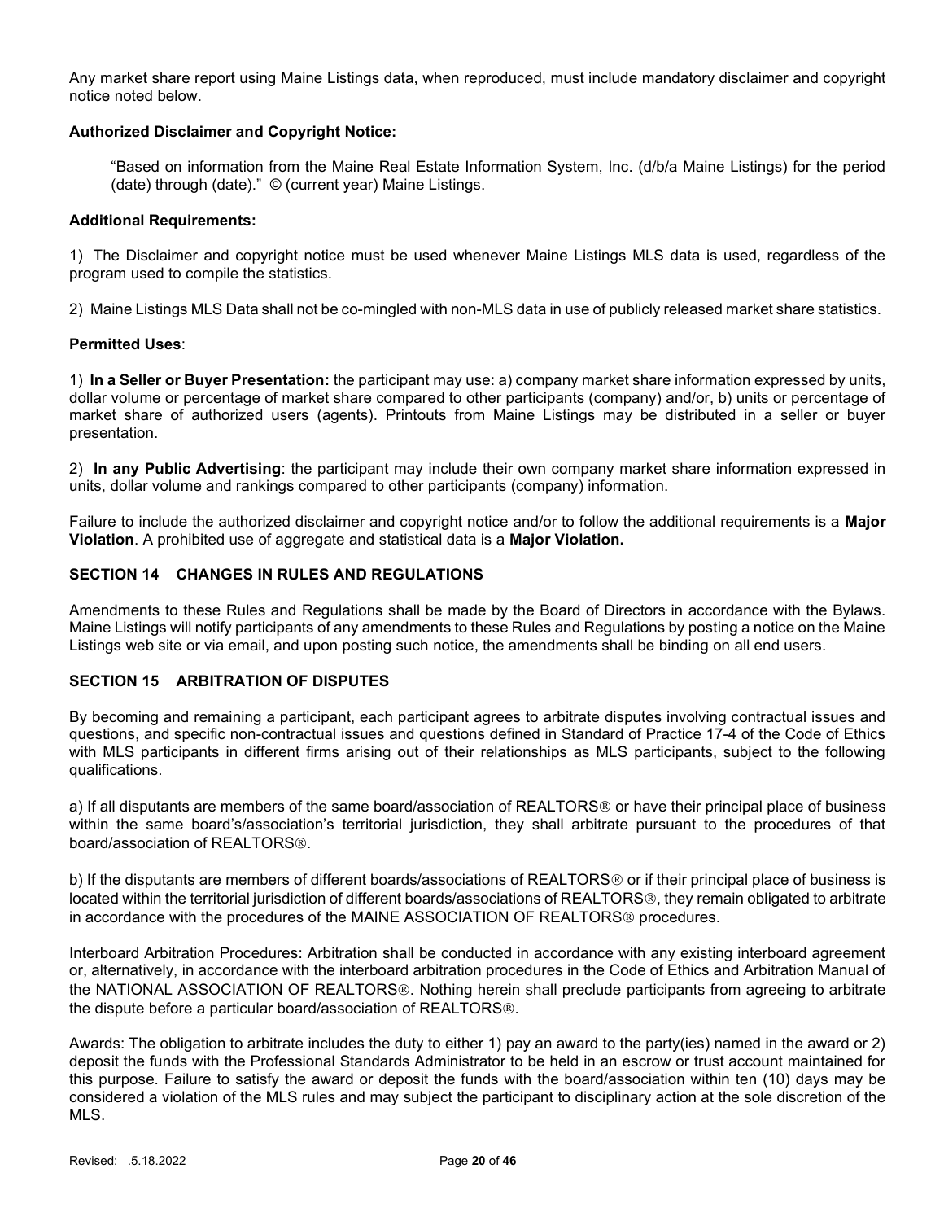Any market share report using Maine Listings data, when reproduced, must include mandatory disclaimer and copyright notice noted below.

**Authorized Disclaimer and Copyright Notice:**

> "Based on information from the Maine Real Estate Information System, Inc. (d/b/a Maine Listings) for the period (date) through (date)." © (current year) Maine Listings.

**Additional Requirements:**

1) The Disclaimer and copyright notice must be used whenever Maine Listings MLS data is used, regardless of the program used to compile the statistics.

2) Maine Listings MLS Data shall not be co-mingled with non-MLS data in use of publicly released market share statistics.

**Permitted Uses**:

1) **In a Seller or Buyer Presentation:** the participant may use: a) company market share information expressed by units, dollar volume or percentage of market share compared to other participants (company) and/or, b) units or percentage of market share of authorized users (agents). Printouts from Maine Listings may be distributed in a seller or buyer presentation.

2) **In any Public Advertising**: the participant may include their own company market share information expressed in units, dollar volume and rankings compared to other participants (company) information.

Failure to include the authorized disclaimer and copyright notice and/or to follow the additional requirements is a **Major Violation**. A prohibited use of aggregate and statistical data is a **Major Violation.**

## SECTION 14 CHANGES IN RULES AND REGULATIONS

Amendments to these Rules and Regulations shall be made by the Board of Directors in accordance with the Bylaws. Maine Listings will notify participants of any amendments to these Rules and Regulations by posting a notice on the Maine Listings web site or via email, and upon posting such notice, the amendments shall be binding on all end users.

## SECTION 15 ARBITRATION OF DISPUTES

By becoming and remaining a participant, each participant agrees to arbitrate disputes involving contractual issues and questions, and specific non-contractual issues and questions defined in Standard of Practice 17-4 of the Code of Ethics with MLS participants in different firms arising out of their relationships as MLS participants, subject to the following qualifications.

a) If all disputants are members of the same board/association of REALTORS® or have their principal place of business within the same board's/association's territorial jurisdiction, they shall arbitrate pursuant to the procedures of that board/association of REALTORS®.

b) If the disputants are members of different boards/associations of REALTORS® or if their principal place of business is located within the territorial jurisdiction of different boards/associations of REALTORS®, they remain obligated to arbitrate in accordance with the procedures of the MAINE ASSOCIATION OF REALTORS® procedures.

Interboard Arbitration Procedures: Arbitration shall be conducted in accordance with any existing interboard agreement or, alternatively, in accordance with the interboard arbitration procedures in the Code of Ethics and Arbitration Manual of the NATIONAL ASSOCIATION OF REALTORS®. Nothing herein shall preclude participants from agreeing to arbitrate the dispute before a particular board/association of REALTORS®.

Awards: The obligation to arbitrate includes the duty to either 1) pay an award to the party(ies) named in the award or 2) deposit the funds with the Professional Standards Administrator to be held in an escrow or trust account maintained for this purpose. Failure to satisfy the award or deposit the funds with the board/association within ten (10) days may be considered a violation of the MLS rules and may subject the participant to disciplinary action at the sole discretion of the MLS.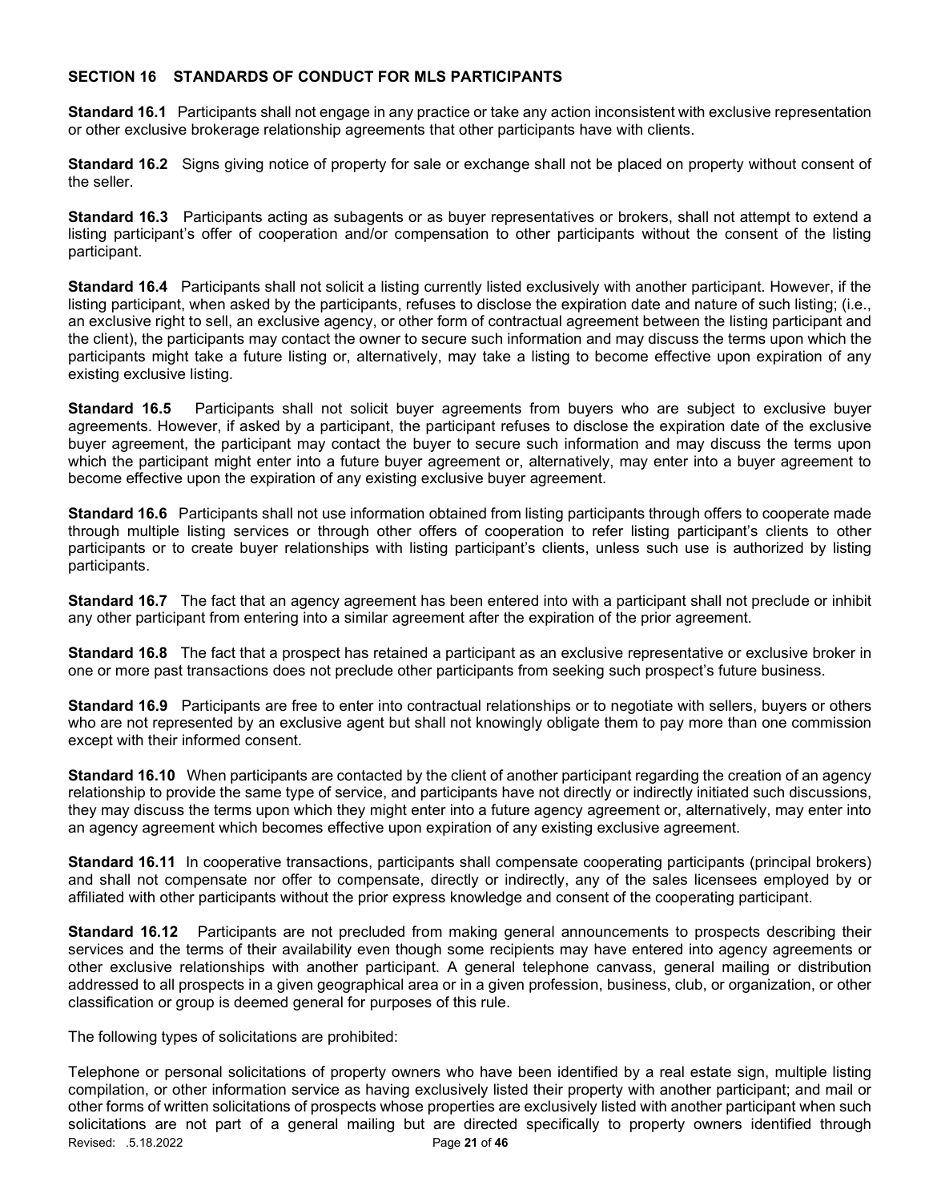## SECTION 16 STANDARDS OF CONDUCT FOR MLS PARTICIPANTS

**Standard 16.1** Participants shall not engage in any practice or take any action inconsistent with exclusive representation or other exclusive brokerage relationship agreements that other participants have with clients.

**Standard 16.2** Signs giving notice of property for sale or exchange shall not be placed on property without consent of the seller.

**Standard 16.3** Participants acting as subagents or as buyer representatives or brokers, shall not attempt to extend a listing participant's offer of cooperation and/or compensation to other participants without the consent of the listing participant.

**Standard 16.4** Participants shall not solicit a listing currently listed exclusively with another participant. However, if the listing participant, when asked by the participants, refuses to disclose the expiration date and nature of such listing; (i.e., an exclusive right to sell, an exclusive agency, or other form of contractual agreement between the listing participant and the client), the participants may contact the owner to secure such information and may discuss the terms upon which the participants might take a future listing or, alternatively, may take a listing to become effective upon expiration of any existing exclusive listing.

**Standard 16.5** Participants shall not solicit buyer agreements from buyers who are subject to exclusive buyer agreements. However, if asked by a participant, the participant refuses to disclose the expiration date of the exclusive buyer agreement, the participant may contact the buyer to secure such information and may discuss the terms upon which the participant might enter into a future buyer agreement or, alternatively, may enter into a buyer agreement to become effective upon the expiration of any existing exclusive buyer agreement.

**Standard 16.6** Participants shall not use information obtained from listing participants through offers to cooperate made through multiple listing services or through other offers of cooperation to refer listing participant's clients to other participants or to create buyer relationships with listing participant's clients, unless such use is authorized by listing participants.

**Standard 16.7** The fact that an agency agreement has been entered into with a participant shall not preclude or inhibit any other participant from entering into a similar agreement after the expiration of the prior agreement.

**Standard 16.8** The fact that a prospect has retained a participant as an exclusive representative or exclusive broker in one or more past transactions does not preclude other participants from seeking such prospect's future business.

**Standard 16.9** Participants are free to enter into contractual relationships or to negotiate with sellers, buyers or others who are not represented by an exclusive agent but shall not knowingly obligate them to pay more than one commission except with their informed consent.

**Standard 16.10** When participants are contacted by the client of another participant regarding the creation of an agency relationship to provide the same type of service, and participants have not directly or indirectly initiated such discussions, they may discuss the terms upon which they might enter into a future agency agreement or, alternatively, may enter into an agency agreement which becomes effective upon expiration of any existing exclusive agreement.

**Standard 16.11** In cooperative transactions, participants shall compensate cooperating participants (principal brokers) and shall not compensate nor offer to compensate, directly or indirectly, any of the sales licensees employed by or affiliated with other participants without the prior express knowledge and consent of the cooperating participant.

**Standard 16.12** Participants are not precluded from making general announcements to prospects describing their services and the terms of their availability even though some recipients may have entered into agency agreements or other exclusive relationships with another participant. A general telephone canvass, general mailing or distribution addressed to all prospects in a given geographical area or in a given profession, business, club, or organization, or other classification or group is deemed general for purposes of this rule.

The following types of solicitations are prohibited:

Telephone or personal solicitations of property owners who have been identified by a real estate sign, multiple listing compilation, or other information service as having exclusively listed their property with another participant; and mail or other forms of written solicitations of prospects whose properties are exclusively listed with another participant when such solicitations are not part of a general mailing but are directed specifically to property owners identified through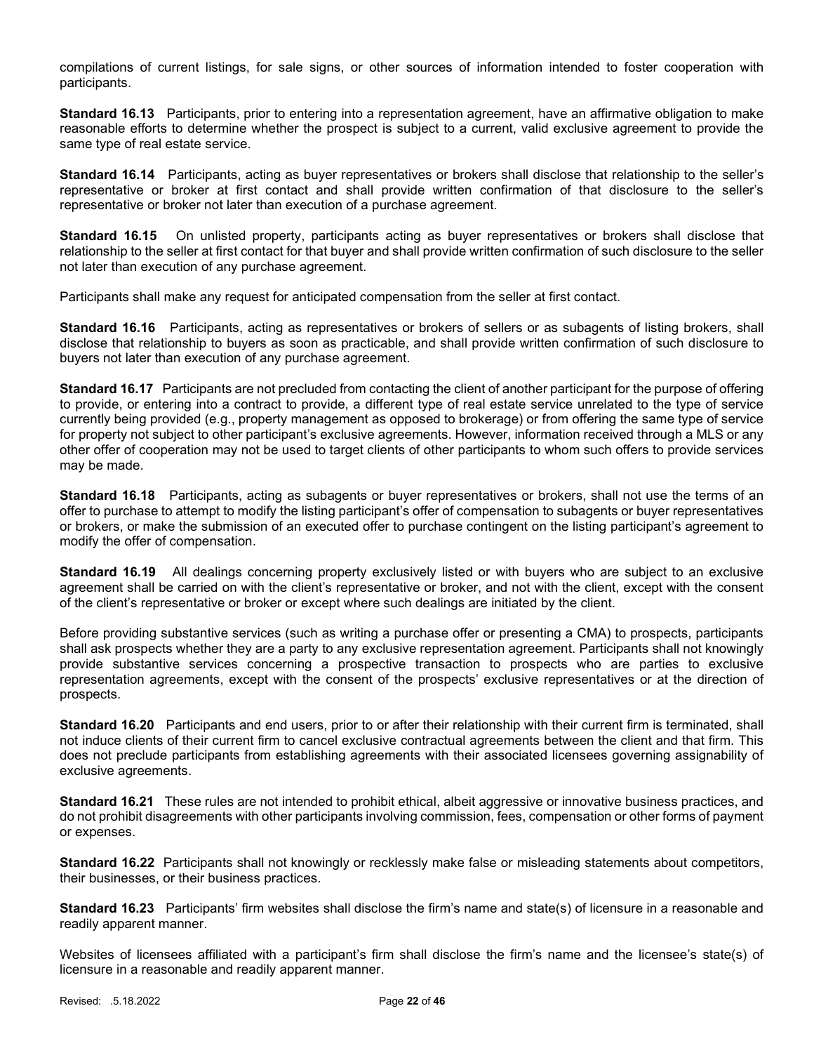compilations of current listings, for sale signs, or other sources of information intended to foster cooperation with participants.

**Standard 16.13** Participants, prior to entering into a representation agreement, have an affirmative obligation to make reasonable efforts to determine whether the prospect is subject to a current, valid exclusive agreement to provide the same type of real estate service.

**Standard 16.14** Participants, acting as buyer representatives or brokers shall disclose that relationship to the seller's representative or broker at first contact and shall provide written confirmation of that disclosure to the seller's representative or broker not later than execution of a purchase agreement.

**Standard 16.15** On unlisted property, participants acting as buyer representatives or brokers shall disclose that relationship to the seller at first contact for that buyer and shall provide written confirmation of such disclosure to the seller not later than execution of any purchase agreement.

Participants shall make any request for anticipated compensation from the seller at first contact.

**Standard 16.16** Participants, acting as representatives or brokers of sellers or as subagents of listing brokers, shall disclose that relationship to buyers as soon as practicable, and shall provide written confirmation of such disclosure to buyers not later than execution of any purchase agreement.

**Standard 16.17** Participants are not precluded from contacting the client of another participant for the purpose of offering to provide, or entering into a contract to provide, a different type of real estate service unrelated to the type of service currently being provided (e.g., property management as opposed to brokerage) or from offering the same type of service for property not subject to other participant's exclusive agreements. However, information received through a MLS or any other offer of cooperation may not be used to target clients of other participants to whom such offers to provide services may be made.

**Standard 16.18** Participants, acting as subagents or buyer representatives or brokers, shall not use the terms of an offer to purchase to attempt to modify the listing participant's offer of compensation to subagents or buyer representatives or brokers, or make the submission of an executed offer to purchase contingent on the listing participant's agreement to modify the offer of compensation.

**Standard 16.19** All dealings concerning property exclusively listed or with buyers who are subject to an exclusive agreement shall be carried on with the client's representative or broker, and not with the client, except with the consent of the client's representative or broker or except where such dealings are initiated by the client.

Before providing substantive services (such as writing a purchase offer or presenting a CMA) to prospects, participants shall ask prospects whether they are a party to any exclusive representation agreement. Participants shall not knowingly provide substantive services concerning a prospective transaction to prospects who are parties to exclusive representation agreements, except with the consent of the prospects' exclusive representatives or at the direction of prospects.

**Standard 16.20** Participants and end users, prior to or after their relationship with their current firm is terminated, shall not induce clients of their current firm to cancel exclusive contractual agreements between the client and that firm. This does not preclude participants from establishing agreements with their associated licensees governing assignability of exclusive agreements.

**Standard 16.21** These rules are not intended to prohibit ethical, albeit aggressive or innovative business practices, and do not prohibit disagreements with other participants involving commission, fees, compensation or other forms of payment or expenses.

**Standard 16.22** Participants shall not knowingly or recklessly make false or misleading statements about competitors, their businesses, or their business practices.

**Standard 16.23** Participants' firm websites shall disclose the firm's name and state(s) of licensure in a reasonable and readily apparent manner.

Websites of licensees affiliated with a participant's firm shall disclose the firm's name and the licensee's state(s) of licensure in a reasonable and readily apparent manner.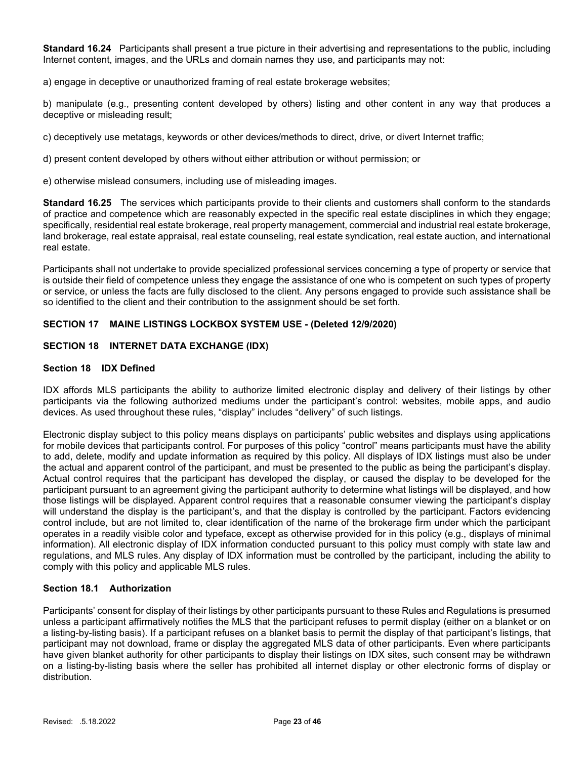**Standard 16.24** Participants shall present a true picture in their advertising and representations to the public, including Internet content, images, and the URLs and domain names they use, and participants may not:

a) engage in deceptive or unauthorized framing of real estate brokerage websites;

b) manipulate (e.g., presenting content developed by others) listing and other content in any way that produces a deceptive or misleading result;

c) deceptively use metatags, keywords or other devices/methods to direct, drive, or divert Internet traffic;

d) present content developed by others without either attribution or without permission; or

e) otherwise mislead consumers, including use of misleading images.

**Standard 16.25** The services which participants provide to their clients and customers shall conform to the standards of practice and competence which are reasonably expected in the specific real estate disciplines in which they engage; specifically, residential real estate brokerage, real property management, commercial and industrial real estate brokerage, land brokerage, real estate appraisal, real estate counseling, real estate syndication, real estate auction, and international real estate.

Participants shall not undertake to provide specialized professional services concerning a type of property or service that is outside their field of competence unless they engage the assistance of one who is competent on such types of property or service, or unless the facts are fully disclosed to the client. Any persons engaged to provide such assistance shall be so identified to the client and their contribution to the assignment should be set forth.

## SECTION 17 MAINE LISTINGS LOCKBOX SYSTEM USE - (Deleted 12/9/2020)

## SECTION 18 INTERNET DATA EXCHANGE (IDX)

### Section 18 IDX Defined

IDX affords MLS participants the ability to authorize limited electronic display and delivery of their listings by other participants via the following authorized mediums under the participant's control: websites, mobile apps, and audio devices. As used throughout these rules, "display" includes "delivery" of such listings.

Electronic display subject to this policy means displays on participants' public websites and displays using applications for mobile devices that participants control. For purposes of this policy "control" means participants must have the ability to add, delete, modify and update information as required by this policy. All displays of IDX listings must also be under the actual and apparent control of the participant, and must be presented to the public as being the participant's display. Actual control requires that the participant has developed the display, or caused the display to be developed for the participant pursuant to an agreement giving the participant authority to determine what listings will be displayed, and how those listings will be displayed. Apparent control requires that a reasonable consumer viewing the participant's display will understand the display is the participant's, and that the display is controlled by the participant. Factors evidencing control include, but are not limited to, clear identification of the name of the brokerage firm under which the participant operates in a readily visible color and typeface, except as otherwise provided for in this policy (e.g., displays of minimal information). All electronic display of IDX information conducted pursuant to this policy must comply with state law and regulations, and MLS rules. Any display of IDX information must be controlled by the participant, including the ability to comply with this policy and applicable MLS rules.

### Section 18.1 Authorization

Participants' consent for display of their listings by other participants pursuant to these Rules and Regulations is presumed unless a participant affirmatively notifies the MLS that the participant refuses to permit display (either on a blanket or on a listing-by-listing basis). If a participant refuses on a blanket basis to permit the display of that participant's listings, that participant may not download, frame or display the aggregated MLS data of other participants. Even where participants have given blanket authority for other participants to display their listings on IDX sites, such consent may be withdrawn on a listing-by-listing basis where the seller has prohibited all internet display or other electronic forms of display or distribution.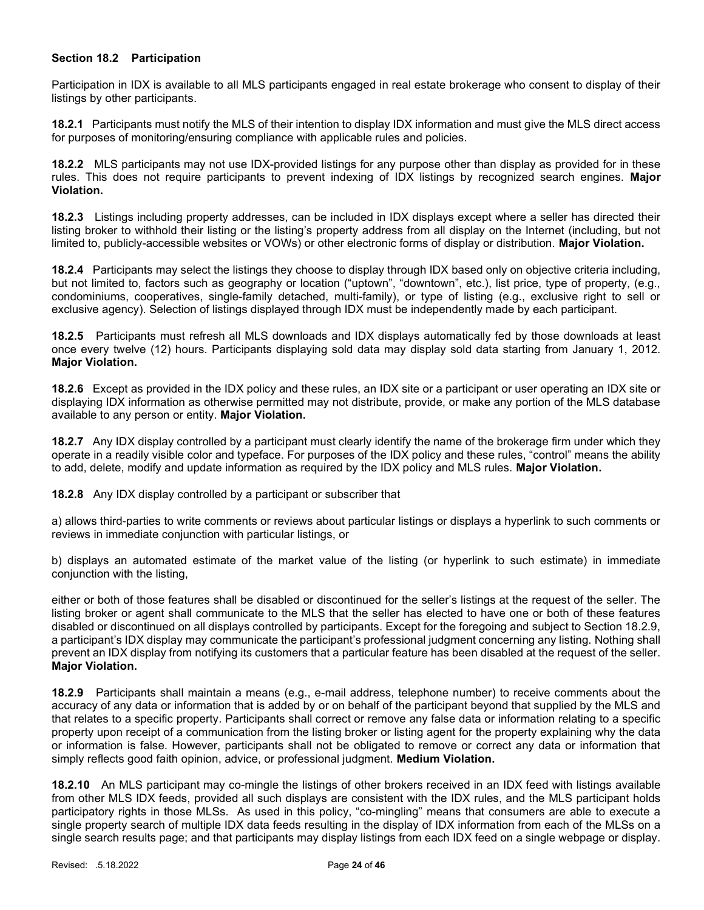### Section 18.2 Participation

Participation in IDX is available to all MLS participants engaged in real estate brokerage who consent to display of their listings by other participants.

**18.2.1** Participants must notify the MLS of their intention to display IDX information and must give the MLS direct access for purposes of monitoring/ensuring compliance with applicable rules and policies.

**18.2.2** MLS participants may not use IDX-provided listings for any purpose other than display as provided for in these rules. This does not require participants to prevent indexing of IDX listings by recognized search engines. **Major Violation.**

**18.2.3** Listings including property addresses, can be included in IDX displays except where a seller has directed their listing broker to withhold their listing or the listing's property address from all display on the Internet (including, but not limited to, publicly-accessible websites or VOWs) or other electronic forms of display or distribution. **Major Violation.**

**18.2.4** Participants may select the listings they choose to display through IDX based only on objective criteria including, but not limited to, factors such as geography or location ("uptown", "downtown", etc.), list price, type of property, (e.g., condominiums, cooperatives, single-family detached, multi-family), or type of listing (e.g., exclusive right to sell or exclusive agency). Selection of listings displayed through IDX must be independently made by each participant.

**18.2.5** Participants must refresh all MLS downloads and IDX displays automatically fed by those downloads at least once every twelve (12) hours. Participants displaying sold data may display sold data starting from January 1, 2012. **Major Violation.**

**18.2.6** Except as provided in the IDX policy and these rules, an IDX site or a participant or user operating an IDX site or displaying IDX information as otherwise permitted may not distribute, provide, or make any portion of the MLS database available to any person or entity. **Major Violation.**

**18.2.7** Any IDX display controlled by a participant must clearly identify the name of the brokerage firm under which they operate in a readily visible color and typeface. For purposes of the IDX policy and these rules, "control" means the ability to add, delete, modify and update information as required by the IDX policy and MLS rules. **Major Violation.**

**18.2.8** Any IDX display controlled by a participant or subscriber that

a) allows third-parties to write comments or reviews about particular listings or displays a hyperlink to such comments or reviews in immediate conjunction with particular listings, or

b) displays an automated estimate of the market value of the listing (or hyperlink to such estimate) in immediate conjunction with the listing,

either or both of those features shall be disabled or discontinued for the seller's listings at the request of the seller. The listing broker or agent shall communicate to the MLS that the seller has elected to have one or both of these features disabled or discontinued on all displays controlled by participants. Except for the foregoing and subject to Section 18.2.9, a participant's IDX display may communicate the participant's professional judgment concerning any listing. Nothing shall prevent an IDX display from notifying its customers that a particular feature has been disabled at the request of the seller. **Major Violation.**

**18.2.9** Participants shall maintain a means (e.g., e-mail address, telephone number) to receive comments about the accuracy of any data or information that is added by or on behalf of the participant beyond that supplied by the MLS and that relates to a specific property. Participants shall correct or remove any false data or information relating to a specific property upon receipt of a communication from the listing broker or listing agent for the property explaining why the data or information is false. However, participants shall not be obligated to remove or correct any data or information that simply reflects good faith opinion, advice, or professional judgment. **Medium Violation.**

**18.2.10** An MLS participant may co-mingle the listings of other brokers received in an IDX feed with listings available from other MLS IDX feeds, provided all such displays are consistent with the IDX rules, and the MLS participant holds participatory rights in those MLSs. As used in this policy, "co-mingling" means that consumers are able to execute a single property search of multiple IDX data feeds resulting in the display of IDX information from each of the MLSs on a single search results page; and that participants may display listings from each IDX feed on a single webpage or display.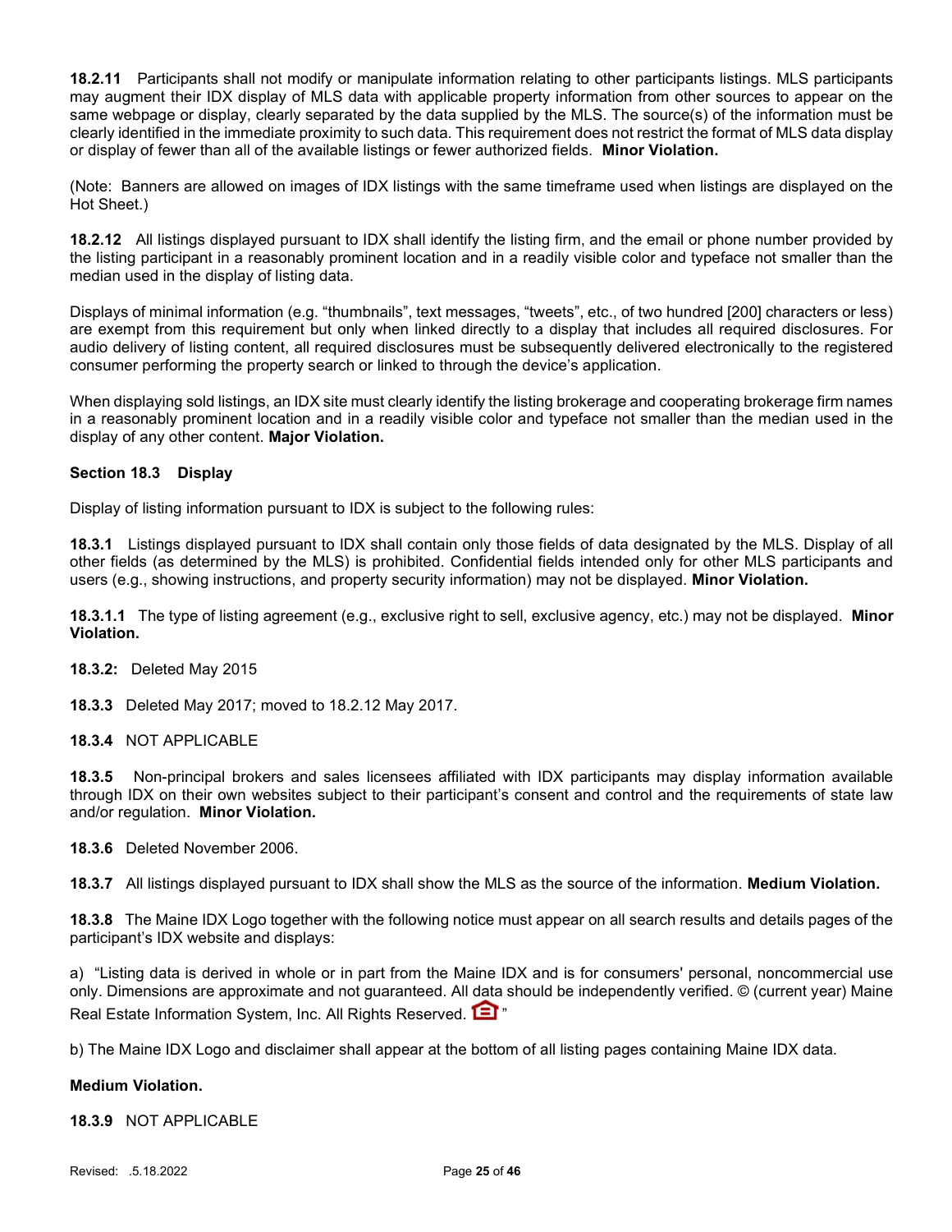**18.2.11** Participants shall not modify or manipulate information relating to other participants listings. MLS participants may augment their IDX display of MLS data with applicable property information from other sources to appear on the same webpage or display, clearly separated by the data supplied by the MLS. The source(s) of the information must be clearly identified in the immediate proximity to such data. This requirement does not restrict the format of MLS data display or display of fewer than all of the available listings or fewer authorized fields. **Minor Violation.**

(Note: Banners are allowed on images of IDX listings with the same timeframe used when listings are displayed on the Hot Sheet.)

**18.2.12** All listings displayed pursuant to IDX shall identify the listing firm, and the email or phone number provided by the listing participant in a reasonably prominent location and in a readily visible color and typeface not smaller than the median used in the display of listing data.

Displays of minimal information (e.g. "thumbnails", text messages, "tweets", etc., of two hundred [200] characters or less) are exempt from this requirement but only when linked directly to a display that includes all required disclosures. For audio delivery of listing content, all required disclosures must be subsequently delivered electronically to the registered consumer performing the property search or linked to through the device's application.

When displaying sold listings, an IDX site must clearly identify the listing brokerage and cooperating brokerage firm names in a reasonably prominent location and in a readily visible color and typeface not smaller than the median used in the display of any other content. **Major Violation.**

### Section 18.3 Display

Display of listing information pursuant to IDX is subject to the following rules:

**18.3.1** Listings displayed pursuant to IDX shall contain only those fields of data designated by the MLS. Display of all other fields (as determined by the MLS) is prohibited. Confidential fields intended only for other MLS participants and users (e.g., showing instructions, and property security information) may not be displayed. **Minor Violation.**

**18.3.1.1** The type of listing agreement (e.g., exclusive right to sell, exclusive agency, etc.) may not be displayed. **Minor Violation.**

**18.3.2:** Deleted May 2015

**18.3.3** Deleted May 2017; moved to 18.2.12 May 2017.

**18.3.4** NOT APPLICABLE

**18.3.5** Non-principal brokers and sales licensees affiliated with IDX participants may display information available through IDX on their own websites subject to their participant's consent and control and the requirements of state law and/or regulation. **Minor Violation.**

**18.3.6** Deleted November 2006.

**18.3.7** All listings displayed pursuant to IDX shall show the MLS as the source of the information. **Medium Violation.**

**18.3.8** The Maine IDX Logo together with the following notice must appear on all search results and details pages of the participant's IDX website and displays:

a) "Listing data is derived in whole or in part from the Maine IDX and is for consumers' personal, noncommercial use only. Dimensions are approximate and not guaranteed. All data should be independently verified. © (current year) Maine Real Estate Information System, Inc. All Rights Reserved. "

b) The Maine IDX Logo and disclaimer shall appear at the bottom of all listing pages containing Maine IDX data.

**Medium Violation.**

**18.3.9** NOT APPLICABLE

Revised: .5.18.2022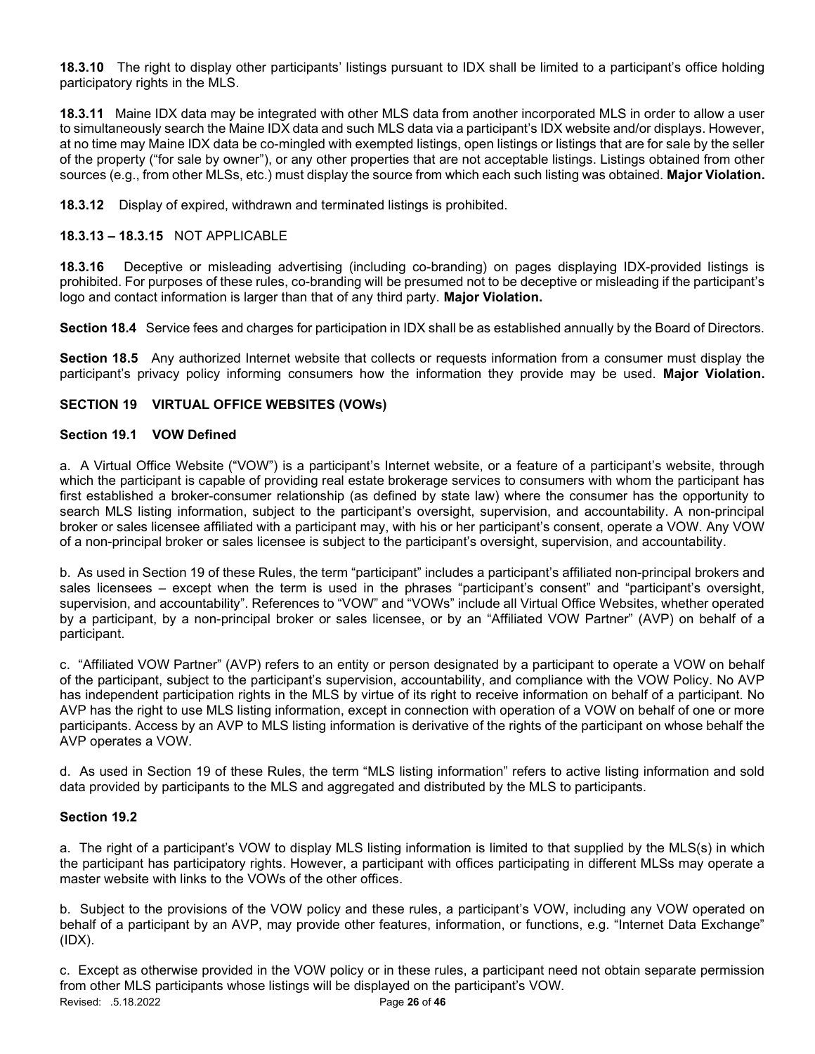**18.3.10** The right to display other participants' listings pursuant to IDX shall be limited to a participant's office holding participatory rights in the MLS.

**18.3.11** Maine IDX data may be integrated with other MLS data from another incorporated MLS in order to allow a user to simultaneously search the Maine IDX data and such MLS data via a participant's IDX website and/or displays. However, at no time may Maine IDX data be co-mingled with exempted listings, open listings or listings that are for sale by the seller of the property ("for sale by owner"), or any other properties that are not acceptable listings. Listings obtained from other sources (e.g., from other MLSs, etc.) must display the source from which each such listing was obtained. **Major Violation.**

**18.3.12** Display of expired, withdrawn and terminated listings is prohibited.

**18.3.13 – 18.3.15** NOT APPLICABLE

**18.3.16** Deceptive or misleading advertising (including co-branding) on pages displaying IDX-provided listings is prohibited. For purposes of these rules, co-branding will be presumed not to be deceptive or misleading if the participant's logo and contact information is larger than that of any third party. **Major Violation.**

**Section 18.4** Service fees and charges for participation in IDX shall be as established annually by the Board of Directors.

**Section 18.5** Any authorized Internet website that collects or requests information from a consumer must display the participant's privacy policy informing consumers how the information they provide may be used. **Major Violation.**

## SECTION 19 VIRTUAL OFFICE WEBSITES (VOWs)

### Section 19.1 VOW Defined

a. A Virtual Office Website ("VOW") is a participant's Internet website, or a feature of a participant's website, through which the participant is capable of providing real estate brokerage services to consumers with whom the participant has first established a broker-consumer relationship (as defined by state law) where the consumer has the opportunity to search MLS listing information, subject to the participant's oversight, supervision, and accountability. A non-principal broker or sales licensee affiliated with a participant may, with his or her participant's consent, operate a VOW. Any VOW of a non-principal broker or sales licensee is subject to the participant's oversight, supervision, and accountability.

b. As used in Section 19 of these Rules, the term "participant" includes a participant's affiliated non-principal brokers and sales licensees – except when the term is used in the phrases "participant's consent" and "participant's oversight, supervision, and accountability". References to "VOW" and "VOWs" include all Virtual Office Websites, whether operated by a participant, by a non-principal broker or sales licensee, or by an "Affiliated VOW Partner" (AVP) on behalf of a participant.

c. "Affiliated VOW Partner" (AVP) refers to an entity or person designated by a participant to operate a VOW on behalf of the participant, subject to the participant's supervision, accountability, and compliance with the VOW Policy. No AVP has independent participation rights in the MLS by virtue of its right to receive information on behalf of a participant. No AVP has the right to use MLS listing information, except in connection with operation of a VOW on behalf of one or more participants. Access by an AVP to MLS listing information is derivative of the rights of the participant on whose behalf the AVP operates a VOW.

d. As used in Section 19 of these Rules, the term "MLS listing information" refers to active listing information and sold data provided by participants to the MLS and aggregated and distributed by the MLS to participants.

### Section 19.2

a. The right of a participant's VOW to display MLS listing information is limited to that supplied by the MLS(s) in which the participant has participatory rights. However, a participant with offices participating in different MLSs may operate a master website with links to the VOWs of the other offices.

b. Subject to the provisions of the VOW policy and these rules, a participant's VOW, including any VOW operated on behalf of a participant by an AVP, may provide other features, information, or functions, e.g. "Internet Data Exchange" (IDX).

c. Except as otherwise provided in the VOW policy or in these rules, a participant need not obtain separate permission from other MLS participants whose listings will be displayed on the participant's VOW.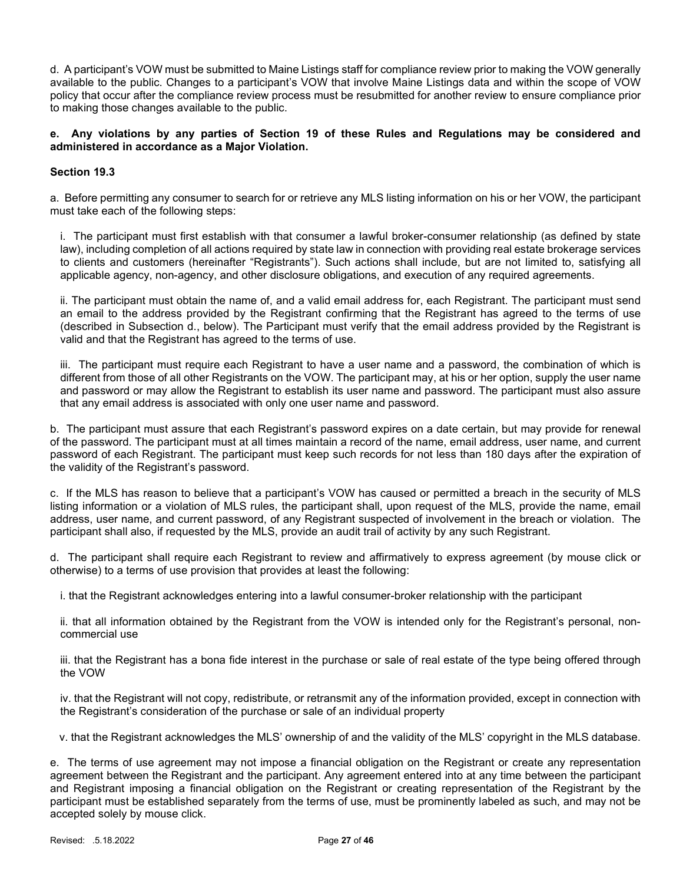d. A participant's VOW must be submitted to Maine Listings staff for compliance review prior to making the VOW generally available to the public. Changes to a participant's VOW that involve Maine Listings data and within the scope of VOW policy that occur after the compliance review process must be resubmitted for another review to ensure compliance prior to making those changes available to the public.

**e. Any violations by any parties of Section 19 of these Rules and Regulations may be considered and administered in accordance as a Major Violation.**

**Section 19.3**

a. Before permitting any consumer to search for or retrieve any MLS listing information on his or her VOW, the participant must take each of the following steps:

i. The participant must first establish with that consumer a lawful broker-consumer relationship (as defined by state law), including completion of all actions required by state law in connection with providing real estate brokerage services to clients and customers (hereinafter "Registrants"). Such actions shall include, but are not limited to, satisfying all applicable agency, non-agency, and other disclosure obligations, and execution of any required agreements.

ii. The participant must obtain the name of, and a valid email address for, each Registrant. The participant must send an email to the address provided by the Registrant confirming that the Registrant has agreed to the terms of use (described in Subsection d., below). The Participant must verify that the email address provided by the Registrant is valid and that the Registrant has agreed to the terms of use.

iii. The participant must require each Registrant to have a user name and a password, the combination of which is different from those of all other Registrants on the VOW. The participant may, at his or her option, supply the user name and password or may allow the Registrant to establish its user name and password. The participant must also assure that any email address is associated with only one user name and password.

b. The participant must assure that each Registrant's password expires on a date certain, but may provide for renewal of the password. The participant must at all times maintain a record of the name, email address, user name, and current password of each Registrant. The participant must keep such records for not less than 180 days after the expiration of the validity of the Registrant's password.

c. If the MLS has reason to believe that a participant's VOW has caused or permitted a breach in the security of MLS listing information or a violation of MLS rules, the participant shall, upon request of the MLS, provide the name, email address, user name, and current password, of any Registrant suspected of involvement in the breach or violation. The participant shall also, if requested by the MLS, provide an audit trail of activity by any such Registrant.

d. The participant shall require each Registrant to review and affirmatively to express agreement (by mouse click or otherwise) to a terms of use provision that provides at least the following:

i. that the Registrant acknowledges entering into a lawful consumer-broker relationship with the participant

ii. that all information obtained by the Registrant from the VOW is intended only for the Registrant's personal, non-commercial use

iii. that the Registrant has a bona fide interest in the purchase or sale of real estate of the type being offered through the VOW

iv. that the Registrant will not copy, redistribute, or retransmit any of the information provided, except in connection with the Registrant's consideration of the purchase or sale of an individual property

v. that the Registrant acknowledges the MLS' ownership of and the validity of the MLS' copyright in the MLS database.

e. The terms of use agreement may not impose a financial obligation on the Registrant or create any representation agreement between the Registrant and the participant. Any agreement entered into at any time between the participant and Registrant imposing a financial obligation on the Registrant or creating representation of the Registrant by the participant must be established separately from the terms of use, must be prominently labeled as such, and may not be accepted solely by mouse click.

Revised: .5.18.2022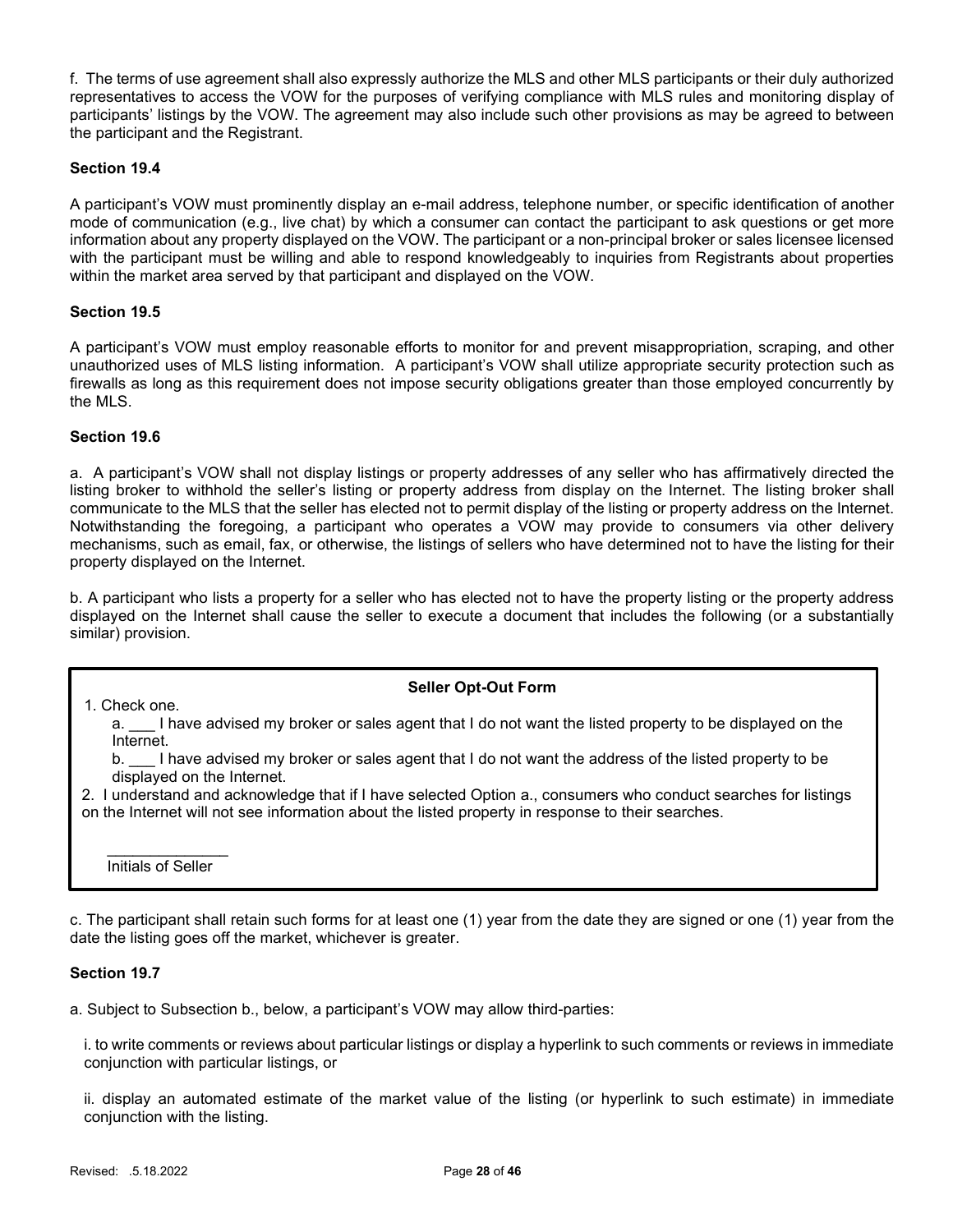f. The terms of use agreement shall also expressly authorize the MLS and other MLS participants or their duly authorized representatives to access the VOW for the purposes of verifying compliance with MLS rules and monitoring display of participants' listings by the VOW. The agreement may also include such other provisions as may be agreed to between the participant and the Registrant.

**Section 19.4**

A participant's VOW must prominently display an e-mail address, telephone number, or specific identification of another mode of communication (e.g., live chat) by which a consumer can contact the participant to ask questions or get more information about any property displayed on the VOW. The participant or a non-principal broker or sales licensee licensed with the participant must be willing and able to respond knowledgeably to inquiries from Registrants about properties within the market area served by that participant and displayed on the VOW.

**Section 19.5**

A participant's VOW must employ reasonable efforts to monitor for and prevent misappropriation, scraping, and other unauthorized uses of MLS listing information. A participant's VOW shall utilize appropriate security protection such as firewalls as long as this requirement does not impose security obligations greater than those employed concurrently by the MLS.

**Section 19.6**

a. A participant's VOW shall not display listings or property addresses of any seller who has affirmatively directed the listing broker to withhold the seller's listing or property address from display on the Internet. The listing broker shall communicate to the MLS that the seller has elected not to permit display of the listing or property address on the Internet. Notwithstanding the foregoing, a participant who operates a VOW may provide to consumers via other delivery mechanisms, such as email, fax, or otherwise, the listings of sellers who have determined not to have the listing for their property displayed on the Internet.

b. A participant who lists a property for a seller who has elected not to have the property listing or the property address displayed on the Internet shall cause the seller to execute a document that includes the following (or a substantially similar) provision.

**Seller Opt-Out Form**

1. Check one.
   a. ___ I have advised my broker or sales agent that I do not want the listed property to be displayed on the Internet.
   b. ___ I have advised my broker or sales agent that I do not want the address of the listed property to be displayed on the Internet.
2. I understand and acknowledge that if I have selected Option a., consumers who conduct searches for listings on the Internet will not see information about the listed property in response to their searches.

______________
Initials of Seller

c. The participant shall retain such forms for at least one (1) year from the date they are signed or one (1) year from the date the listing goes off the market, whichever is greater.

**Section 19.7**

a. Subject to Subsection b., below, a participant's VOW may allow third-parties:

i. to write comments or reviews about particular listings or display a hyperlink to such comments or reviews in immediate conjunction with particular listings, or

ii. display an automated estimate of the market value of the listing (or hyperlink to such estimate) in immediate conjunction with the listing.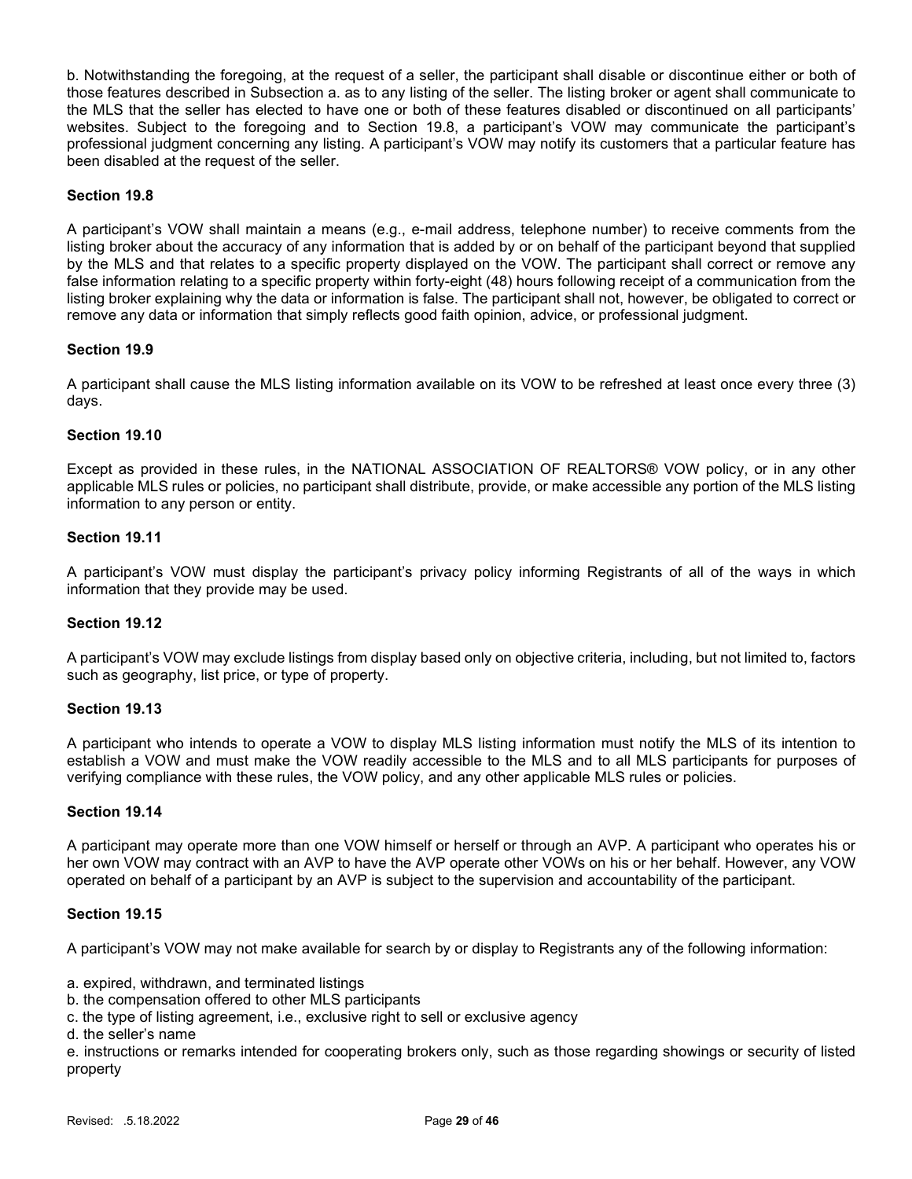b. Notwithstanding the foregoing, at the request of a seller, the participant shall disable or discontinue either or both of those features described in Subsection a. as to any listing of the seller. The listing broker or agent shall communicate to the MLS that the seller has elected to have one or both of these features disabled or discontinued on all participants' websites. Subject to the foregoing and to Section 19.8, a participant's VOW may communicate the participant's professional judgment concerning any listing. A participant's VOW may notify its customers that a particular feature has been disabled at the request of the seller.

**Section 19.8**

A participant's VOW shall maintain a means (e.g., e-mail address, telephone number) to receive comments from the listing broker about the accuracy of any information that is added by or on behalf of the participant beyond that supplied by the MLS and that relates to a specific property displayed on the VOW. The participant shall correct or remove any false information relating to a specific property within forty-eight (48) hours following receipt of a communication from the listing broker explaining why the data or information is false. The participant shall not, however, be obligated to correct or remove any data or information that simply reflects good faith opinion, advice, or professional judgment.

**Section 19.9**

A participant shall cause the MLS listing information available on its VOW to be refreshed at least once every three (3) days.

**Section 19.10**

Except as provided in these rules, in the NATIONAL ASSOCIATION OF REALTORS® VOW policy, or in any other applicable MLS rules or policies, no participant shall distribute, provide, or make accessible any portion of the MLS listing information to any person or entity.

**Section 19.11**

A participant's VOW must display the participant's privacy policy informing Registrants of all of the ways in which information that they provide may be used.

**Section 19.12**

A participant's VOW may exclude listings from display based only on objective criteria, including, but not limited to, factors such as geography, list price, or type of property.

**Section 19.13**

A participant who intends to operate a VOW to display MLS listing information must notify the MLS of its intention to establish a VOW and must make the VOW readily accessible to the MLS and to all MLS participants for purposes of verifying compliance with these rules, the VOW policy, and any other applicable MLS rules or policies.

**Section 19.14**

A participant may operate more than one VOW himself or herself or through an AVP. A participant who operates his or her own VOW may contract with an AVP to have the AVP operate other VOWs on his or her behalf. However, any VOW operated on behalf of a participant by an AVP is subject to the supervision and accountability of the participant.

**Section 19.15**

A participant's VOW may not make available for search by or display to Registrants any of the following information:

a. expired, withdrawn, and terminated listings
b. the compensation offered to other MLS participants
c. the type of listing agreement, i.e., exclusive right to sell or exclusive agency
d. the seller's name
e. instructions or remarks intended for cooperating brokers only, such as those regarding showings or security of listed property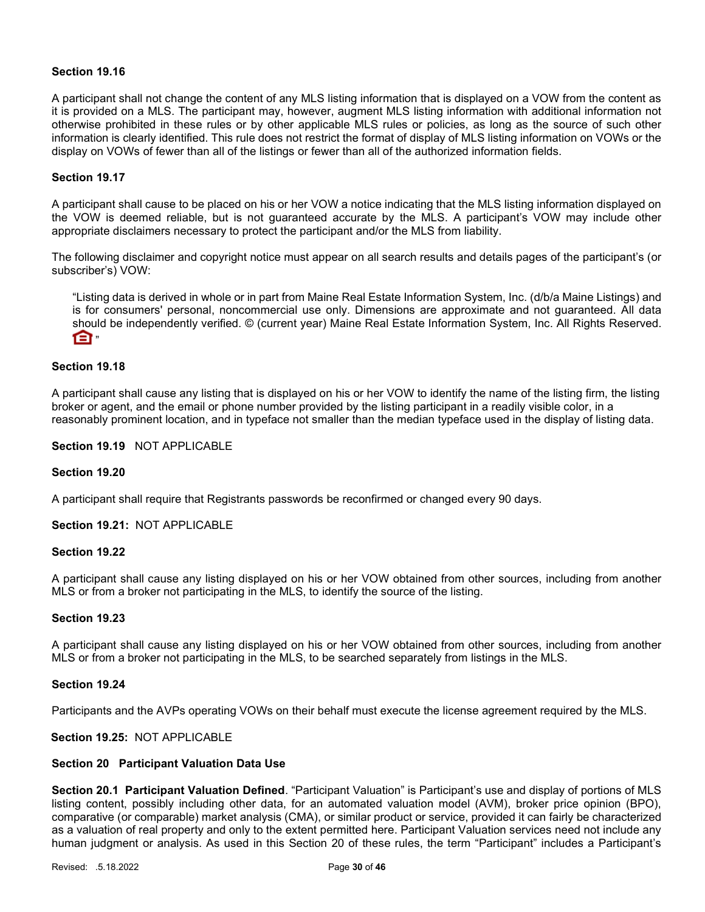**Section 19.16**

A participant shall not change the content of any MLS listing information that is displayed on a VOW from the content as it is provided on a MLS. The participant may, however, augment MLS listing information with additional information not otherwise prohibited in these rules or by other applicable MLS rules or policies, as long as the source of such other information is clearly identified. This rule does not restrict the format of display of MLS listing information on VOWs or the display on VOWs of fewer than all of the listings or fewer than all of the authorized information fields.

**Section 19.17**

A participant shall cause to be placed on his or her VOW a notice indicating that the MLS listing information displayed on the VOW is deemed reliable, but is not guaranteed accurate by the MLS. A participant's VOW may include other appropriate disclaimers necessary to protect the participant and/or the MLS from liability.

The following disclaimer and copyright notice must appear on all search results and details pages of the participant's (or subscriber's) VOW:

> "Listing data is derived in whole or in part from Maine Real Estate Information System, Inc. (d/b/a Maine Listings) and is for consumers' personal, noncommercial use only. Dimensions are approximate and not guaranteed. All data should be independently verified. © (current year) Maine Real Estate Information System, Inc. All Rights Reserved. "

**Section 19.18**

A participant shall cause any listing that is displayed on his or her VOW to identify the name of the listing firm, the listing broker or agent, and the email or phone number provided by the listing participant in a readily visible color, in a reasonably prominent location, and in typeface not smaller than the median typeface used in the display of listing data.

**Section 19.19** NOT APPLICABLE

**Section 19.20**

A participant shall require that Registrants passwords be reconfirmed or changed every 90 days.

**Section 19.21:** NOT APPLICABLE

**Section 19.22**

A participant shall cause any listing displayed on his or her VOW obtained from other sources, including from another MLS or from a broker not participating in the MLS, to identify the source of the listing.

**Section 19.23**

A participant shall cause any listing displayed on his or her VOW obtained from other sources, including from another MLS or from a broker not participating in the MLS, to be searched separately from listings in the MLS.

**Section 19.24**

Participants and the AVPs operating VOWs on their behalf must execute the license agreement required by the MLS.

**Section 19.25:** NOT APPLICABLE

**Section 20 Participant Valuation Data Use**

**Section 20.1 Participant Valuation Defined**. "Participant Valuation" is Participant's use and display of portions of MLS listing content, possibly including other data, for an automated valuation model (AVM), broker price opinion (BPO), comparative (or comparable) market analysis (CMA), or similar product or service, provided it can fairly be characterized as a valuation of real property and only to the extent permitted here. Participant Valuation services need not include any human judgment or analysis. As used in this Section 20 of these rules, the term "Participant" includes a Participant's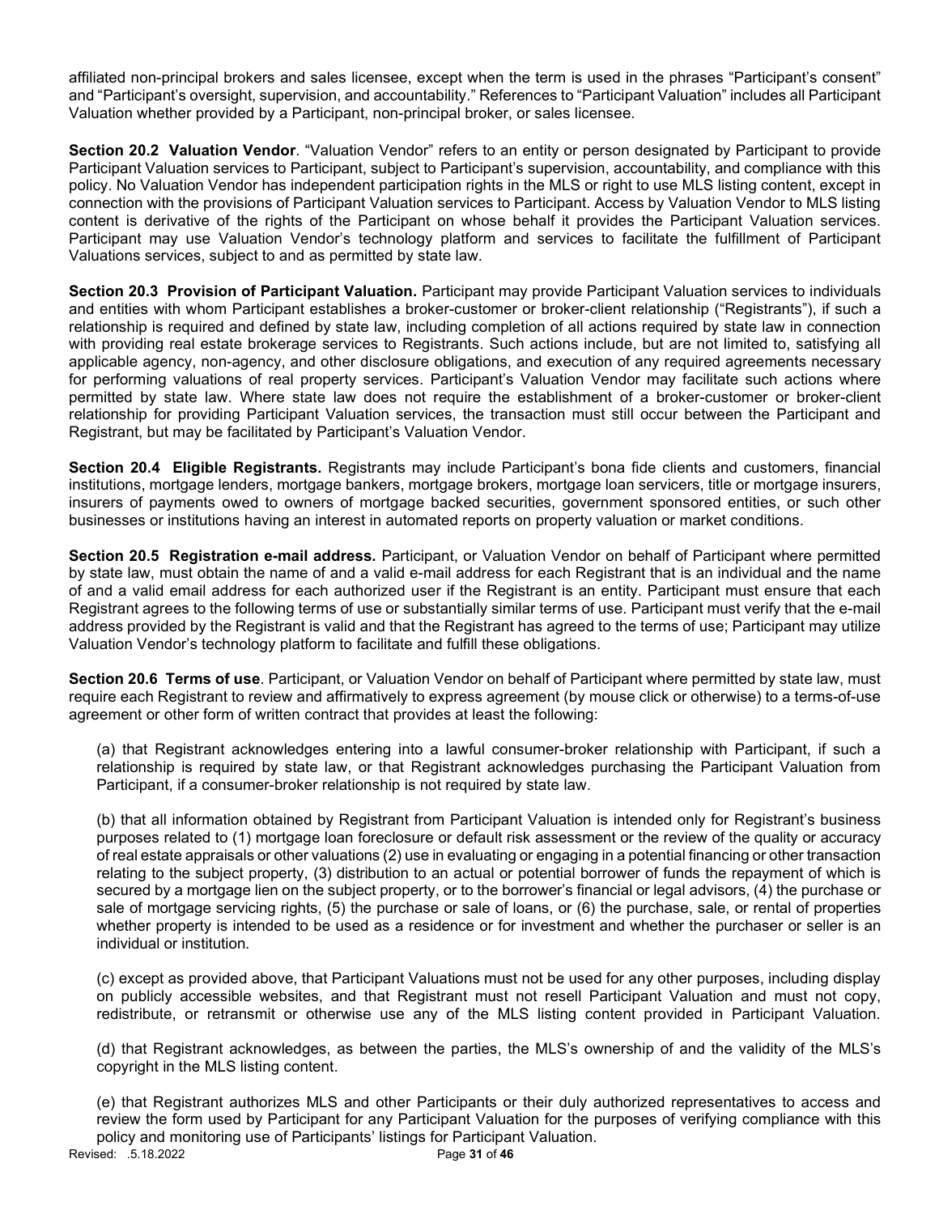affiliated non-principal brokers and sales licensee, except when the term is used in the phrases "Participant's consent" and "Participant's oversight, supervision, and accountability." References to "Participant Valuation" includes all Participant Valuation whether provided by a Participant, non-principal broker, or sales licensee.

**Section 20.2 Valuation Vendor**. "Valuation Vendor" refers to an entity or person designated by Participant to provide Participant Valuation services to Participant, subject to Participant's supervision, accountability, and compliance with this policy. No Valuation Vendor has independent participation rights in the MLS or right to use MLS listing content, except in connection with the provisions of Participant Valuation services to Participant. Access by Valuation Vendor to MLS listing content is derivative of the rights of the Participant on whose behalf it provides the Participant Valuation services. Participant may use Valuation Vendor's technology platform and services to facilitate the fulfillment of Participant Valuations services, subject to and as permitted by state law.

**Section 20.3 Provision of Participant Valuation.** Participant may provide Participant Valuation services to individuals and entities with whom Participant establishes a broker-customer or broker-client relationship ("Registrants"), if such a relationship is required and defined by state law, including completion of all actions required by state law in connection with providing real estate brokerage services to Registrants. Such actions include, but are not limited to, satisfying all applicable agency, non-agency, and other disclosure obligations, and execution of any required agreements necessary for performing valuations of real property services. Participant's Valuation Vendor may facilitate such actions where permitted by state law. Where state law does not require the establishment of a broker-customer or broker-client relationship for providing Participant Valuation services, the transaction must still occur between the Participant and Registrant, but may be facilitated by Participant's Valuation Vendor.

**Section 20.4 Eligible Registrants.** Registrants may include Participant's bona fide clients and customers, financial institutions, mortgage lenders, mortgage bankers, mortgage brokers, mortgage loan servicers, title or mortgage insurers, insurers of payments owed to owners of mortgage backed securities, government sponsored entities, or such other businesses or institutions having an interest in automated reports on property valuation or market conditions.

**Section 20.5 Registration e-mail address.** Participant, or Valuation Vendor on behalf of Participant where permitted by state law, must obtain the name of and a valid e-mail address for each Registrant that is an individual and the name of and a valid email address for each authorized user if the Registrant is an entity. Participant must ensure that each Registrant agrees to the following terms of use or substantially similar terms of use. Participant must verify that the e-mail address provided by the Registrant is valid and that the Registrant has agreed to the terms of use; Participant may utilize Valuation Vendor's technology platform to facilitate and fulfill these obligations.

**Section 20.6 Terms of use**. Participant, or Valuation Vendor on behalf of Participant where permitted by state law, must require each Registrant to review and affirmatively to express agreement (by mouse click or otherwise) to a terms-of-use agreement or other form of written contract that provides at least the following:

(a) that Registrant acknowledges entering into a lawful consumer-broker relationship with Participant, if such a relationship is required by state law, or that Registrant acknowledges purchasing the Participant Valuation from Participant, if a consumer-broker relationship is not required by state law.

(b) that all information obtained by Registrant from Participant Valuation is intended only for Registrant's business purposes related to (1) mortgage loan foreclosure or default risk assessment or the review of the quality or accuracy of real estate appraisals or other valuations (2) use in evaluating or engaging in a potential financing or other transaction relating to the subject property, (3) distribution to an actual or potential borrower of funds the repayment of which is secured by a mortgage lien on the subject property, or to the borrower's financial or legal advisors, (4) the purchase or sale of mortgage servicing rights, (5) the purchase or sale of loans, or (6) the purchase, sale, or rental of properties whether property is intended to be used as a residence or for investment and whether the purchaser or seller is an individual or institution.

(c) except as provided above, that Participant Valuations must not be used for any other purposes, including display on publicly accessible websites, and that Registrant must not resell Participant Valuation and must not copy, redistribute, or retransmit or otherwise use any of the MLS listing content provided in Participant Valuation.

(d) that Registrant acknowledges, as between the parties, the MLS's ownership of and the validity of the MLS's copyright in the MLS listing content.

(e) that Registrant authorizes MLS and other Participants or their duly authorized representatives to access and review the form used by Participant for any Participant Valuation for the purposes of verifying compliance with this policy and monitoring use of Participants' listings for Participant Valuation.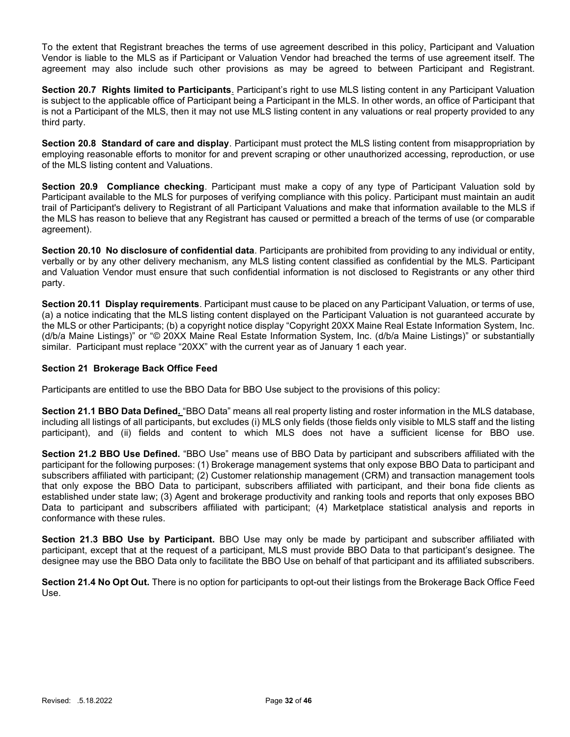To the extent that Registrant breaches the terms of use agreement described in this policy, Participant and Valuation Vendor is liable to the MLS as if Participant or Valuation Vendor had breached the terms of use agreement itself. The agreement may also include such other provisions as may be agreed to between Participant and Registrant.

**Section 20.7 Rights limited to Participants**. Participant's right to use MLS listing content in any Participant Valuation is subject to the applicable office of Participant being a Participant in the MLS. In other words, an office of Participant that is not a Participant of the MLS, then it may not use MLS listing content in any valuations or real property provided to any third party.

**Section 20.8 Standard of care and display**. Participant must protect the MLS listing content from misappropriation by employing reasonable efforts to monitor for and prevent scraping or other unauthorized accessing, reproduction, or use of the MLS listing content and Valuations.

**Section 20.9 Compliance checking**. Participant must make a copy of any type of Participant Valuation sold by Participant available to the MLS for purposes of verifying compliance with this policy. Participant must maintain an audit trail of Participant's delivery to Registrant of all Participant Valuations and make that information available to the MLS if the MLS has reason to believe that any Registrant has caused or permitted a breach of the terms of use (or comparable agreement).

**Section 20.10 No disclosure of confidential data**. Participants are prohibited from providing to any individual or entity, verbally or by any other delivery mechanism, any MLS listing content classified as confidential by the MLS. Participant and Valuation Vendor must ensure that such confidential information is not disclosed to Registrants or any other third party.

**Section 20.11 Display requirements**. Participant must cause to be placed on any Participant Valuation, or terms of use, (a) a notice indicating that the MLS listing content displayed on the Participant Valuation is not guaranteed accurate by the MLS or other Participants; (b) a copyright notice display "Copyright 20XX Maine Real Estate Information System, Inc. (d/b/a Maine Listings)" or "© 20XX Maine Real Estate Information System, Inc. (d/b/a Maine Listings)" or substantially similar. Participant must replace "20XX" with the current year as of January 1 each year.

**Section 21 Brokerage Back Office Feed**

Participants are entitled to use the BBO Data for BBO Use subject to the provisions of this policy:

**Section 21.1 BBO Data Defined.** "BBO Data" means all real property listing and roster information in the MLS database, including all listings of all participants, but excludes (i) MLS only fields (those fields only visible to MLS staff and the listing participant), and (ii) fields and content to which MLS does not have a sufficient license for BBO use.

**Section 21.2 BBO Use Defined.** "BBO Use" means use of BBO Data by participant and subscribers affiliated with the participant for the following purposes: (1) Brokerage management systems that only expose BBO Data to participant and subscribers affiliated with participant; (2) Customer relationship management (CRM) and transaction management tools that only expose the BBO Data to participant, subscribers affiliated with participant, and their bona fide clients as established under state law; (3) Agent and brokerage productivity and ranking tools and reports that only exposes BBO Data to participant and subscribers affiliated with participant; (4) Marketplace statistical analysis and reports in conformance with these rules.

**Section 21.3 BBO Use by Participant.** BBO Use may only be made by participant and subscriber affiliated with participant, except that at the request of a participant, MLS must provide BBO Data to that participant's designee. The designee may use the BBO Data only to facilitate the BBO Use on behalf of that participant and its affiliated subscribers.

**Section 21.4 No Opt Out.** There is no option for participants to opt-out their listings from the Brokerage Back Office Feed Use.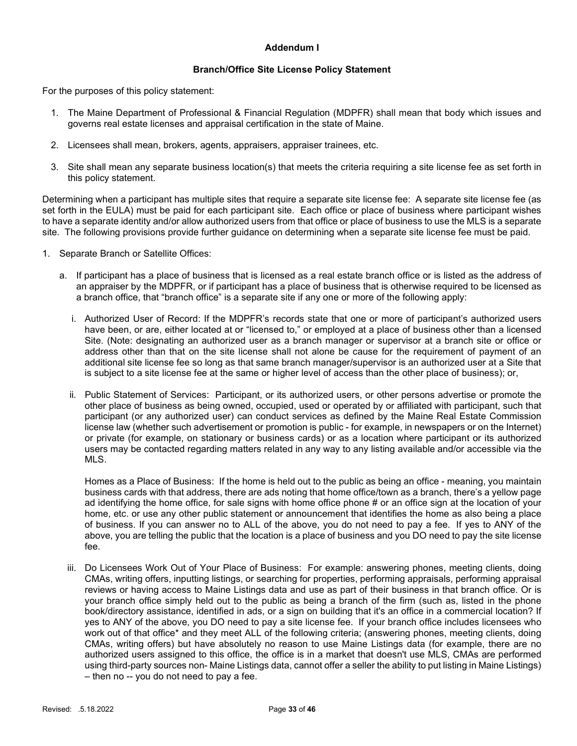## Addendum I

### Branch/Office Site License Policy Statement

For the purposes of this policy statement:

1. The Maine Department of Professional & Financial Regulation (MDPFR) shall mean that body which issues and governs real estate licenses and appraisal certification in the state of Maine.
2. Licensees shall mean, brokers, agents, appraisers, appraiser trainees, etc.
3. Site shall mean any separate business location(s) that meets the criteria requiring a site license fee as set forth in this policy statement.

Determining when a participant has multiple sites that require a separate site license fee: A separate site license fee (as set forth in the EULA) must be paid for each participant site. Each office or place of business where participant wishes to have a separate identity and/or allow authorized users from that office or place of business to use the MLS is a separate site. The following provisions provide further guidance on determining when a separate site license fee must be paid.

1. Separate Branch or Satellite Offices:

   a. If participant has a place of business that is licensed as a real estate branch office or is listed as the address of an appraiser by the MDPFR, or if participant has a place of business that is otherwise required to be licensed as a branch office, that "branch office" is a separate site if any one or more of the following apply:

      i. Authorized User of Record: If the MDPFR's records state that one or more of participant's authorized users have been, or are, either located at or "licensed to," or employed at a place of business other than a licensed Site. (Note: designating an authorized user as a branch manager or supervisor at a branch site or office or address other than that on the site license shall not alone be cause for the requirement of payment of an additional site license fee so long as that same branch manager/supervisor is an authorized user at a Site that is subject to a site license fee at the same or higher level of access than the other place of business); or,

      ii. Public Statement of Services: Participant, or its authorized users, or other persons advertise or promote the other place of business as being owned, occupied, used or operated by or affiliated with participant, such that participant (or any authorized user) can conduct services as defined by the Maine Real Estate Commission license law (whether such advertisement or promotion is public - for example, in newspapers or on the Internet) or private (for example, on stationary or business cards) or as a location where participant or its authorized users may be contacted regarding matters related in any way to any listing available and/or accessible via the MLS.

         Homes as a Place of Business: If the home is held out to the public as being an office - meaning, you maintain business cards with that address, there are ads noting that home office/town as a branch, there's a yellow page ad identifying the home office, for sale signs with home office phone # or an office sign at the location of your home, etc. or use any other public statement or announcement that identifies the home as also being a place of business. If you can answer no to ALL of the above, you do not need to pay a fee. If yes to ANY of the above, you are telling the public that the location is a place of business and you DO need to pay the site license fee.

      iii. Do Licensees Work Out of Your Place of Business: For example: answering phones, meeting clients, doing CMAs, writing offers, inputting listings, or searching for properties, performing appraisals, performing appraisal reviews or having access to Maine Listings data and use as part of their business in that branch office. Or is your branch office simply held out to the public as being a branch of the firm (such as, listed in the phone book/directory assistance, identified in ads, or a sign on building that it's an office in a commercial location? If yes to ANY of the above, you DO need to pay a site license fee. If your branch office includes licensees who work out of that office* and they meet ALL of the following criteria; (answering phones, meeting clients, doing CMAs, writing offers) but have absolutely no reason to use Maine Listings data (for example, there are no authorized users assigned to this office, the office is in a market that doesn't use MLS, CMAs are performed using third-party sources non- Maine Listings data, cannot offer a seller the ability to put listing in Maine Listings) – then no -- you do not need to pay a fee.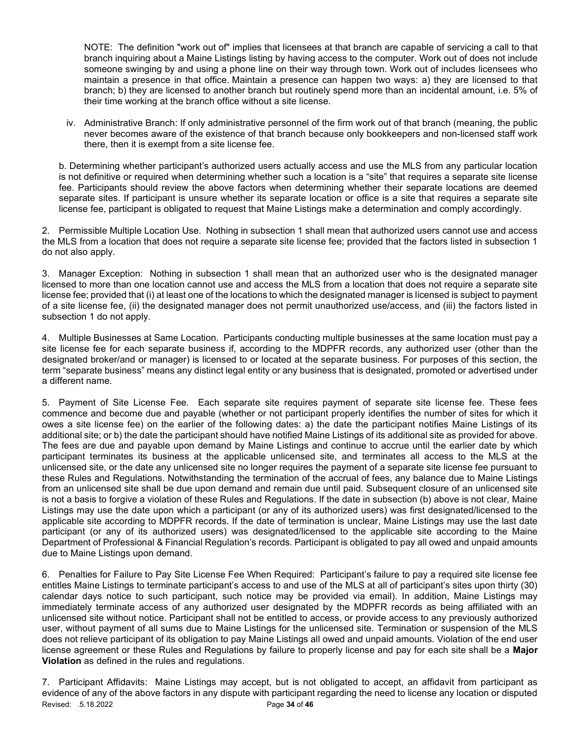NOTE: The definition "work out of" implies that licensees at that branch are capable of servicing a call to that branch inquiring about a Maine Listings listing by having access to the computer. Work out of does not include someone swinging by and using a phone line on their way through town. Work out of includes licensees who maintain a presence in that office. Maintain a presence can happen two ways: a) they are licensed to that branch; b) they are licensed to another branch but routinely spend more than an incidental amount, i.e. 5% of their time working at the branch office without a site license.

iv. Administrative Branch: If only administrative personnel of the firm work out of that branch (meaning, the public never becomes aware of the existence of that branch because only bookkeepers and non-licensed staff work there, then it is exempt from a site license fee.

b. Determining whether participant's authorized users actually access and use the MLS from any particular location is not definitive or required when determining whether such a location is a "site" that requires a separate site license fee. Participants should review the above factors when determining whether their separate locations are deemed separate sites. If participant is unsure whether its separate location or office is a site that requires a separate site license fee, participant is obligated to request that Maine Listings make a determination and comply accordingly.

2. Permissible Multiple Location Use. Nothing in subsection 1 shall mean that authorized users cannot use and access the MLS from a location that does not require a separate site license fee; provided that the factors listed in subsection 1 do not also apply.

3. Manager Exception: Nothing in subsection 1 shall mean that an authorized user who is the designated manager licensed to more than one location cannot use and access the MLS from a location that does not require a separate site license fee; provided that (i) at least one of the locations to which the designated manager is licensed is subject to payment of a site license fee, (ii) the designated manager does not permit unauthorized use/access, and (iii) the factors listed in subsection 1 do not apply.

4. Multiple Businesses at Same Location. Participants conducting multiple businesses at the same location must pay a site license fee for each separate business if, according to the MDPFR records, any authorized user (other than the designated broker/and or manager) is licensed to or located at the separate business. For purposes of this section, the term "separate business" means any distinct legal entity or any business that is designated, promoted or advertised under a different name.

5. Payment of Site License Fee. Each separate site requires payment of separate site license fee. These fees commence and become due and payable (whether or not participant properly identifies the number of sites for which it owes a site license fee) on the earlier of the following dates: a) the date the participant notifies Maine Listings of its additional site; or b) the date the participant should have notified Maine Listings of its additional site as provided for above. The fees are due and payable upon demand by Maine Listings and continue to accrue until the earlier date by which participant terminates its business at the applicable unlicensed site, and terminates all access to the MLS at the unlicensed site, or the date any unlicensed site no longer requires the payment of a separate site license fee pursuant to these Rules and Regulations. Notwithstanding the termination of the accrual of fees, any balance due to Maine Listings from an unlicensed site shall be due upon demand and remain due until paid. Subsequent closure of an unlicensed site is not a basis to forgive a violation of these Rules and Regulations. If the date in subsection (b) above is not clear, Maine Listings may use the date upon which a participant (or any of its authorized users) was first designated/licensed to the applicable site according to MDPFR records. If the date of termination is unclear, Maine Listings may use the last date participant (or any of its authorized users) was designated/licensed to the applicable site according to the Maine Department of Professional & Financial Regulation's records. Participant is obligated to pay all owed and unpaid amounts due to Maine Listings upon demand.

6. Penalties for Failure to Pay Site License Fee When Required: Participant's failure to pay a required site license fee entitles Maine Listings to terminate participant's access to and use of the MLS at all of participant's sites upon thirty (30) calendar days notice to such participant, such notice may be provided via email). In addition, Maine Listings may immediately terminate access of any authorized user designated by the MDPFR records as being affiliated with an unlicensed site without notice. Participant shall not be entitled to access, or provide access to any previously authorized user, without payment of all sums due to Maine Listings for the unlicensed site. Termination or suspension of the MLS does not relieve participant of its obligation to pay Maine Listings all owed and unpaid amounts. Violation of the end user license agreement or these Rules and Regulations by failure to properly license and pay for each site shall be a **Major Violation** as defined in the rules and regulations.

7. Participant Affidavits: Maine Listings may accept, but is not obligated to accept, an affidavit from participant as evidence of any of the above factors in any dispute with participant regarding the need to license any location or disputed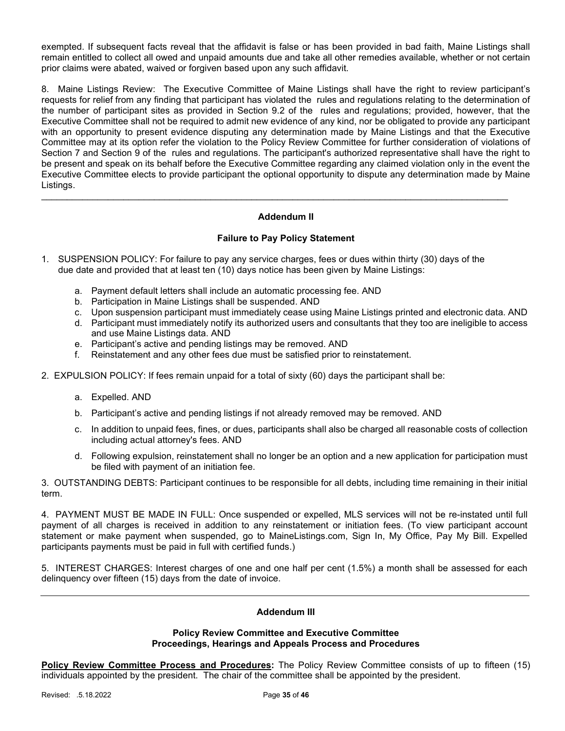exempted. If subsequent facts reveal that the affidavit is false or has been provided in bad faith, Maine Listings shall remain entitled to collect all owed and unpaid amounts due and take all other remedies available, whether or not certain prior claims were abated, waived or forgiven based upon any such affidavit.

8. Maine Listings Review: The Executive Committee of Maine Listings shall have the right to review participant's requests for relief from any finding that participant has violated the rules and regulations relating to the determination of the number of participant sites as provided in Section 9.2 of the rules and regulations; provided, however, that the Executive Committee shall not be required to admit new evidence of any kind, nor be obligated to provide any participant with an opportunity to present evidence disputing any determination made by Maine Listings and that the Executive Committee may at its option refer the violation to the Policy Review Committee for further consideration of violations of Section 7 and Section 9 of the rules and regulations. The participant's authorized representative shall have the right to be present and speak on its behalf before the Executive Committee regarding any claimed violation only in the event the Executive Committee elects to provide participant the optional opportunity to dispute any determination made by Maine Listings.

---

## Addendum II

### Failure to Pay Policy Statement

1. SUSPENSION POLICY: For failure to pay any service charges, fees or dues within thirty (30) days of the due date and provided that at least ten (10) days notice has been given by Maine Listings:
   a. Payment default letters shall include an automatic processing fee. AND
   b. Participation in Maine Listings shall be suspended. AND
   c. Upon suspension participant must immediately cease using Maine Listings printed and electronic data. AND
   d. Participant must immediately notify its authorized users and consultants that they too are ineligible to access and use Maine Listings data. AND
   e. Participant's active and pending listings may be removed. AND
   f. Reinstatement and any other fees due must be satisfied prior to reinstatement.

2. EXPULSION POLICY: If fees remain unpaid for a total of sixty (60) days the participant shall be:
   a. Expelled. AND
   b. Participant's active and pending listings if not already removed may be removed. AND
   c. In addition to unpaid fees, fines, or dues, participants shall also be charged all reasonable costs of collection including actual attorney's fees. AND
   d. Following expulsion, reinstatement shall no longer be an option and a new application for participation must be filed with payment of an initiation fee.

3. OUTSTANDING DEBTS: Participant continues to be responsible for all debts, including time remaining in their initial term.

4. PAYMENT MUST BE MADE IN FULL: Once suspended or expelled, MLS services will not be re-instated until full payment of all charges is received in addition to any reinstatement or initiation fees. (To view participant account statement or make payment when suspended, go to MaineListings.com, Sign In, My Office, Pay My Bill. Expelled participants payments must be paid in full with certified funds.)

5. INTEREST CHARGES: Interest charges of one and one half per cent (1.5%) a month shall be assessed for each delinquency over fifteen (15) days from the date of invoice.

---

## Addendum III

### Policy Review Committee and Executive Committee Proceedings, Hearings and Appeals Process and Procedures

**Policy Review Committee Process and Procedures:** The Policy Review Committee consists of up to fifteen (15) individuals appointed by the president. The chair of the committee shall be appointed by the president.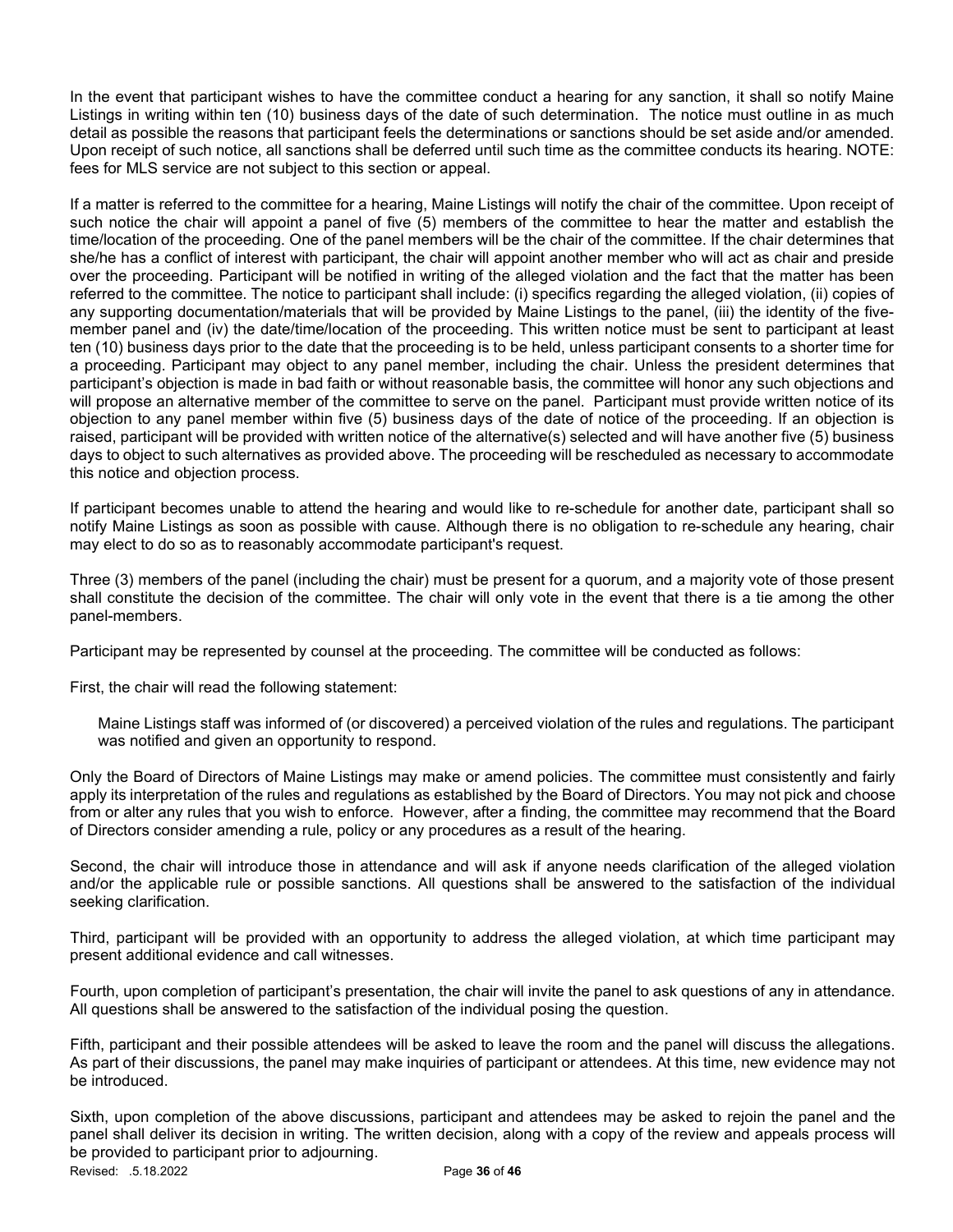In the event that participant wishes to have the committee conduct a hearing for any sanction, it shall so notify Maine Listings in writing within ten (10) business days of the date of such determination. The notice must outline in as much detail as possible the reasons that participant feels the determinations or sanctions should be set aside and/or amended. Upon receipt of such notice, all sanctions shall be deferred until such time as the committee conducts its hearing. NOTE: fees for MLS service are not subject to this section or appeal.

If a matter is referred to the committee for a hearing, Maine Listings will notify the chair of the committee. Upon receipt of such notice the chair will appoint a panel of five (5) members of the committee to hear the matter and establish the time/location of the proceeding. One of the panel members will be the chair of the committee. If the chair determines that she/he has a conflict of interest with participant, the chair will appoint another member who will act as chair and preside over the proceeding. Participant will be notified in writing of the alleged violation and the fact that the matter has been referred to the committee. The notice to participant shall include: (i) specifics regarding the alleged violation, (ii) copies of any supporting documentation/materials that will be provided by Maine Listings to the panel, (iii) the identity of the five-member panel and (iv) the date/time/location of the proceeding. This written notice must be sent to participant at least ten (10) business days prior to the date that the proceeding is to be held, unless participant consents to a shorter time for a proceeding. Participant may object to any panel member, including the chair. Unless the president determines that participant's objection is made in bad faith or without reasonable basis, the committee will honor any such objections and will propose an alternative member of the committee to serve on the panel. Participant must provide written notice of its objection to any panel member within five (5) business days of the date of notice of the proceeding. If an objection is raised, participant will be provided with written notice of the alternative(s) selected and will have another five (5) business days to object to such alternatives as provided above. The proceeding will be rescheduled as necessary to accommodate this notice and objection process.

If participant becomes unable to attend the hearing and would like to re-schedule for another date, participant shall so notify Maine Listings as soon as possible with cause. Although there is no obligation to re-schedule any hearing, chair may elect to do so as to reasonably accommodate participant's request.

Three (3) members of the panel (including the chair) must be present for a quorum, and a majority vote of those present shall constitute the decision of the committee. The chair will only vote in the event that there is a tie among the other panel-members.

Participant may be represented by counsel at the proceeding. The committee will be conducted as follows:

First, the chair will read the following statement:

> Maine Listings staff was informed of (or discovered) a perceived violation of the rules and regulations. The participant was notified and given an opportunity to respond.

Only the Board of Directors of Maine Listings may make or amend policies. The committee must consistently and fairly apply its interpretation of the rules and regulations as established by the Board of Directors. You may not pick and choose from or alter any rules that you wish to enforce. However, after a finding, the committee may recommend that the Board of Directors consider amending a rule, policy or any procedures as a result of the hearing.

Second, the chair will introduce those in attendance and will ask if anyone needs clarification of the alleged violation and/or the applicable rule or possible sanctions. All questions shall be answered to the satisfaction of the individual seeking clarification.

Third, participant will be provided with an opportunity to address the alleged violation, at which time participant may present additional evidence and call witnesses.

Fourth, upon completion of participant's presentation, the chair will invite the panel to ask questions of any in attendance. All questions shall be answered to the satisfaction of the individual posing the question.

Fifth, participant and their possible attendees will be asked to leave the room and the panel will discuss the allegations. As part of their discussions, the panel may make inquiries of participant or attendees. At this time, new evidence may not be introduced.

Sixth, upon completion of the above discussions, participant and attendees may be asked to rejoin the panel and the panel shall deliver its decision in writing. The written decision, along with a copy of the review and appeals process will be provided to participant prior to adjourning.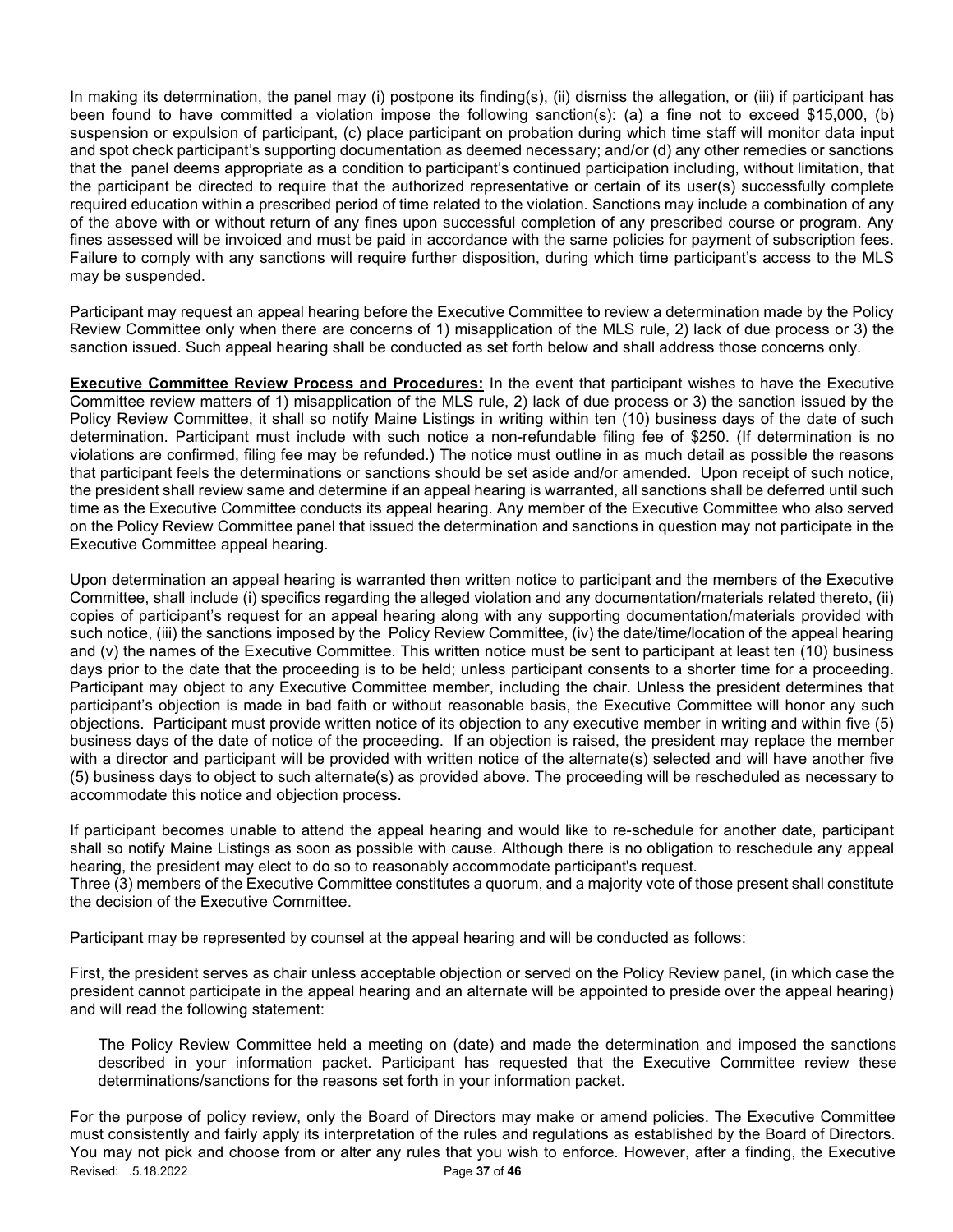In making its determination, the panel may (i) postpone its finding(s), (ii) dismiss the allegation, or (iii) if participant has been found to have committed a violation impose the following sanction(s): (a) a fine not to exceed $15,000, (b) suspension or expulsion of participant, (c) place participant on probation during which time staff will monitor data input and spot check participant's supporting documentation as deemed necessary; and/or (d) any other remedies or sanctions that the panel deems appropriate as a condition to participant's continued participation including, without limitation, that the participant be directed to require that the authorized representative or certain of its user(s) successfully complete required education within a prescribed period of time related to the violation. Sanctions may include a combination of any of the above with or without return of any fines upon successful completion of any prescribed course or program. Any fines assessed will be invoiced and must be paid in accordance with the same policies for payment of subscription fees. Failure to comply with any sanctions will require further disposition, during which time participant's access to the MLS may be suspended.

Participant may request an appeal hearing before the Executive Committee to review a determination made by the Policy Review Committee only when there are concerns of 1) misapplication of the MLS rule, 2) lack of due process or 3) the sanction issued. Such appeal hearing shall be conducted as set forth below and shall address those concerns only.

**Executive Committee Review Process and Procedures:** In the event that participant wishes to have the Executive Committee review matters of 1) misapplication of the MLS rule, 2) lack of due process or 3) the sanction issued by the Policy Review Committee, it shall so notify Maine Listings in writing within ten (10) business days of the date of such determination. Participant must include with such notice a non-refundable filing fee of $250. (If determination is no violations are confirmed, filing fee may be refunded.) The notice must outline in as much detail as possible the reasons that participant feels the determinations or sanctions should be set aside and/or amended. Upon receipt of such notice, the president shall review same and determine if an appeal hearing is warranted, all sanctions shall be deferred until such time as the Executive Committee conducts its appeal hearing. Any member of the Executive Committee who also served on the Policy Review Committee panel that issued the determination and sanctions in question may not participate in the Executive Committee appeal hearing.

Upon determination an appeal hearing is warranted then written notice to participant and the members of the Executive Committee, shall include (i) specifics regarding the alleged violation and any documentation/materials related thereto, (ii) copies of participant's request for an appeal hearing along with any supporting documentation/materials provided with such notice, (iii) the sanctions imposed by the Policy Review Committee, (iv) the date/time/location of the appeal hearing and (v) the names of the Executive Committee. This written notice must be sent to participant at least ten (10) business days prior to the date that the proceeding is to be held; unless participant consents to a shorter time for a proceeding. Participant may object to any Executive Committee member, including the chair. Unless the president determines that participant's objection is made in bad faith or without reasonable basis, the Executive Committee will honor any such objections. Participant must provide written notice of its objection to any executive member in writing and within five (5) business days of the date of notice of the proceeding. If an objection is raised, the president may replace the member with a director and participant will be provided with written notice of the alternate(s) selected and will have another five (5) business days to object to such alternate(s) as provided above. The proceeding will be rescheduled as necessary to accommodate this notice and objection process.

If participant becomes unable to attend the appeal hearing and would like to re-schedule for another date, participant shall so notify Maine Listings as soon as possible with cause. Although there is no obligation to reschedule any appeal hearing, the president may elect to do so to reasonably accommodate participant's request.
Three (3) members of the Executive Committee constitutes a quorum, and a majority vote of those present shall constitute the decision of the Executive Committee.

Participant may be represented by counsel at the appeal hearing and will be conducted as follows:

First, the president serves as chair unless acceptable objection or served on the Policy Review panel, (in which case the president cannot participate in the appeal hearing and an alternate will be appointed to preside over the appeal hearing) and will read the following statement:

> The Policy Review Committee held a meeting on (date) and made the determination and imposed the sanctions described in your information packet. Participant has requested that the Executive Committee review these determinations/sanctions for the reasons set forth in your information packet.

For the purpose of policy review, only the Board of Directors may make or amend policies. The Executive Committee must consistently and fairly apply its interpretation of the rules and regulations as established by the Board of Directors. You may not pick and choose from or alter any rules that you wish to enforce. However, after a finding, the Executive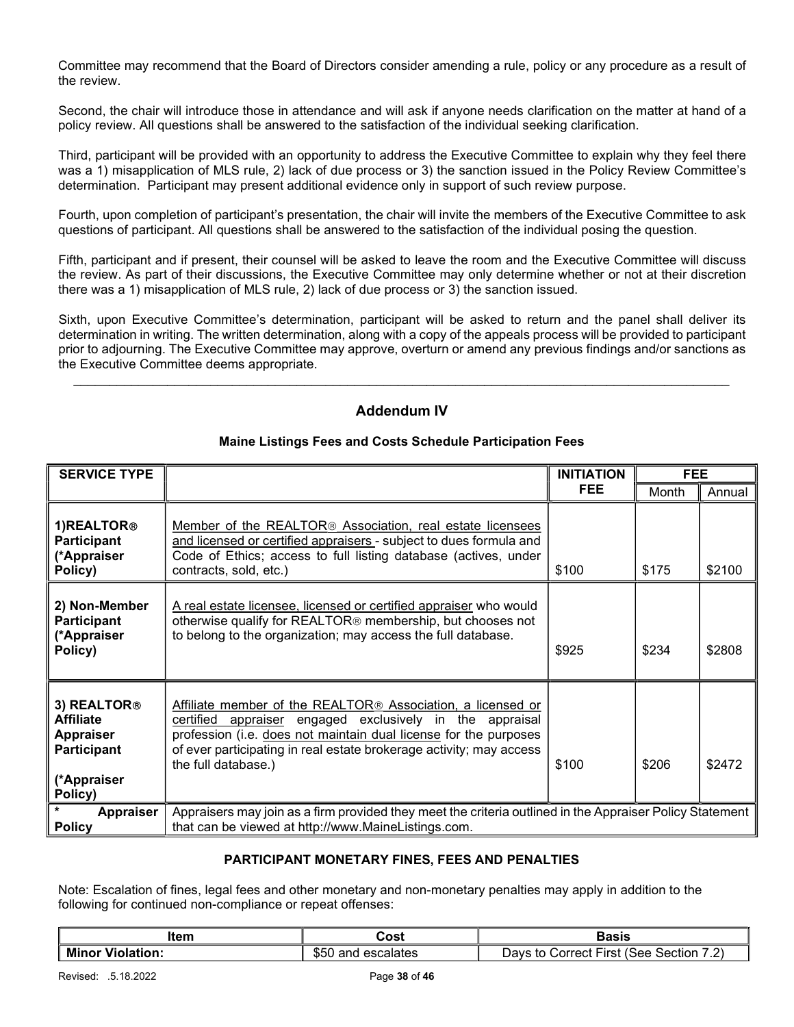Committee may recommend that the Board of Directors consider amending a rule, policy or any procedure as a result of the review.

Second, the chair will introduce those in attendance and will ask if anyone needs clarification on the matter at hand of a policy review. All questions shall be answered to the satisfaction of the individual seeking clarification.

Third, participant will be provided with an opportunity to address the Executive Committee to explain why they feel there was a 1) misapplication of MLS rule, 2) lack of due process or 3) the sanction issued in the Policy Review Committee's determination. Participant may present additional evidence only in support of such review purpose.

Fourth, upon completion of participant's presentation, the chair will invite the members of the Executive Committee to ask questions of participant. All questions shall be answered to the satisfaction of the individual posing the question.

Fifth, participant and if present, their counsel will be asked to leave the room and the Executive Committee will discuss the review. As part of their discussions, the Executive Committee may only determine whether or not at their discretion there was a 1) misapplication of MLS rule, 2) lack of due process or 3) the sanction issued.

Sixth, upon Executive Committee's determination, participant will be asked to return and the panel shall deliver its determination in writing. The written determination, along with a copy of the appeals process will be provided to participant prior to adjourning. The Executive Committee may approve, overturn or amend any previous findings and/or sanctions as the Executive Committee deems appropriate.

---

## Addendum IV

### Maine Listings Fees and Costs Schedule Participation Fees

| SERVICE TYPE | | INITIATION FEE | FEE | |
|---|---|---|---|---|
| | | | Month | Annual |
| **1)REALTOR® Participant (*Appraiser Policy)** | Member of the REALTOR® Association, real estate licensees and licensed or certified appraisers - subject to dues formula and Code of Ethics; access to full listing database (actives, under contracts, sold, etc.) | \$100 | \$175 | \$2100 |
| **2) Non-Member Participant (*Appraiser Policy)** | A real estate licensee, licensed or certified appraiser who would otherwise qualify for REALTOR® membership, but chooses not to belong to the organization; may access the full database. | \$925 | \$234 | \$2808 |
| **3) REALTOR® Affiliate Appraiser Participant (*Appraiser Policy)** | Affiliate member of the REALTOR® Association, a licensed or certified appraiser engaged exclusively in the appraisal profession (i.e. does not maintain dual license for the purposes of ever participating in real estate brokerage activity; may access the full database.) | \$100 | \$206 | \$2472 |
| **\* Appraiser Policy** | Appraisers may join as a firm provided they meet the criteria outlined in the Appraiser Policy Statement that can be viewed at http://www.MaineListings.com. | | | |

### PARTICIPANT MONETARY FINES, FEES AND PENALTIES

Note: Escalation of fines, legal fees and other monetary and non-monetary penalties may apply in addition to the following for continued non-compliance or repeat offenses:

| Item | Cost | Basis |
|---|---|---|
| **Minor Violation:** | \$50 and escalates | Days to Correct First (See Section 7.2) |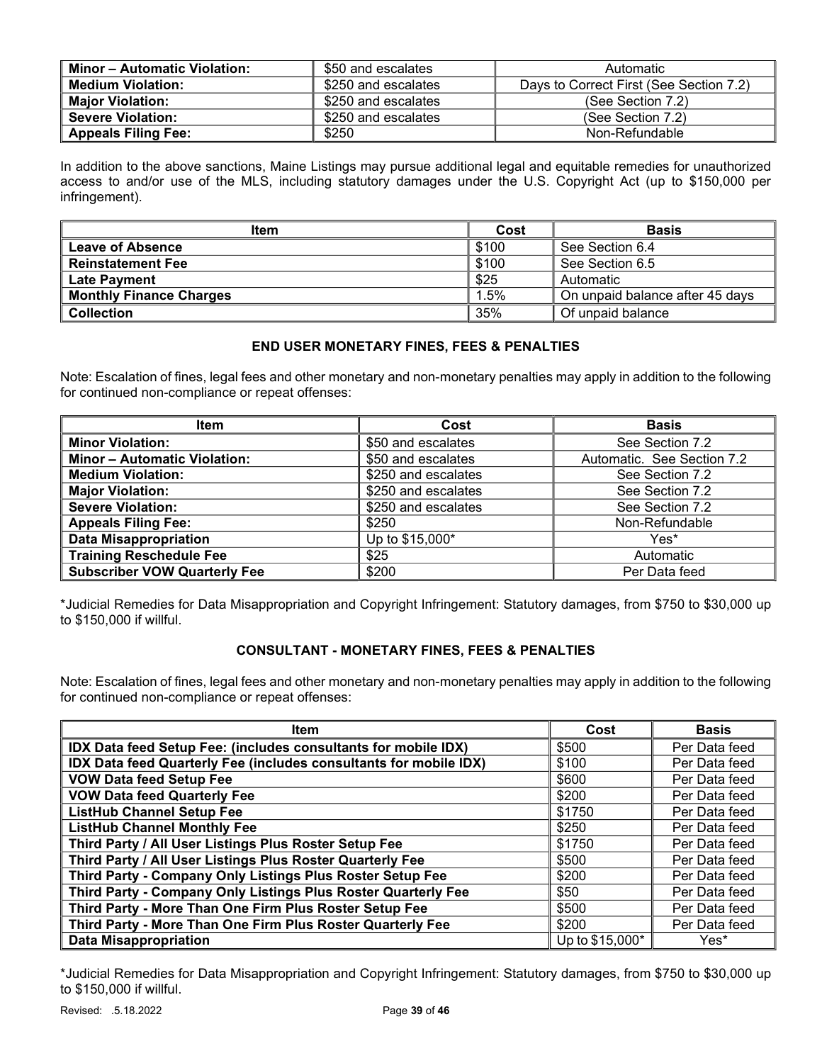| **Minor – Automatic Violation:** | $50 and escalates | Automatic |
|---|---|---|
| **Medium Violation:** | $250 and escalates | Days to Correct First (See Section 7.2) |
| **Major Violation:** | $250 and escalates | (See Section 7.2) |
| **Severe Violation:** | $250 and escalates | (See Section 7.2) |
| **Appeals Filing Fee:** | $250 | Non-Refundable |

In addition to the above sanctions, Maine Listings may pursue additional legal and equitable remedies for unauthorized access to and/or use of the MLS, including statutory damages under the U.S. Copyright Act (up to $150,000 per infringement).

| Item | Cost | Basis |
|---|---|---|
| **Leave of Absence** | $100 | See Section 6.4 |
| **Reinstatement Fee** | $100 | See Section 6.5 |
| **Late Payment** | $25 | Automatic |
| **Monthly Finance Charges** | 1.5% | On unpaid balance after 45 days |
| **Collection** | 35% | Of unpaid balance |

### END USER MONETARY FINES, FEES & PENALTIES

Note: Escalation of fines, legal fees and other monetary and non-monetary penalties may apply in addition to the following for continued non-compliance or repeat offenses:

| Item | Cost | Basis |
|---|---|---|
| **Minor Violation:** | $50 and escalates | See Section 7.2 |
| **Minor – Automatic Violation:** | $50 and escalates | Automatic. See Section 7.2 |
| **Medium Violation:** | $250 and escalates | See Section 7.2 |
| **Major Violation:** | $250 and escalates | See Section 7.2 |
| **Severe Violation:** | $250 and escalates | See Section 7.2 |
| **Appeals Filing Fee:** | $250 | Non-Refundable |
| **Data Misappropriation** | Up to $15,000* | Yes* |
| **Training Reschedule Fee** | $25 | Automatic |
| **Subscriber VOW Quarterly Fee** | $200 | Per Data feed |

*Judicial Remedies for Data Misappropriation and Copyright Infringement: Statutory damages, from $750 to $30,000 up to $150,000 if willful.

### CONSULTANT - MONETARY FINES, FEES & PENALTIES

Note: Escalation of fines, legal fees and other monetary and non-monetary penalties may apply in addition to the following for continued non-compliance or repeat offenses:

| Item | Cost | Basis |
|---|---|---|
| **IDX Data feed Setup Fee: (includes consultants for mobile IDX)** | $500 | Per Data feed |
| **IDX Data feed Quarterly Fee (includes consultants for mobile IDX)** | $100 | Per Data feed |
| **VOW Data feed Setup Fee** | $600 | Per Data feed |
| **VOW Data feed Quarterly Fee** | $200 | Per Data feed |
| **ListHub Channel Setup Fee** | $1750 | Per Data feed |
| **ListHub Channel Monthly Fee** | $250 | Per Data feed |
| **Third Party / All User Listings Plus Roster Setup Fee** | $1750 | Per Data feed |
| **Third Party / All User Listings Plus Roster Quarterly Fee** | $500 | Per Data feed |
| **Third Party - Company Only Listings Plus Roster Setup Fee** | $200 | Per Data feed |
| **Third Party - Company Only Listings Plus Roster Quarterly Fee** | $50 | Per Data feed |
| **Third Party - More Than One Firm Plus Roster Setup Fee** | $500 | Per Data feed |
| **Third Party - More Than One Firm Plus Roster Quarterly Fee** | $200 | Per Data feed |
| **Data Misappropriation** | Up to $15,000* | Yes* |

*Judicial Remedies for Data Misappropriation and Copyright Infringement: Statutory damages, from $750 to $30,000 up to $150,000 if willful.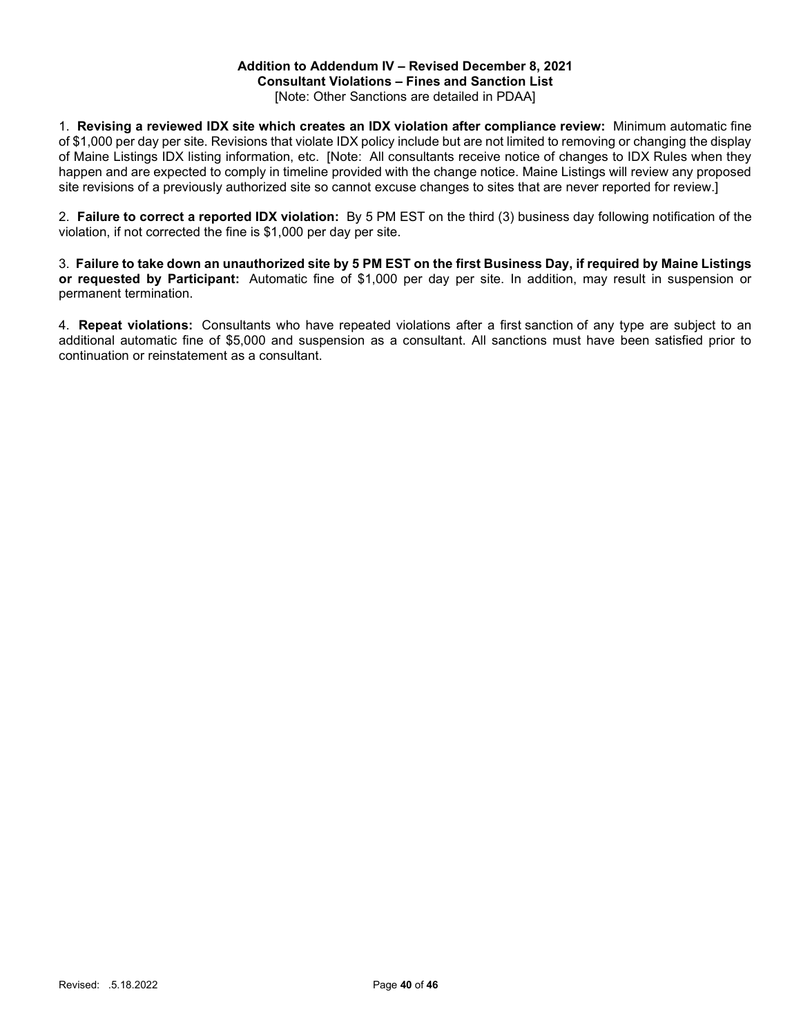**Addition to Addendum IV – Revised December 8, 2021**
**Consultant Violations – Fines and Sanction List**
[Note: Other Sanctions are detailed in PDAA]

1. **Revising a reviewed IDX site which creates an IDX violation after compliance review:** Minimum automatic fine of $1,000 per day per site. Revisions that violate IDX policy include but are not limited to removing or changing the display of Maine Listings IDX listing information, etc. [Note: All consultants receive notice of changes to IDX Rules when they happen and are expected to comply in timeline provided with the change notice. Maine Listings will review any proposed site revisions of a previously authorized site so cannot excuse changes to sites that are never reported for review.]

2. **Failure to correct a reported IDX violation:** By 5 PM EST on the third (3) business day following notification of the violation, if not corrected the fine is $1,000 per day per site.

3. **Failure to take down an unauthorized site by 5 PM EST on the first Business Day, if required by Maine Listings or requested by Participant:** Automatic fine of $1,000 per day per site. In addition, may result in suspension or permanent termination.

4. **Repeat violations:** Consultants who have repeated violations after a first sanction of any type are subject to an additional automatic fine of $5,000 and suspension as a consultant. All sanctions must have been satisfied prior to continuation or reinstatement as a consultant.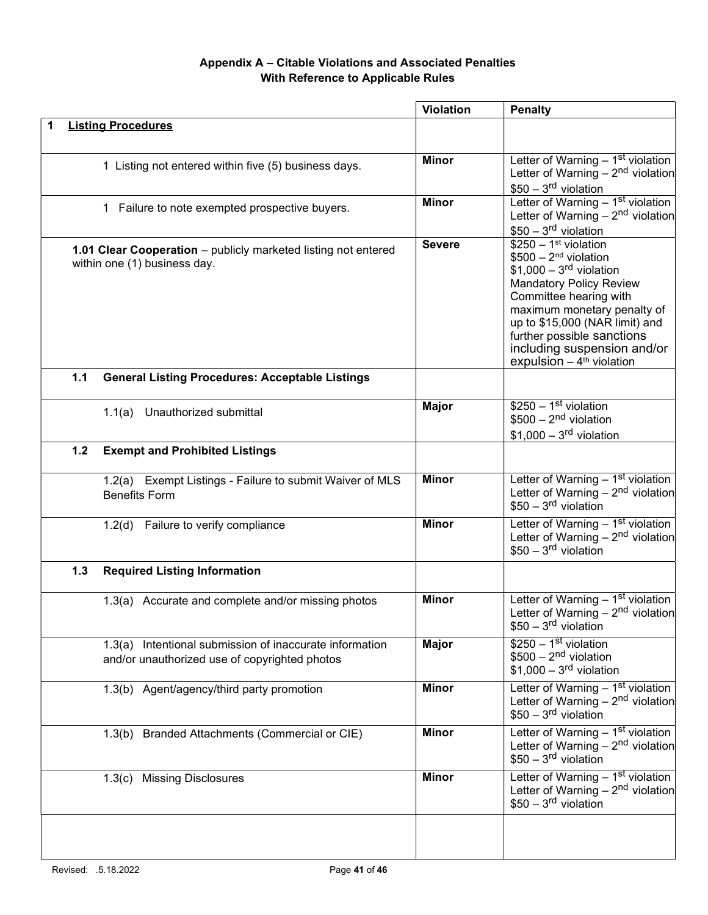# Appendix A – Citable Violations and Associated Penalties
## With Reference to Applicable Rules

| | Violation | Penalty |
|---|---|---|
| **1 Listing Procedures** | | |
| 1 Listing not entered within five (5) business days. | **Minor** | Letter of Warning – 1st violation<br>Letter of Warning – 2nd violation<br>\$50 – 3rd violation |
| 1 Failure to note exempted prospective buyers. | **Minor** | Letter of Warning – 1st violation<br>Letter of Warning – 2nd violation<br>\$50 – 3rd violation |
| **1.01 Clear Cooperation** – publicly marketed listing not entered within one (1) business day. | **Severe** | \$250 – 1st violation<br>\$500 – 2nd violation<br>\$1,000 – 3rd violation<br>Mandatory Policy Review Committee hearing with maximum monetary penalty of up to \$15,000 (NAR limit) and further possible sanctions including suspension and/or expulsion – 4th violation |
| **1.1 General Listing Procedures: Acceptable Listings** | | |
| 1.1(a) Unauthorized submittal | **Major** | \$250 – 1st violation<br>\$500 – 2nd violation<br>\$1,000 – 3rd violation |
| **1.2 Exempt and Prohibited Listings** | | |
| 1.2(a) Exempt Listings - Failure to submit Waiver of MLS Benefits Form | **Minor** | Letter of Warning – 1st violation<br>Letter of Warning – 2nd violation<br>\$50 – 3rd violation |
| 1.2(d) Failure to verify compliance | **Minor** | Letter of Warning – 1st violation<br>Letter of Warning – 2nd violation<br>\$50 – 3rd violation |
| **1.3 Required Listing Information** | | |
| 1.3(a) Accurate and complete and/or missing photos | **Minor** | Letter of Warning – 1st violation<br>Letter of Warning – 2nd violation<br>\$50 – 3rd violation |
| 1.3(a) Intentional submission of inaccurate information and/or unauthorized use of copyrighted photos | **Major** | \$250 – 1st violation<br>\$500 – 2nd violation<br>\$1,000 – 3rd violation |
| 1.3(b) Agent/agency/third party promotion | **Minor** | Letter of Warning – 1st violation<br>Letter of Warning – 2nd violation<br>\$50 – 3rd violation |
| 1.3(b) Branded Attachments (Commercial or CIE) | **Minor** | Letter of Warning – 1st violation<br>Letter of Warning – 2nd violation<br>\$50 – 3rd violation |
| 1.3(c) Missing Disclosures | **Minor** | Letter of Warning – 1st violation<br>Letter of Warning – 2nd violation<br>\$50 – 3rd violation |
| | | |

Revised: .5.18.2022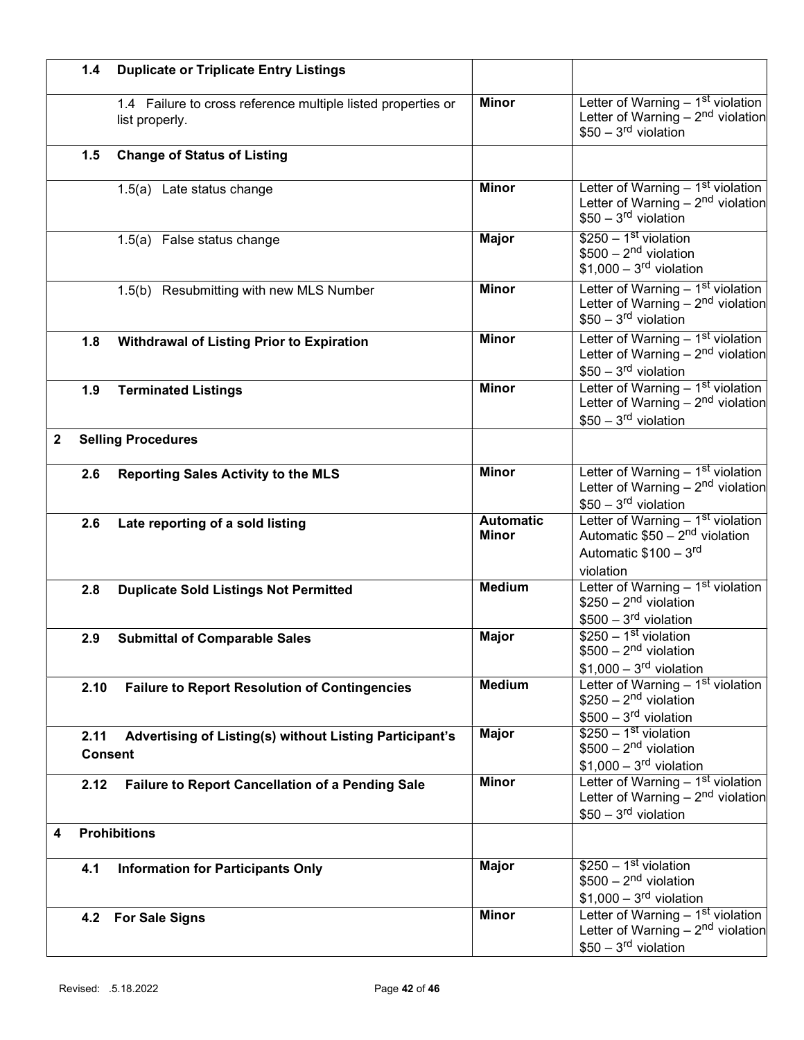| | | |
|---|---|---|
| **1.4 Duplicate or Triplicate Entry Listings** | | |
| 1.4 Failure to cross reference multiple listed properties or list properly. | **Minor** | Letter of Warning – 1st violation<br>Letter of Warning – 2nd violation<br>$50 – 3rd violation |
| **1.5 Change of Status of Listing** | | |
| 1.5(a) Late status change | **Minor** | Letter of Warning – 1st violation<br>Letter of Warning – 2nd violation<br>$50 – 3rd violation |
| 1.5(a) False status change | **Major** | $250 – 1st violation<br>$500 – 2nd violation<br>$1,000 – 3rd violation |
| 1.5(b) Resubmitting with new MLS Number | **Minor** | Letter of Warning – 1st violation<br>Letter of Warning – 2nd violation<br>$50 – 3rd violation |
| **1.8 Withdrawal of Listing Prior to Expiration** | **Minor** | Letter of Warning – 1st violation<br>Letter of Warning – 2nd violation<br>$50 – 3rd violation |
| **1.9 Terminated Listings** | **Minor** | Letter of Warning – 1st violation<br>Letter of Warning – 2nd violation<br>$50 – 3rd violation |
| **2 Selling Procedures** | | |
| **2.6 Reporting Sales Activity to the MLS** | **Minor** | Letter of Warning – 1st violation<br>Letter of Warning – 2nd violation<br>$50 – 3rd violation |
| **2.6 Late reporting of a sold listing** | **Automatic Minor** | Letter of Warning – 1st violation<br>Automatic $50 – 2nd violation<br>Automatic $100 – 3rd violation |
| **2.8 Duplicate Sold Listings Not Permitted** | **Medium** | Letter of Warning – 1st violation<br>$250 – 2nd violation<br>$500 – 3rd violation |
| **2.9 Submittal of Comparable Sales** | **Major** | $250 – 1st violation<br>$500 – 2nd violation<br>$1,000 – 3rd violation |
| **2.10 Failure to Report Resolution of Contingencies** | **Medium** | Letter of Warning – 1st violation<br>$250 – 2nd violation<br>$500 – 3rd violation |
| **2.11 Advertising of Listing(s) without Listing Participant's Consent** | **Major** | $250 – 1st violation<br>$500 – 2nd violation<br>$1,000 – 3rd violation |
| **2.12 Failure to Report Cancellation of a Pending Sale** | **Minor** | Letter of Warning – 1st violation<br>Letter of Warning – 2nd violation<br>$50 – 3rd violation |
| **4 Prohibitions** | | |
| **4.1 Information for Participants Only** | **Major** | $250 – 1st violation<br>$500 – 2nd violation<br>$1,000 – 3rd violation |
| **4.2 For Sale Signs** | **Minor** | Letter of Warning – 1st violation<br>Letter of Warning – 2nd violation<br>$50 – 3rd violation |

Revised: .5.18.2022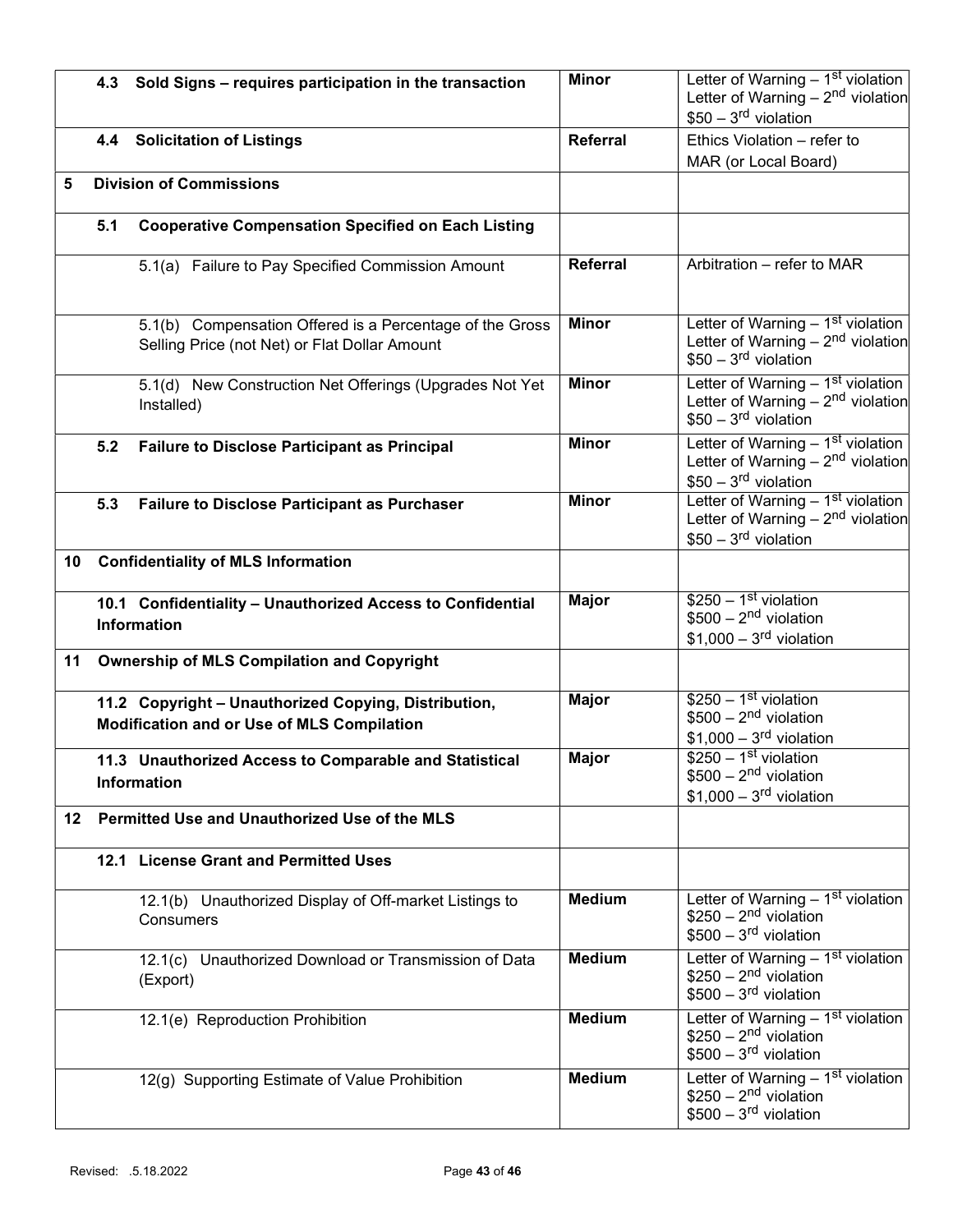| | | |
|---|---|---|
| **4.3 Sold Signs – requires participation in the transaction** | **Minor** | Letter of Warning – 1st violation<br>Letter of Warning – 2nd violation<br>$50 – 3rd violation |
| **4.4 Solicitation of Listings** | **Referral** | Ethics Violation – refer to MAR (or Local Board) |
| **5 Division of Commissions** | | |
| **5.1 Cooperative Compensation Specified on Each Listing** | | |
| 5.1(a) Failure to Pay Specified Commission Amount | **Referral** | Arbitration – refer to MAR |
| 5.1(b) Compensation Offered is a Percentage of the Gross Selling Price (not Net) or Flat Dollar Amount | **Minor** | Letter of Warning – 1st violation<br>Letter of Warning – 2nd violation<br>$50 – 3rd violation |
| 5.1(d) New Construction Net Offerings (Upgrades Not Yet Installed) | **Minor** | Letter of Warning – 1st violation<br>Letter of Warning – 2nd violation<br>$50 – 3rd violation |
| **5.2 Failure to Disclose Participant as Principal** | **Minor** | Letter of Warning – 1st violation<br>Letter of Warning – 2nd violation<br>$50 – 3rd violation |
| **5.3 Failure to Disclose Participant as Purchaser** | **Minor** | Letter of Warning – 1st violation<br>Letter of Warning – 2nd violation<br>$50 – 3rd violation |
| **10 Confidentiality of MLS Information** | | |
| **10.1 Confidentiality – Unauthorized Access to Confidential Information** | **Major** | $250 – 1st violation<br>$500 – 2nd violation<br>$1,000 – 3rd violation |
| **11 Ownership of MLS Compilation and Copyright** | | |
| **11.2 Copyright – Unauthorized Copying, Distribution, Modification and or Use of MLS Compilation** | **Major** | $250 – 1st violation<br>$500 – 2nd violation<br>$1,000 – 3rd violation |
| **11.3 Unauthorized Access to Comparable and Statistical Information** | **Major** | $250 – 1st violation<br>$500 – 2nd violation<br>$1,000 – 3rd violation |
| **12 Permitted Use and Unauthorized Use of the MLS** | | |
| **12.1 License Grant and Permitted Uses** | | |
| 12.1(b) Unauthorized Display of Off-market Listings to Consumers | **Medium** | Letter of Warning – 1st violation<br>$250 – 2nd violation<br>$500 – 3rd violation |
| 12.1(c) Unauthorized Download or Transmission of Data (Export) | **Medium** | Letter of Warning – 1st violation<br>$250 – 2nd violation<br>$500 – 3rd violation |
| 12.1(e) Reproduction Prohibition | **Medium** | Letter of Warning – 1st violation<br>$250 – 2nd violation<br>$500 – 3rd violation |
| 12(g) Supporting Estimate of Value Prohibition | **Medium** | Letter of Warning – 1st violation<br>$250 – 2nd violation<br>$500 – 3rd violation |

Revised: .5.18.2022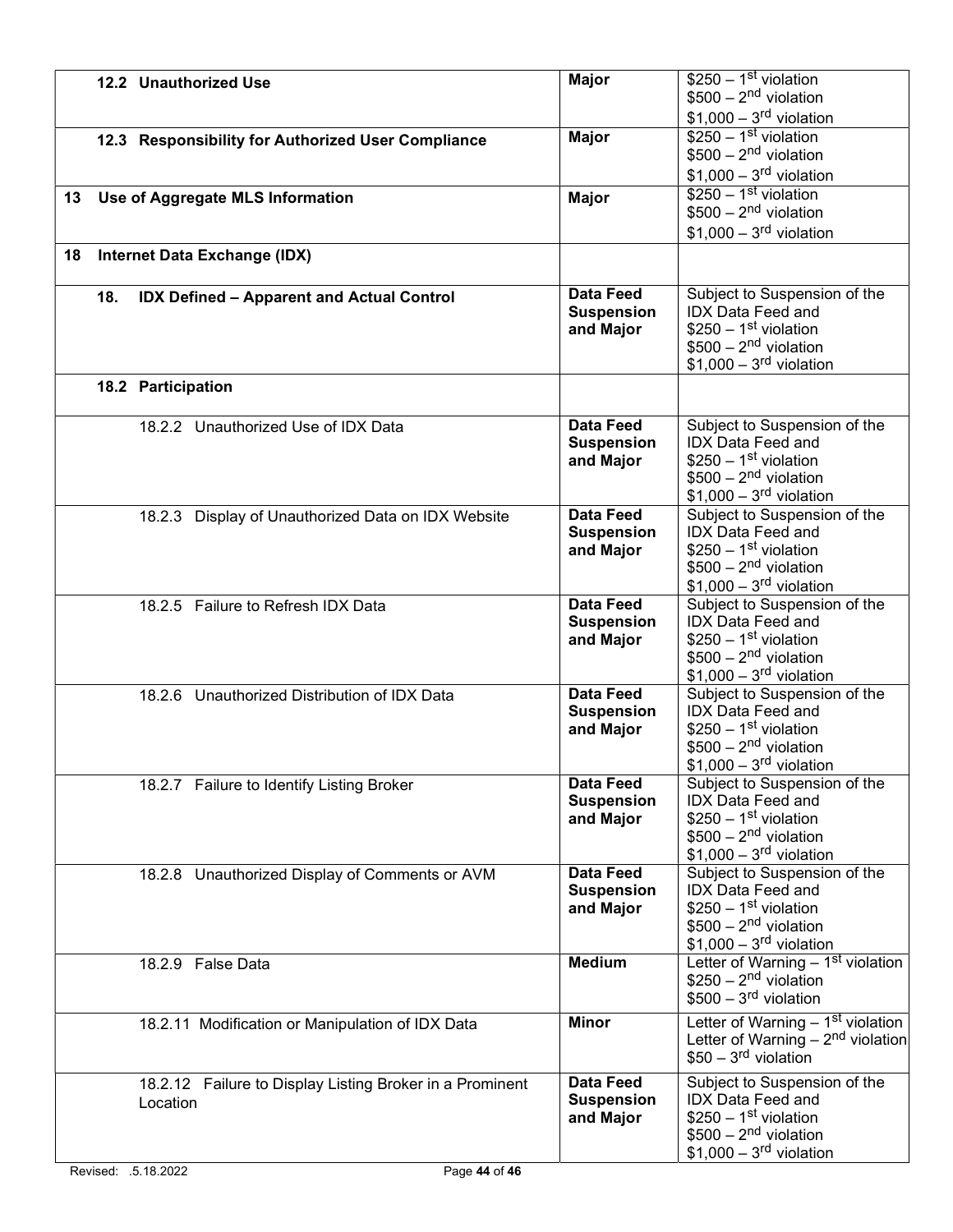| | | |
|---|---|---|
| 12.2 Unauthorized Use | **Major** | $250 – 1st violation<br>$500 – 2nd violation<br>$1,000 – 3rd violation |
| 12.3 Responsibility for Authorized User Compliance | **Major** | $250 – 1st violation<br>$500 – 2nd violation<br>$1,000 – 3rd violation |
| **13 Use of Aggregate MLS Information** | **Major** | $250 – 1st violation<br>$500 – 2nd violation<br>$1,000 – 3rd violation |
| **18 Internet Data Exchange (IDX)** | | |
| **18. IDX Defined – Apparent and Actual Control** | **Data Feed Suspension and Major** | Subject to Suspension of the IDX Data Feed and<br>$250 – 1st violation<br>$500 – 2nd violation<br>$1,000 – 3rd violation |
| **18.2 Participation** | | |
| 18.2.2 Unauthorized Use of IDX Data | **Data Feed Suspension and Major** | Subject to Suspension of the IDX Data Feed and<br>$250 – 1st violation<br>$500 – 2nd violation<br>$1,000 – 3rd violation |
| 18.2.3 Display of Unauthorized Data on IDX Website | **Data Feed Suspension and Major** | Subject to Suspension of the IDX Data Feed and<br>$250 – 1st violation<br>$500 – 2nd violation<br>$1,000 – 3rd violation |
| 18.2.5 Failure to Refresh IDX Data | **Data Feed Suspension and Major** | Subject to Suspension of the IDX Data Feed and<br>$250 – 1st violation<br>$500 – 2nd violation<br>$1,000 – 3rd violation |
| 18.2.6 Unauthorized Distribution of IDX Data | **Data Feed Suspension and Major** | Subject to Suspension of the IDX Data Feed and<br>$250 – 1st violation<br>$500 – 2nd violation<br>$1,000 – 3rd violation |
| 18.2.7 Failure to Identify Listing Broker | **Data Feed Suspension and Major** | Subject to Suspension of the IDX Data Feed and<br>$250 – 1st violation<br>$500 – 2nd violation<br>$1,000 – 3rd violation |
| 18.2.8 Unauthorized Display of Comments or AVM | **Data Feed Suspension and Major** | Subject to Suspension of the IDX Data Feed and<br>$250 – 1st violation<br>$500 – 2nd violation<br>$1,000 – 3rd violation |
| 18.2.9 False Data | **Medium** | Letter of Warning – 1st violation<br>$250 – 2nd violation<br>$500 – 3rd violation |
| 18.2.11 Modification or Manipulation of IDX Data | **Minor** | Letter of Warning – 1st violation<br>Letter of Warning – 2nd violation<br>$50 – 3rd violation |
| 18.2.12 Failure to Display Listing Broker in a Prominent Location | **Data Feed Suspension and Major** | Subject to Suspension of the IDX Data Feed and<br>$250 – 1st violation<br>$500 – 2nd violation<br>$1,000 – 3rd violation |

Revised: .5.18.2022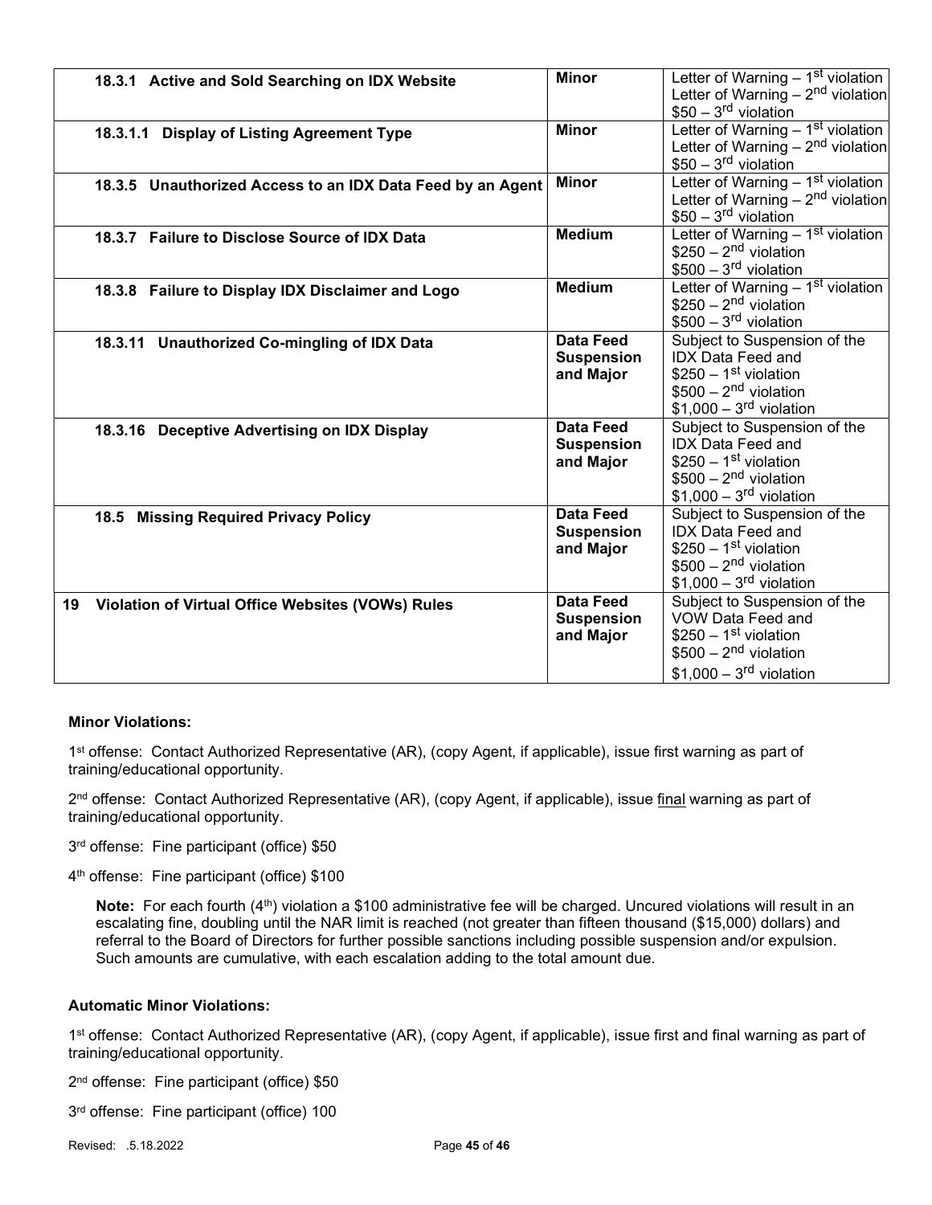| | | |
|---|---|---|
| **18.3.1 Active and Sold Searching on IDX Website** | **Minor** | Letter of Warning – 1st violation<br>Letter of Warning – 2nd violation<br>$50 – 3rd violation |
| **18.3.1.1 Display of Listing Agreement Type** | **Minor** | Letter of Warning – 1st violation<br>Letter of Warning – 2nd violation<br>$50 – 3rd violation |
| **18.3.5 Unauthorized Access to an IDX Data Feed by an Agent** | **Minor** | Letter of Warning – 1st violation<br>Letter of Warning – 2nd violation<br>$50 – 3rd violation |
| **18.3.7 Failure to Disclose Source of IDX Data** | **Medium** | Letter of Warning – 1st violation<br>$250 – 2nd violation<br>$500 – 3rd violation |
| **18.3.8 Failure to Display IDX Disclaimer and Logo** | **Medium** | Letter of Warning – 1st violation<br>$250 – 2nd violation<br>$500 – 3rd violation |
| **18.3.11 Unauthorized Co-mingling of IDX Data** | **Data Feed Suspension and Major** | Subject to Suspension of the IDX Data Feed and<br>$250 – 1st violation<br>$500 – 2nd violation<br>$1,000 – 3rd violation |
| **18.3.16 Deceptive Advertising on IDX Display** | **Data Feed Suspension and Major** | Subject to Suspension of the IDX Data Feed and<br>$250 – 1st violation<br>$500 – 2nd violation<br>$1,000 – 3rd violation |
| **18.5 Missing Required Privacy Policy** | **Data Feed Suspension and Major** | Subject to Suspension of the IDX Data Feed and<br>$250 – 1st violation<br>$500 – 2nd violation<br>$1,000 – 3rd violation |
| **19 Violation of Virtual Office Websites (VOWs) Rules** | **Data Feed Suspension and Major** | Subject to Suspension of the VOW Data Feed and<br>$250 – 1st violation<br>$500 – 2nd violation<br>$1,000 – 3rd violation |

**Minor Violations:**

1st offense: Contact Authorized Representative (AR), (copy Agent, if applicable), issue first warning as part of training/educational opportunity.

2nd offense: Contact Authorized Representative (AR), (copy Agent, if applicable), issue final warning as part of training/educational opportunity.

3rd offense: Fine participant (office) $50

4th offense: Fine participant (office) $100

> **Note:** For each fourth (4th) violation a $100 administrative fee will be charged. Uncured violations will result in an escalating fine, doubling until the NAR limit is reached (not greater than fifteen thousand ($15,000) dollars) and referral to the Board of Directors for further possible sanctions including possible suspension and/or expulsion. Such amounts are cumulative, with each escalation adding to the total amount due.

**Automatic Minor Violations:**

1st offense: Contact Authorized Representative (AR), (copy Agent, if applicable), issue first and final warning as part of training/educational opportunity.

2nd offense: Fine participant (office) $50

3rd offense: Fine participant (office) 100

Revised: .5.18.2022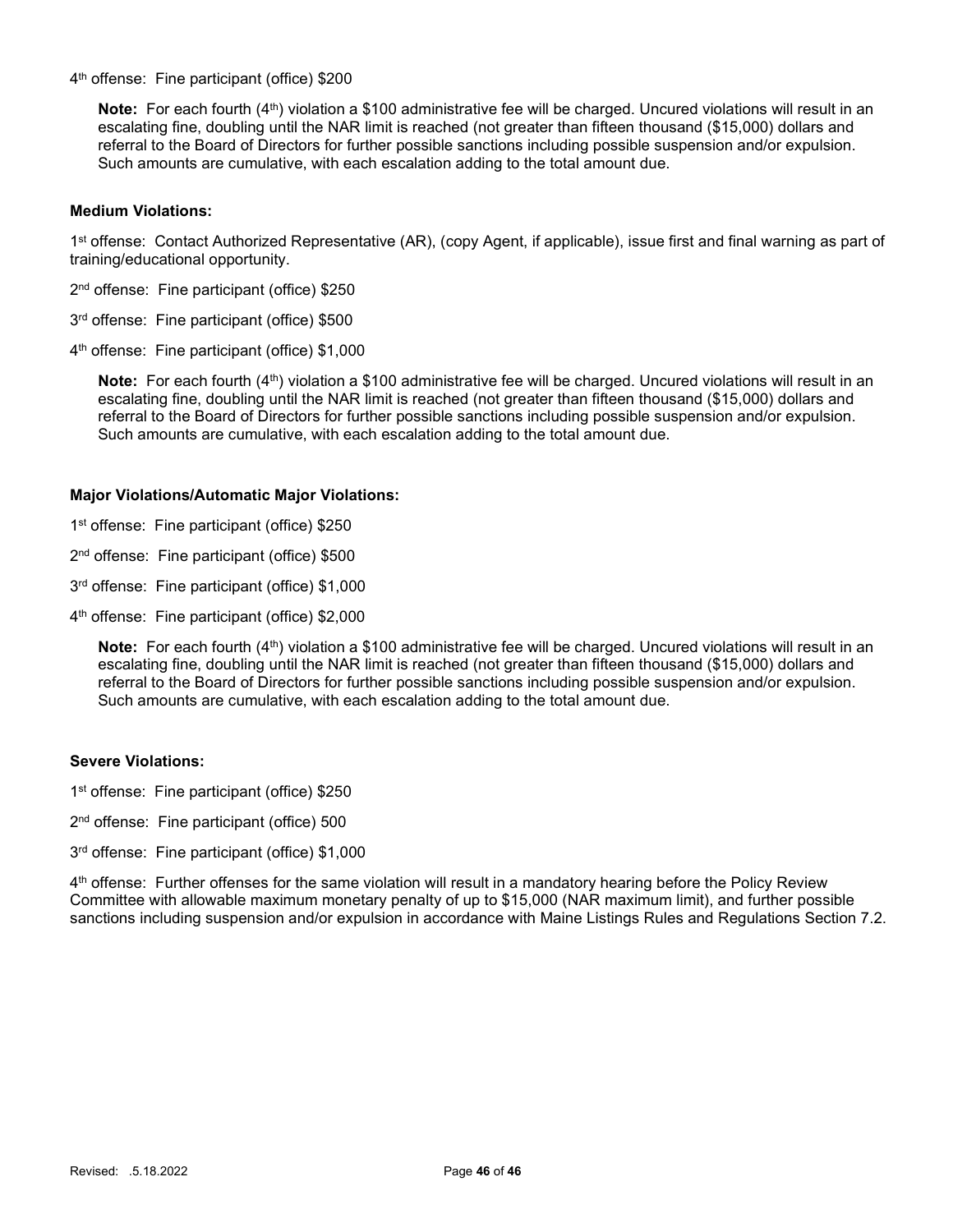4th offense: Fine participant (office) $200

> **Note:** For each fourth (4th) violation a $100 administrative fee will be charged. Uncured violations will result in an escalating fine, doubling until the NAR limit is reached (not greater than fifteen thousand ($15,000) dollars and referral to the Board of Directors for further possible sanctions including possible suspension and/or expulsion. Such amounts are cumulative, with each escalation adding to the total amount due.

**Medium Violations:**

1st offense: Contact Authorized Representative (AR), (copy Agent, if applicable), issue first and final warning as part of training/educational opportunity.

2nd offense: Fine participant (office) $250

3rd offense: Fine participant (office) $500

4th offense: Fine participant (office) $1,000

> **Note:** For each fourth (4th) violation a $100 administrative fee will be charged. Uncured violations will result in an escalating fine, doubling until the NAR limit is reached (not greater than fifteen thousand ($15,000) dollars and referral to the Board of Directors for further possible sanctions including possible suspension and/or expulsion. Such amounts are cumulative, with each escalation adding to the total amount due.

**Major Violations/Automatic Major Violations:**

1st offense: Fine participant (office) $250

2nd offense: Fine participant (office) $500

3rd offense: Fine participant (office) $1,000

4th offense: Fine participant (office) $2,000

> **Note:** For each fourth (4th) violation a $100 administrative fee will be charged. Uncured violations will result in an escalating fine, doubling until the NAR limit is reached (not greater than fifteen thousand ($15,000) dollars and referral to the Board of Directors for further possible sanctions including possible suspension and/or expulsion. Such amounts are cumulative, with each escalation adding to the total amount due.

**Severe Violations:**

1st offense: Fine participant (office) $250

2nd offense: Fine participant (office) 500

3rd offense: Fine participant (office) $1,000

4th offense: Further offenses for the same violation will result in a mandatory hearing before the Policy Review Committee with allowable maximum monetary penalty of up to $15,000 (NAR maximum limit), and further possible sanctions including suspension and/or expulsion in accordance with Maine Listings Rules and Regulations Section 7.2.

Revised: .5.18.2022